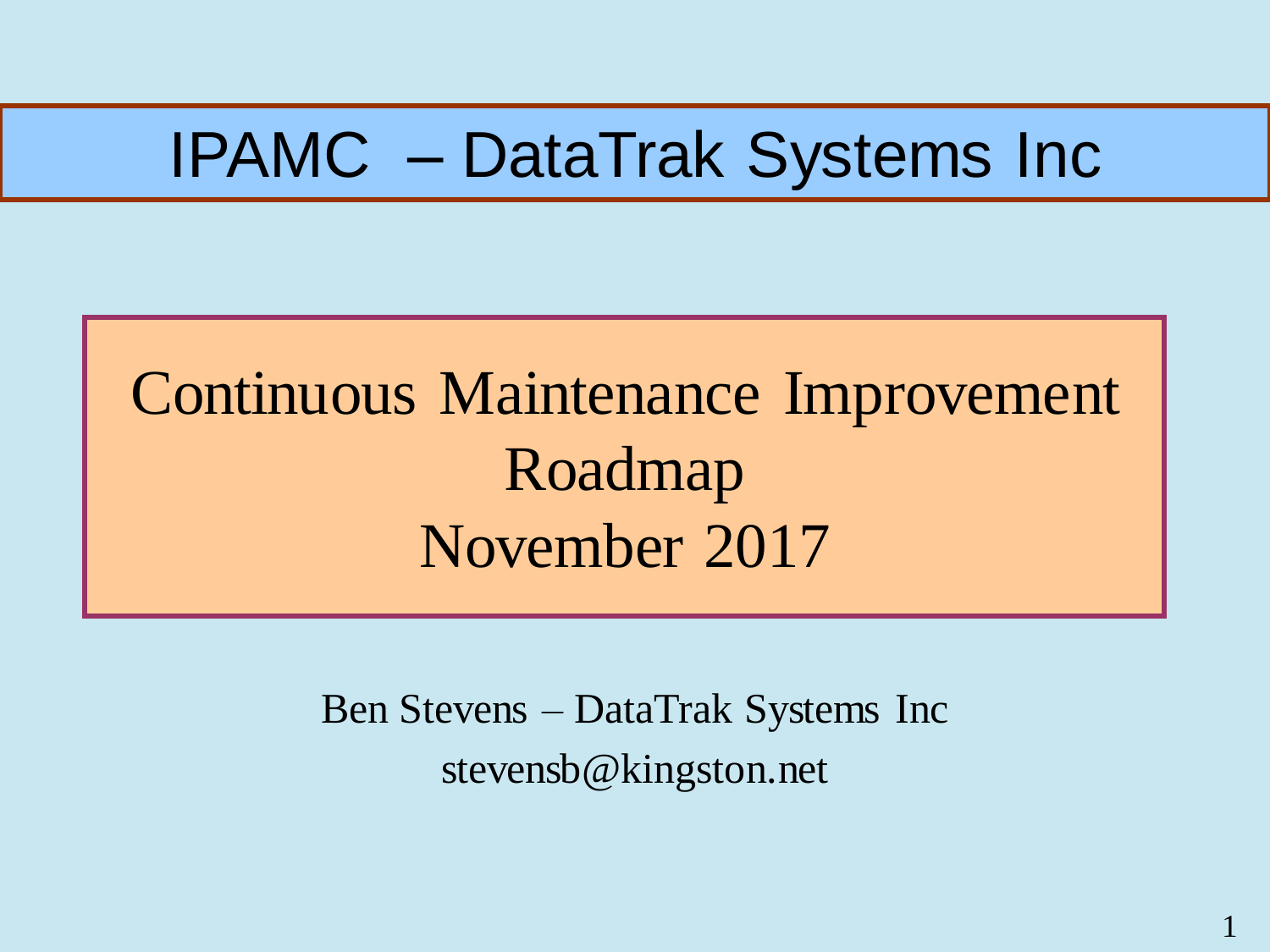# IPAMC – DataTrak Systems Inc

## Continuous Maintenance Improvement Roadmap
## November 2017

Ben Stevens – DataTrak Systems Inc

stevensb@kingston.net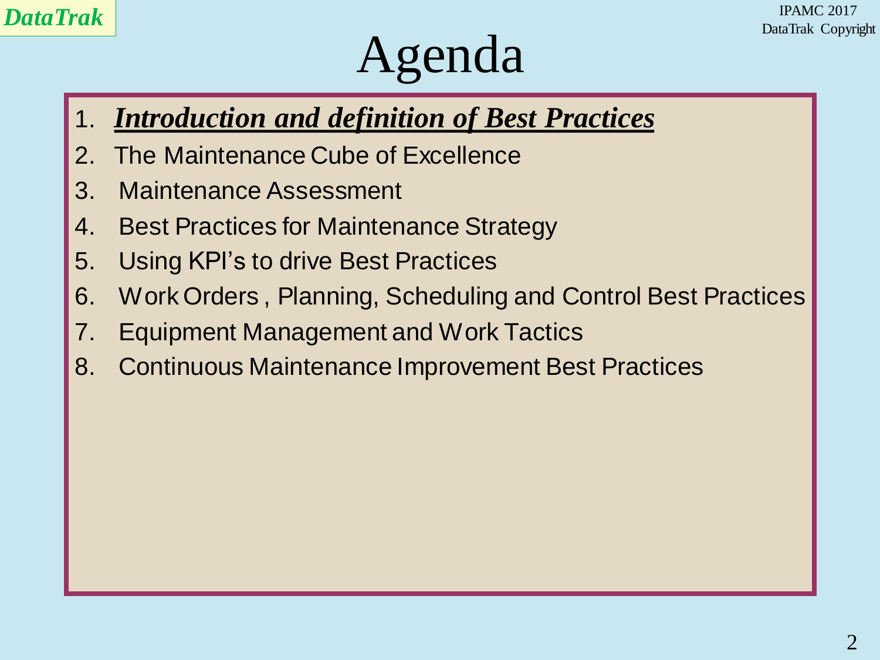# Agenda

1. ***Introduction and definition of Best Practices***
2. The Maintenance Cube of Excellence
3. Maintenance Assessment
4. Best Practices for Maintenance Strategy
5. Using KPI's to drive Best Practices
6. Work Orders , Planning, Scheduling and Control Best Practices
7. Equipment Management and Work Tactics
8. Continuous Maintenance Improvement Best Practices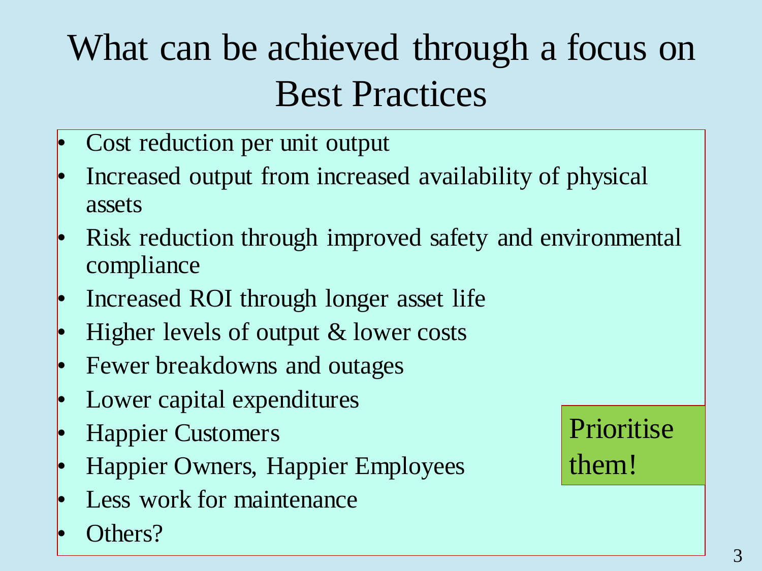# What can be achieved through a focus on Best Practices

- Cost reduction per unit output
- Increased output from increased availability of physical assets
- Risk reduction through improved safety and environmental compliance
- Increased ROI through longer asset life
- Higher levels of output & lower costs
- Fewer breakdowns and outages
- Lower capital expenditures
- Happier Customers
- Happier Owners, Happier Employees
- Less work for maintenance
- Others?

Prioritise them!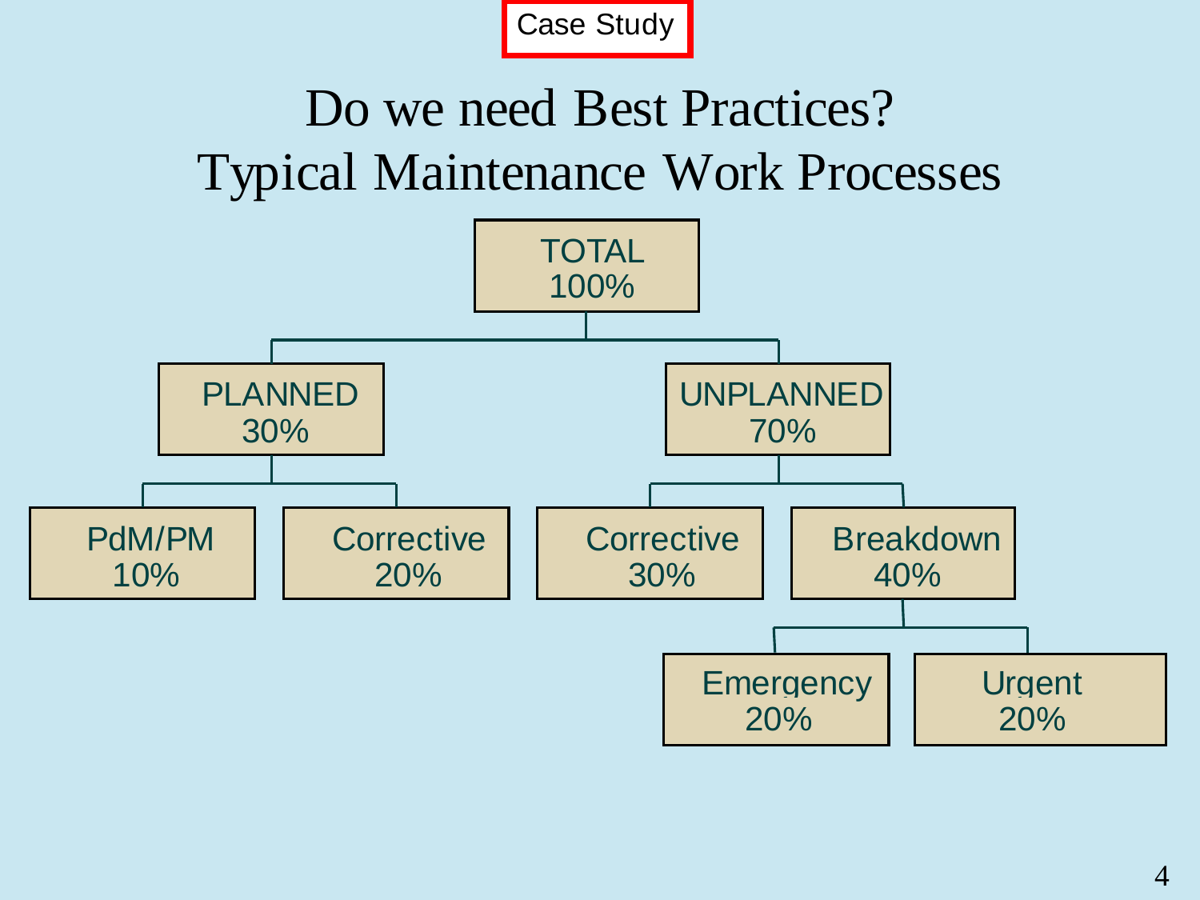Case Study

# Do we need Best Practices?
# Typical Maintenance Work Processes

- TOTAL 100%
  - PLANNED 30%
    - PdM/PM 10%
    - Corrective 20%
  - UNPLANNED 70%
    - Corrective 30%
    - Breakdown 40%
      - Emergency 20%
      - Urgent 20%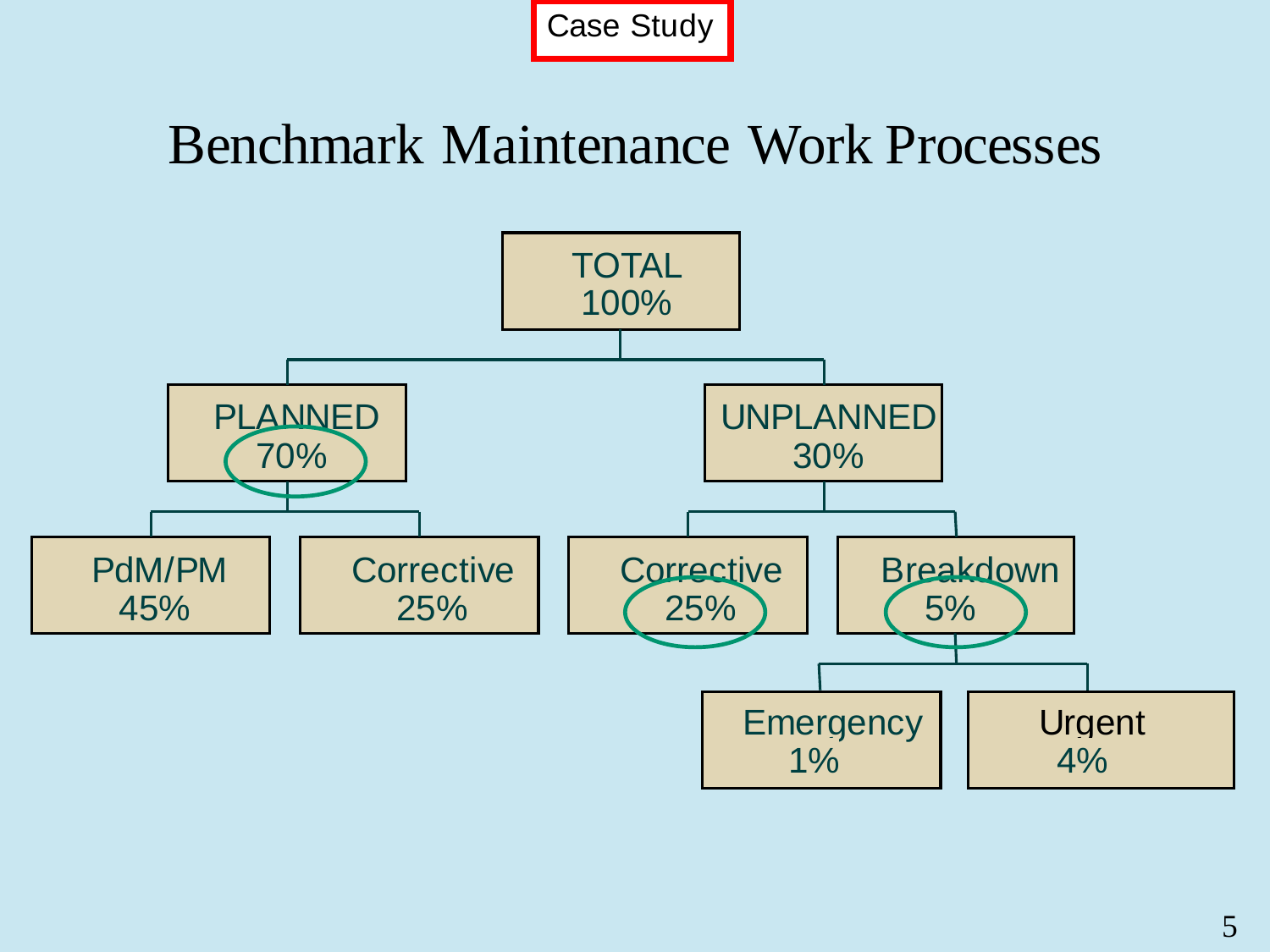Case Study

# Benchmark Maintenance Work Processes

- TOTAL 100%
  - PLANNED 70%
    - PdM/PM 45%
    - Corrective 25%
  - UNPLANNED 30%
    - Corrective 25%
    - Breakdown 5%
      - Emergency 1%
      - Urgent 4%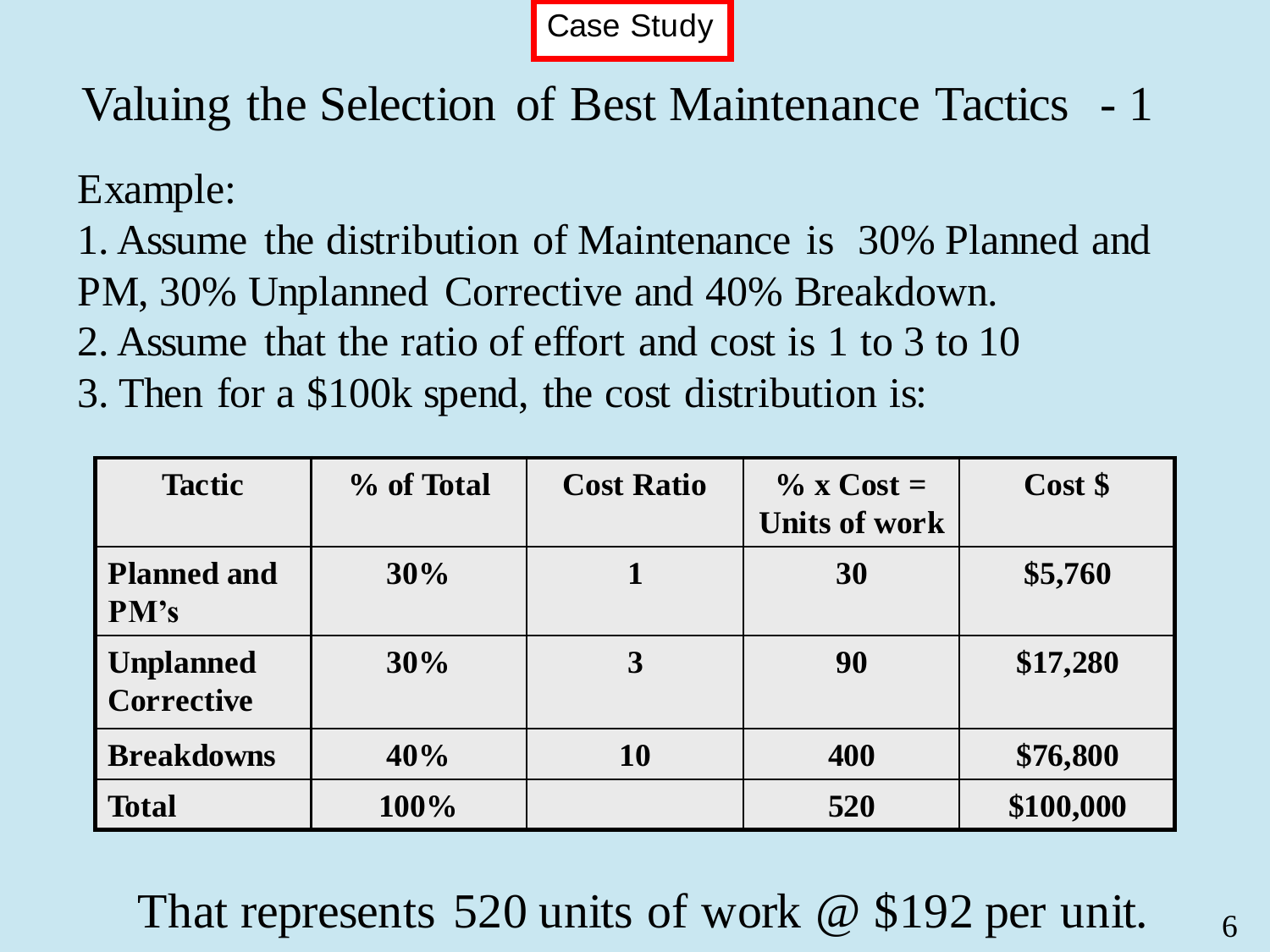Case Study

# Valuing the Selection of Best Maintenance Tactics - 1

Example:

1. Assume the distribution of Maintenance is 30% Planned and PM, 30% Unplanned Corrective and 40% Breakdown.
2. Assume that the ratio of effort and cost is 1 to 3 to 10
3. Then for a $100k spend, the cost distribution is:

| Tactic | % of Total | Cost Ratio | % x Cost = Units of work | Cost $ |
|---|---|---|---|---|
| **Planned and PM's** | **30%** | **1** | **30** | **$5,760** |
| **Unplanned Corrective** | **30%** | **3** | **90** | **$17,280** |
| **Breakdowns** | **40%** | **10** | **400** | **$76,800** |
| **Total** | **100%** | | **520** | **$100,000** |

That represents 520 units of work @ $192 per unit.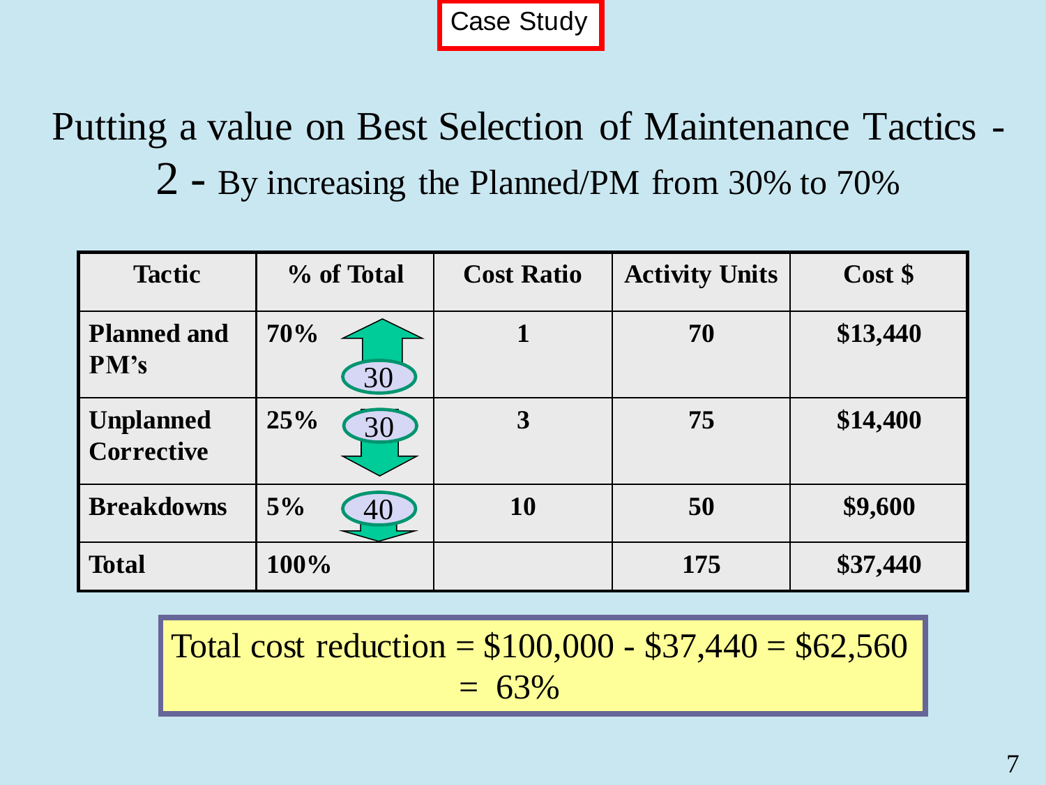Case Study

# Putting a value on Best Selection of Maintenance Tactics - 2 - By increasing the Planned/PM from 30% to 70%

| Tactic | % of Total | Cost Ratio | Activity Units | Cost $ |
|---|---|---|---|---|
| **Planned and PM's** | **70%** (↑ 30) | **1** | **70** | **$13,440** |
| **Unplanned Corrective** | **25%** (↓ 30) | **3** | **75** | **$14,400** |
| **Breakdowns** | **5%** (↓ 40) | **10** | **50** | **$9,600** |
| **Total** | **100%** | | **175** | **$37,440** |

Total cost reduction = $100,000 - $37,440 = $62,560 = 63%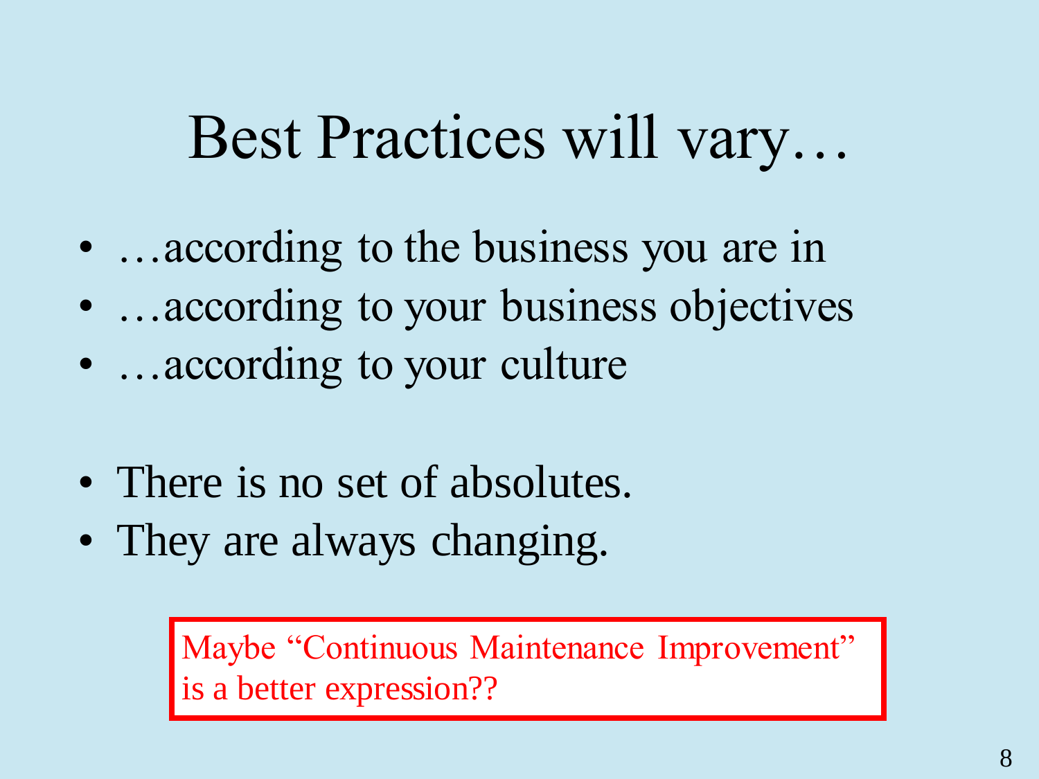# Best Practices will vary…

- …according to the business you are in
- …according to your business objectives
- …according to your culture

- There is no set of absolutes.
- They are always changing.

Maybe "Continuous Maintenance Improvement" is a better expression??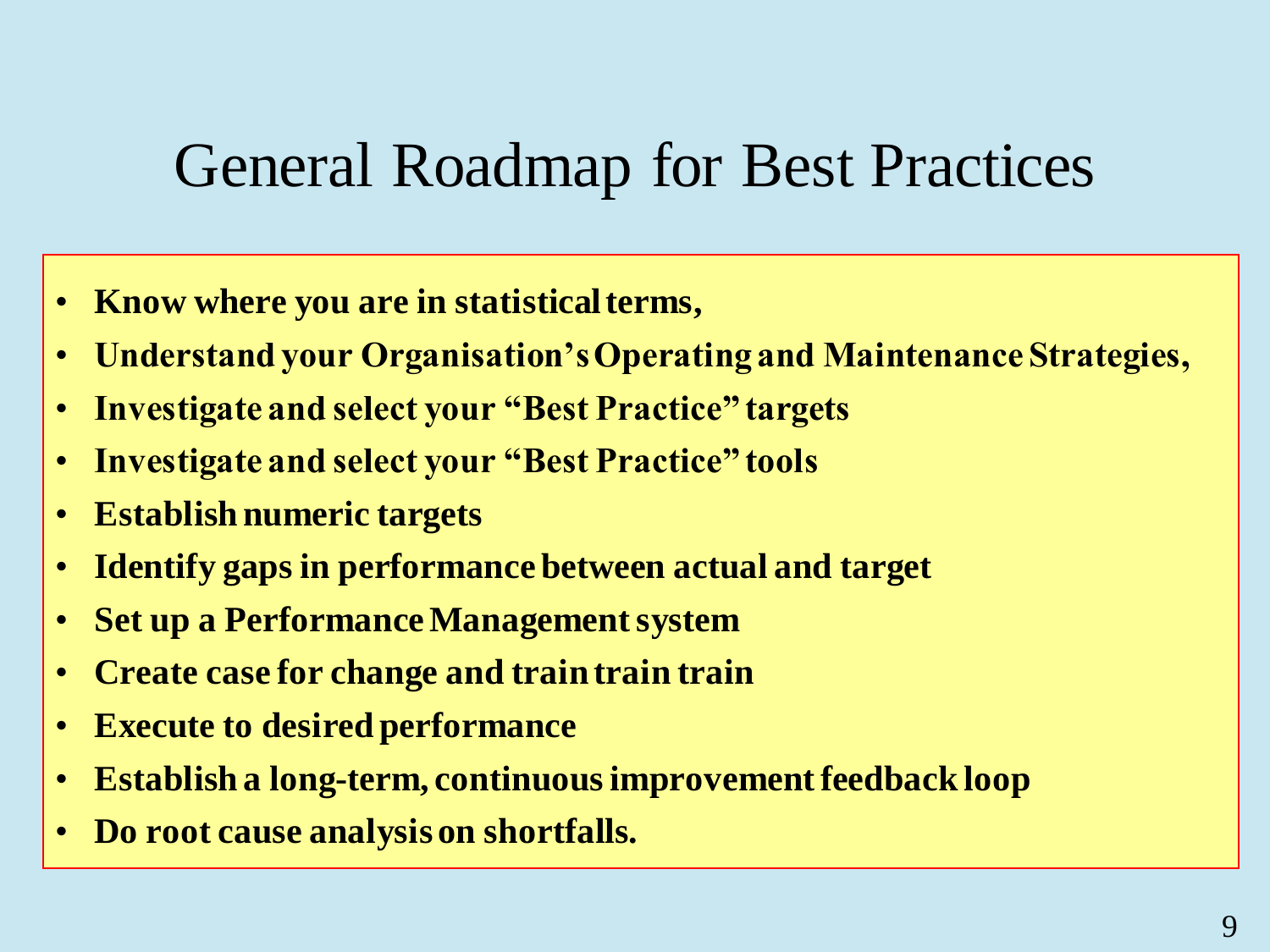# General Roadmap for Best Practices

- **Know where you are in statistical terms,**
- **Understand your Organisation's Operating and Maintenance Strategies,**
- **Investigate and select your "Best Practice" targets**
- **Investigate and select your "Best Practice" tools**
- **Establish numeric targets**
- **Identify gaps in performance between actual and target**
- **Set up a Performance Management system**
- **Create case for change and train train train**
- **Execute to desired performance**
- **Establish a long-term, continuous improvement feedback loop**
- **Do root cause analysis on shortfalls.**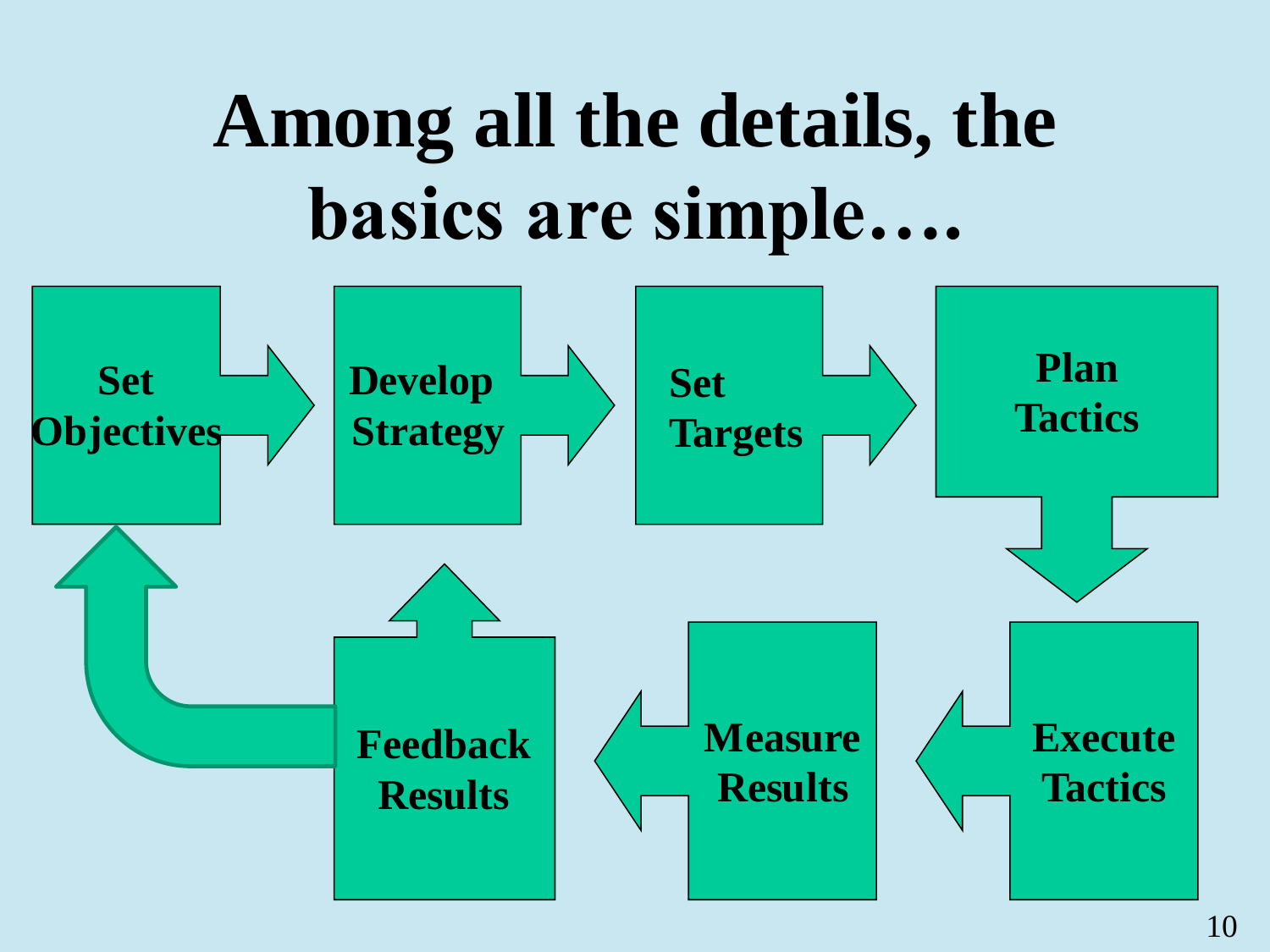# Among all the details, the basics are simple….

Set Objectives → Develop Strategy → Set Targets → Plan Tactics → Execute Tactics → Measure Results → Feedback Results → Set Objectives / Develop Strategy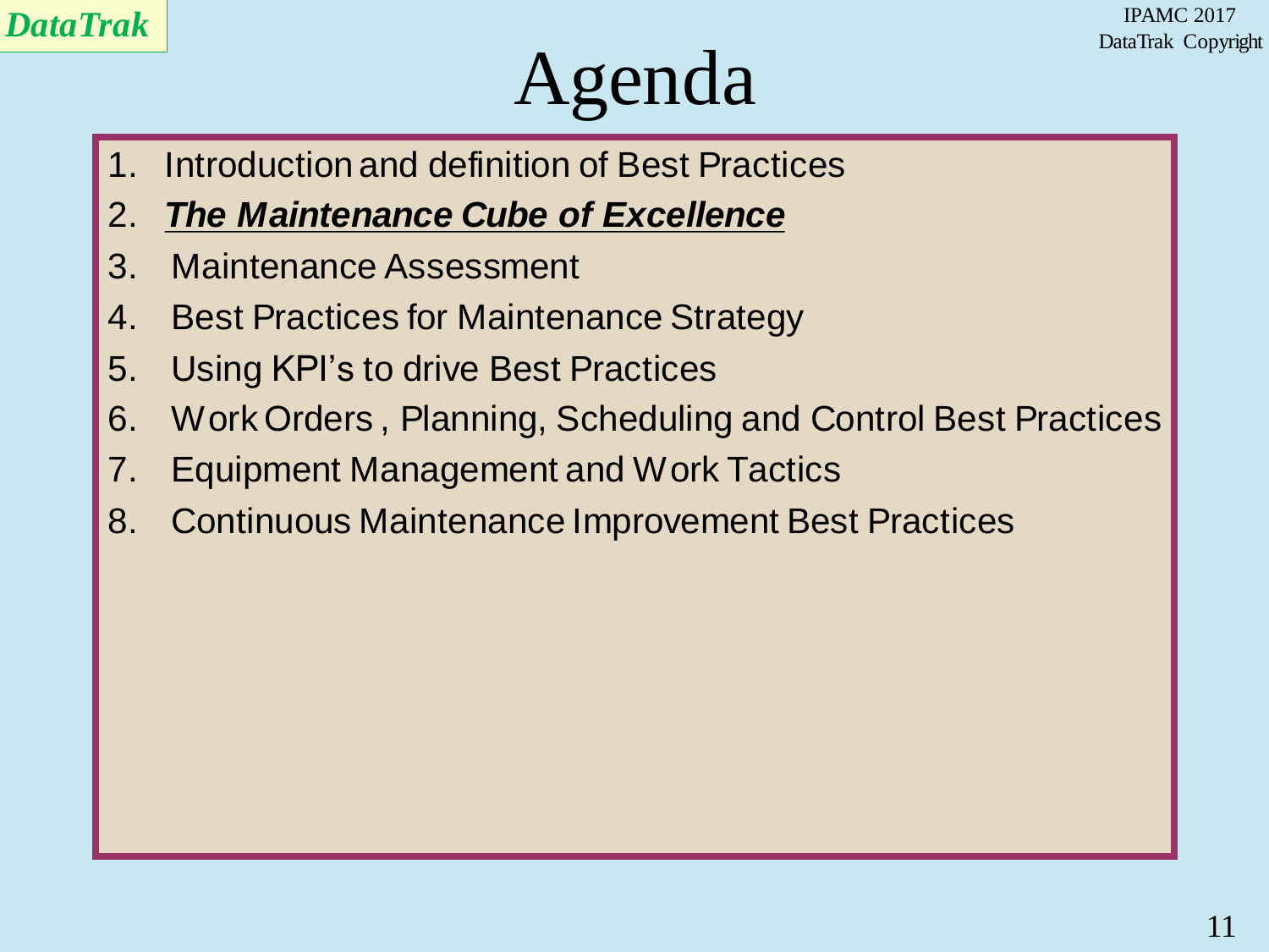# Agenda

1. Introduction and definition of Best Practices
2. ***The Maintenance Cube of Excellence***
3. Maintenance Assessment
4. Best Practices for Maintenance Strategy
5. Using KPI's to drive Best Practices
6. Work Orders , Planning, Scheduling and Control Best Practices
7. Equipment Management and Work Tactics
8. Continuous Maintenance Improvement Best Practices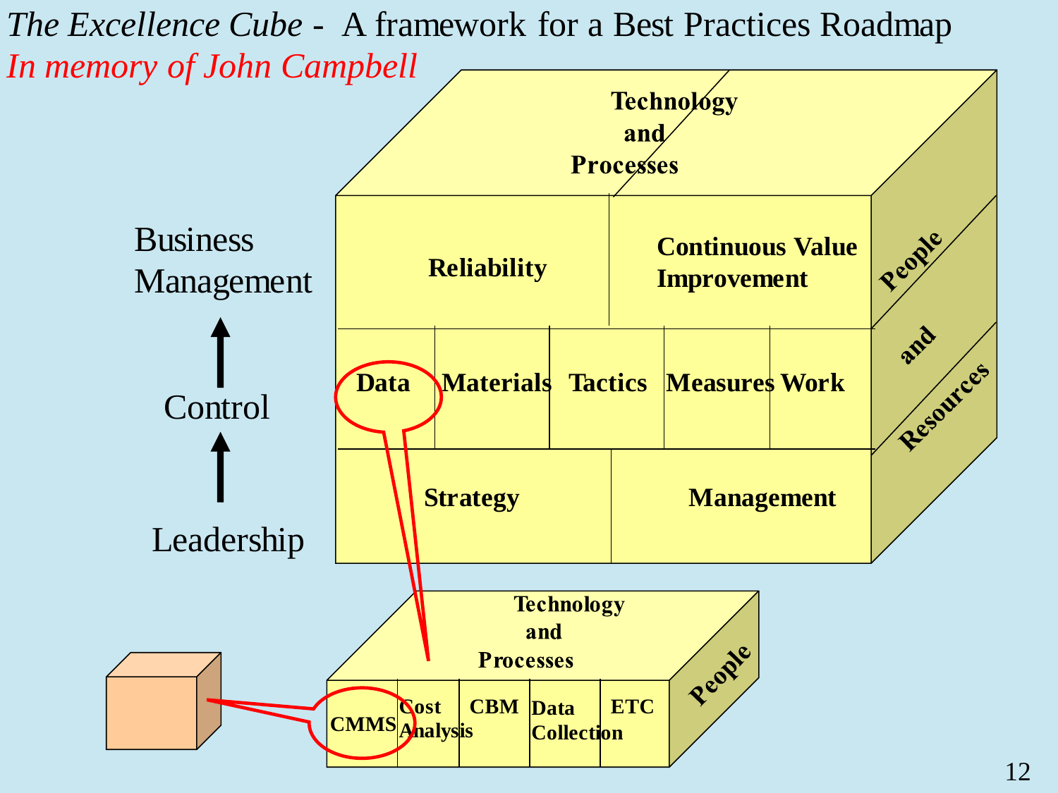# *The Excellence Cube* - A framework for a Best Practices Roadmap

*In memory of John Campbell*

Business Management

↑

Control

↑

Leadership

Technology and Processes

Reliability | Continuous Value Improvement

Data | Materials | Tactics | Measures | Work

Strategy | Management

People and Resources

Technology and Processes

CMMS | Cost Analysis | CBM | Data Collection | ETC

People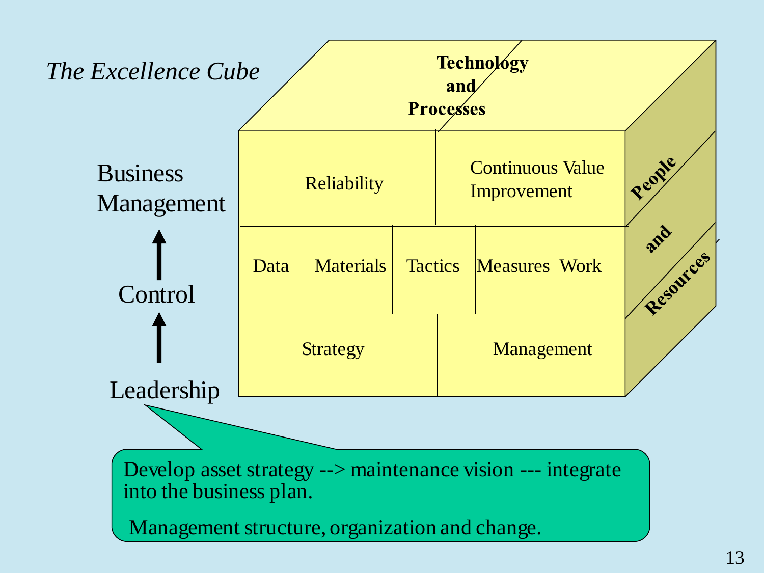*The Excellence Cube*

**Technology and Processes**

| Reliability | | | Continuous Value Improvement | |
|---|---|---|---|---|
| Data | Materials | Tactics | Measures | Work |
| Strategy | | | Management | |

**People and Resources**

Business Management

↑

Control

↑

Leadership

Develop asset strategy --> maintenance vision --- integrate into the business plan.

Management structure, organization and change.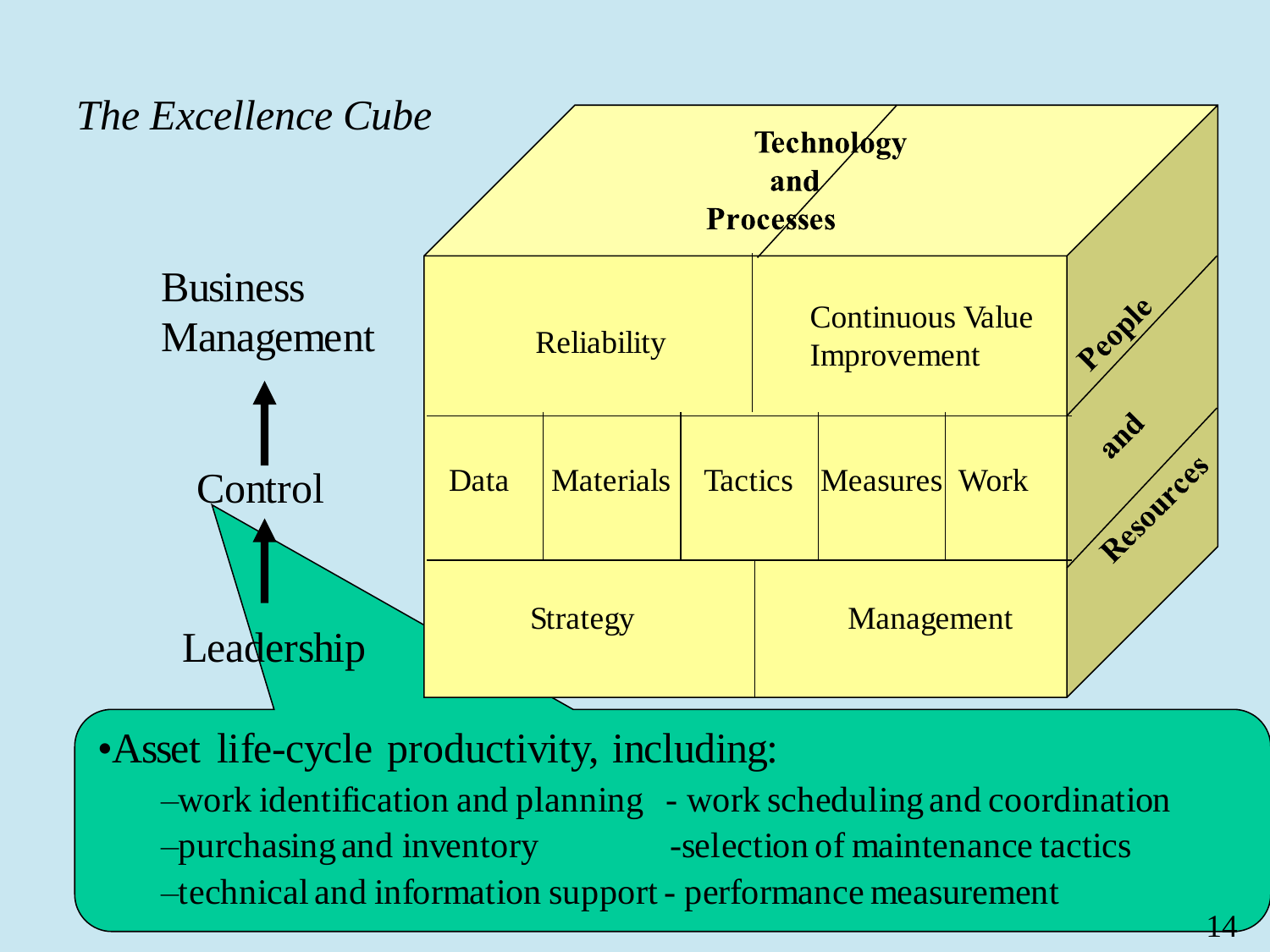*The Excellence Cube*

Business Management

↑

Control

↑

Leadership

| Technology and Processes | | | | |
|---|---|---|---|---|
| Reliability | | Continuous Value Improvement | | |
| Data | Materials | Tactics | Measures | Work |
| Strategy | | Management | | |

**People and Resources**

- Asset life-cycle productivity, including:
  - work identification and planning - work scheduling and coordination
  - purchasing and inventory -selection of maintenance tactics
  - technical and information support - performance measurement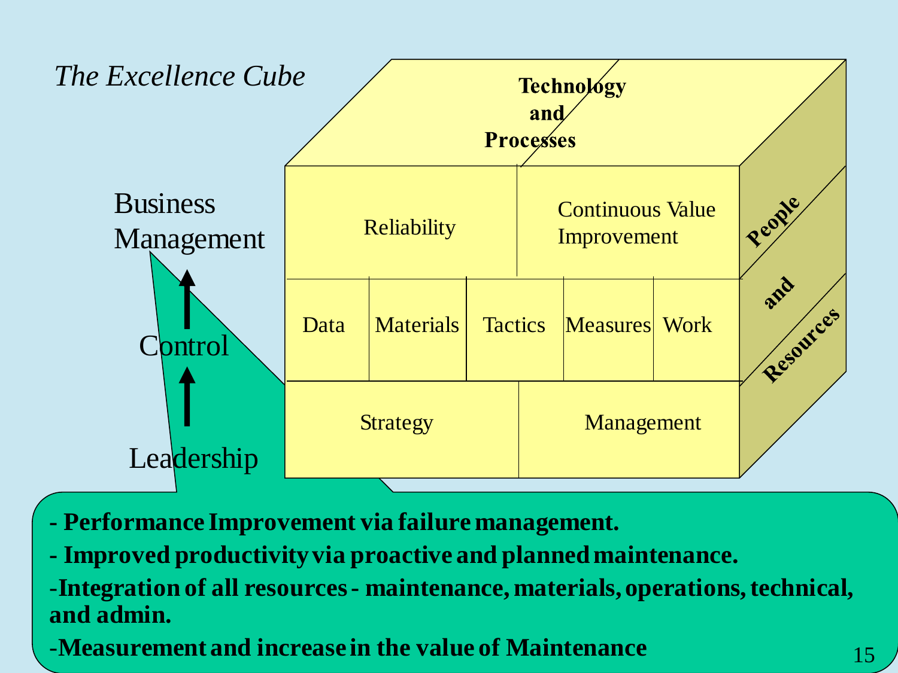*The Excellence Cube*

Business Management

↑

Control

↑

Leadership

**Technology and Processes**

| Reliability | | | Continuous Value Improvement | |
|---|---|---|---|---|
| Data | Materials | Tactics | Measures | Work |
| Strategy | | | Management | |

**People and Resources**

- **Performance Improvement via failure management.**
- **Improved productivity via proactive and planned maintenance.**
- **Integration of all resources - maintenance, materials, operations, technical, and admin.**
- **Measurement and increase in the value of Maintenance**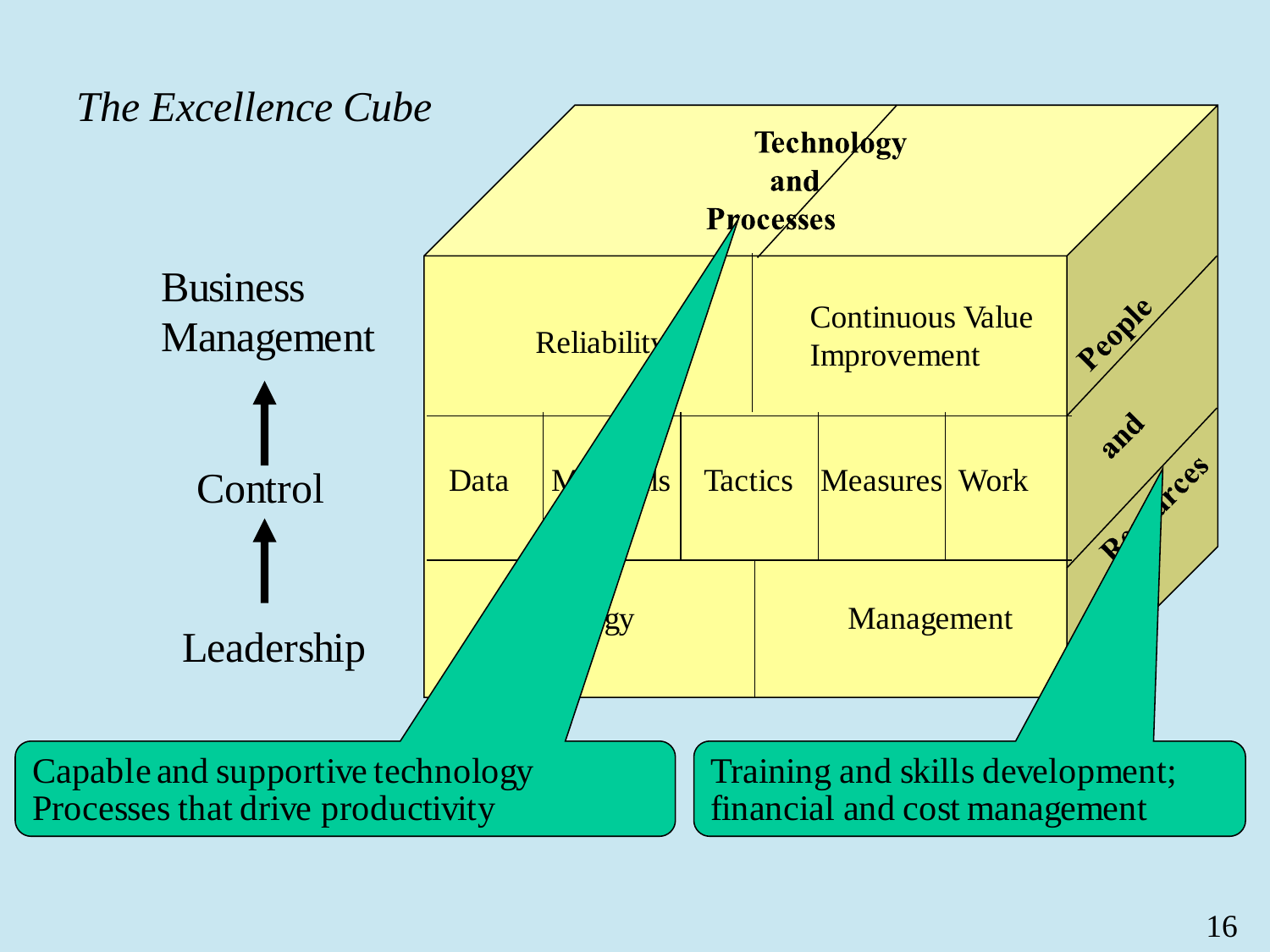*The Excellence Cube*

Business Management

↑

Control

↑

Leadership

Technology and Processes

Reliability | Continuous Value Improvement

Data | Methods | Tactics | Measures | Work

Strategy | Management

People and Resources

Capable and supportive technology
Processes that drive productivity

Training and skills development; financial and cost management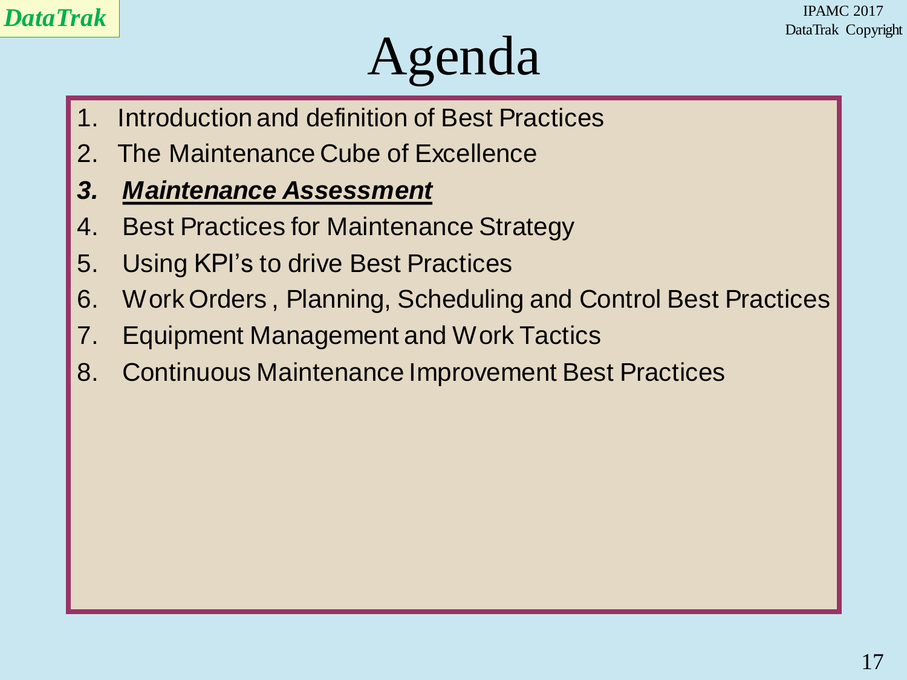# Agenda

1. Introduction and definition of Best Practices
2. The Maintenance Cube of Excellence
3. ***Maintenance Assessment***
4. Best Practices for Maintenance Strategy
5. Using KPI's to drive Best Practices
6. Work Orders , Planning, Scheduling and Control Best Practices
7. Equipment Management and Work Tactics
8. Continuous Maintenance Improvement Best Practices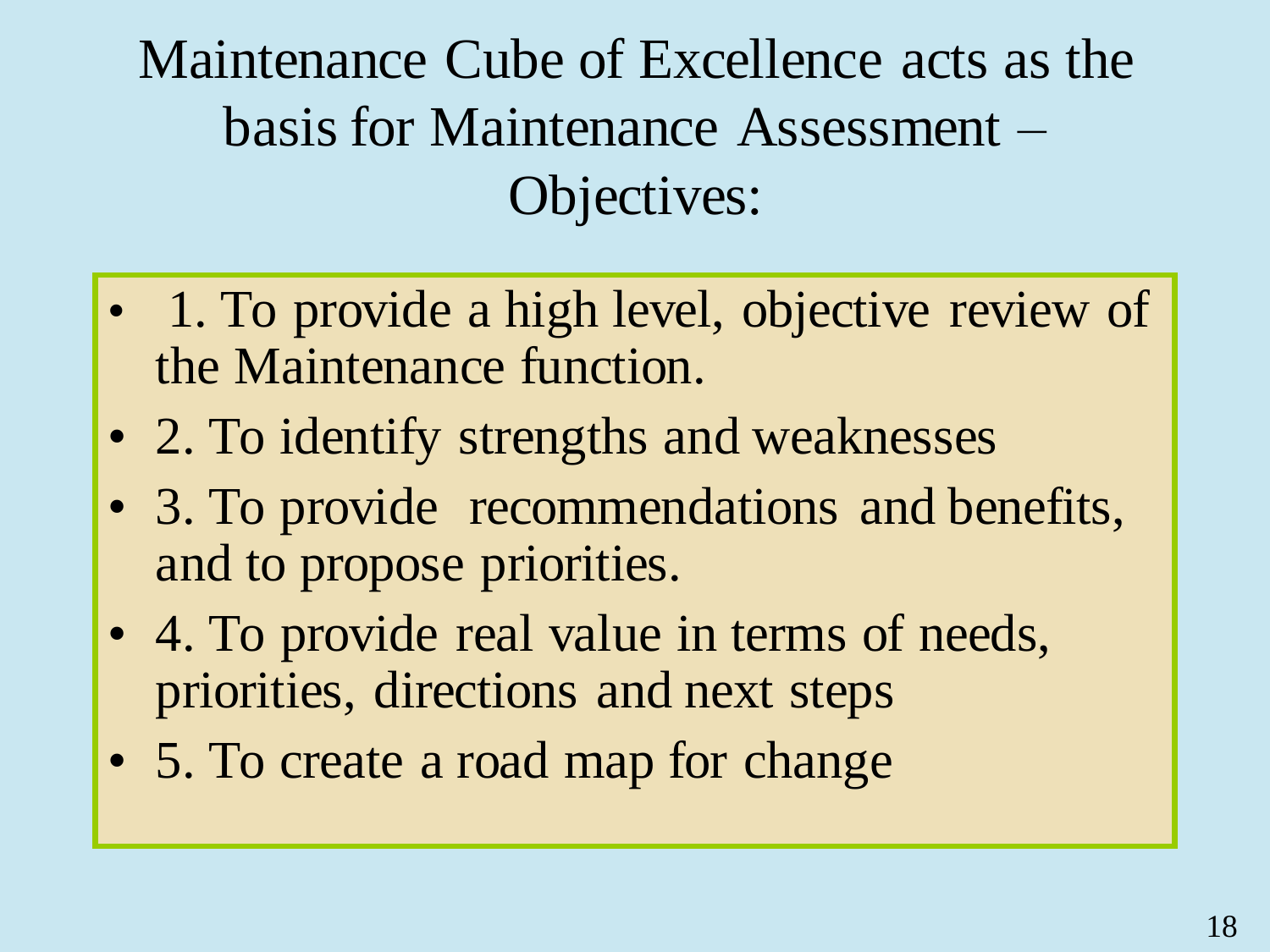# Maintenance Cube of Excellence acts as the basis for Maintenance Assessment – Objectives:

- 1. To provide a high level, objective review of the Maintenance function.
- 2. To identify strengths and weaknesses
- 3. To provide recommendations and benefits, and to propose priorities.
- 4. To provide real value in terms of needs, priorities, directions and next steps
- 5. To create a road map for change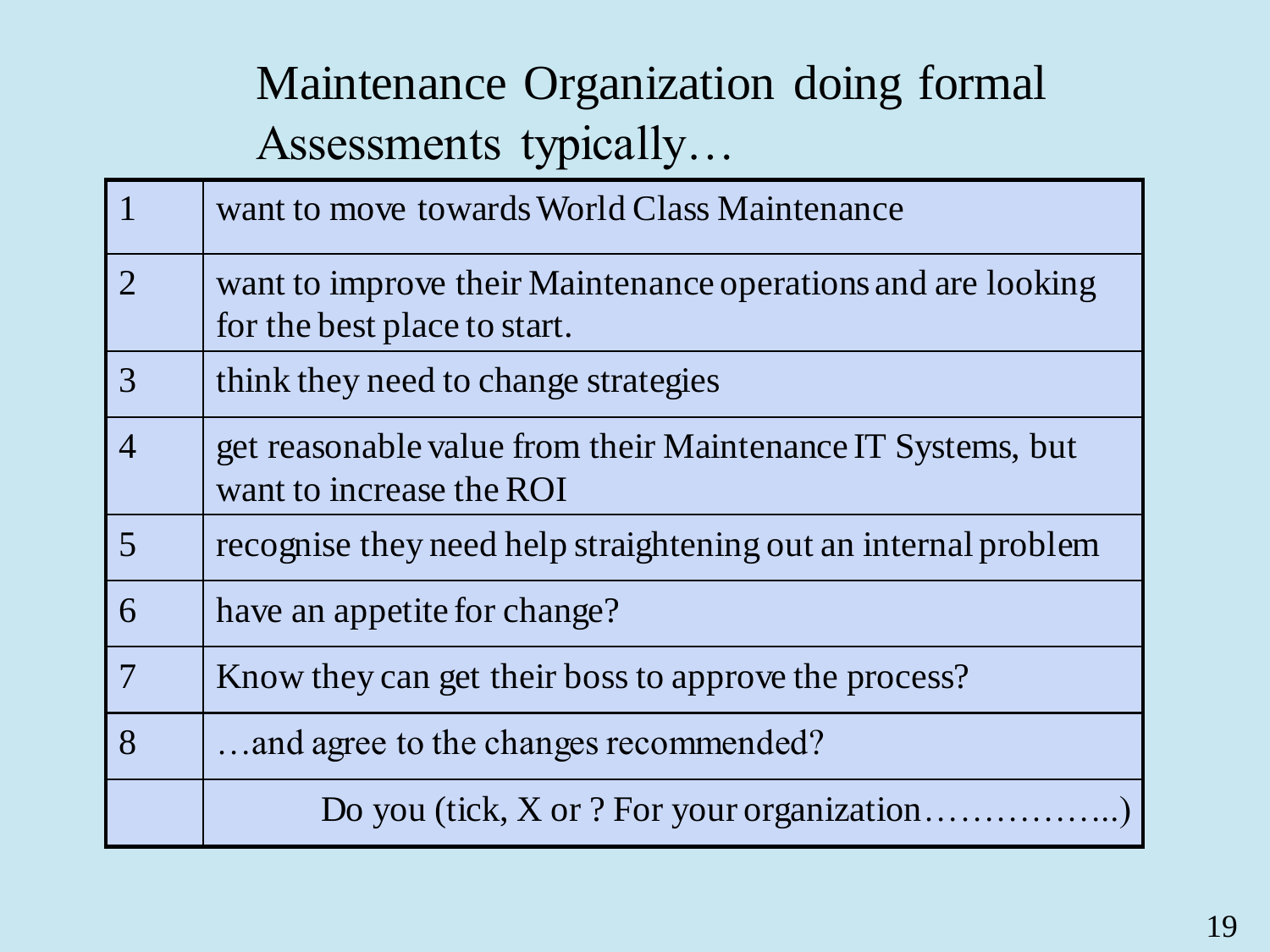# Maintenance Organization doing formal Assessments typically…

| | |
|---|---|
| 1 | want to move towards World Class Maintenance |
| 2 | want to improve their Maintenance operations and are looking for the best place to start. |
| 3 | think they need to change strategies |
| 4 | get reasonable value from their Maintenance IT Systems, but want to increase the ROI |
| 5 | recognise they need help straightening out an internal problem |
| 6 | have an appetite for change? |
| 7 | Know they can get their boss to approve the process? |
| 8 | …and agree to the changes recommended? |
| | Do you (tick, X or ? For your organization……………..) |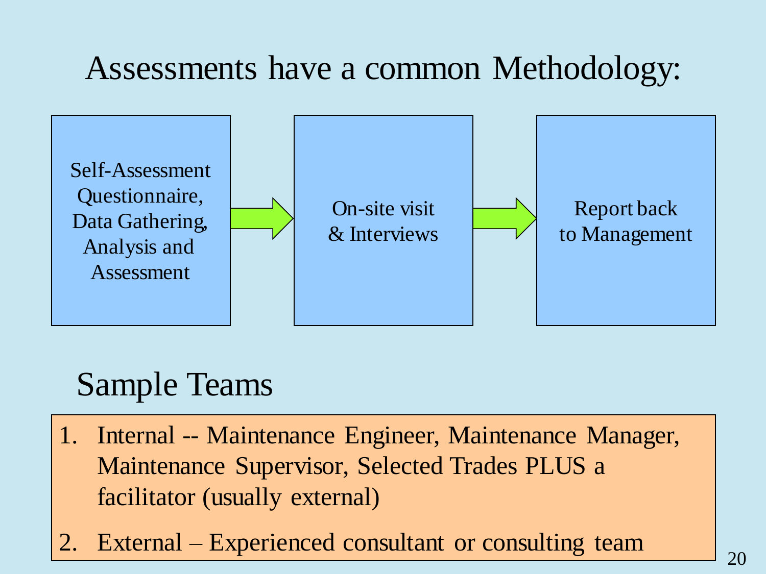# Assessments have a common Methodology:

Self-Assessment Questionnaire, Data Gathering, Analysis and Assessment → On-site visit & Interviews → Report back to Management

## Sample Teams

1. Internal -- Maintenance Engineer, Maintenance Manager, Maintenance Supervisor, Selected Trades PLUS a facilitator (usually external)
2. External – Experienced consultant or consulting team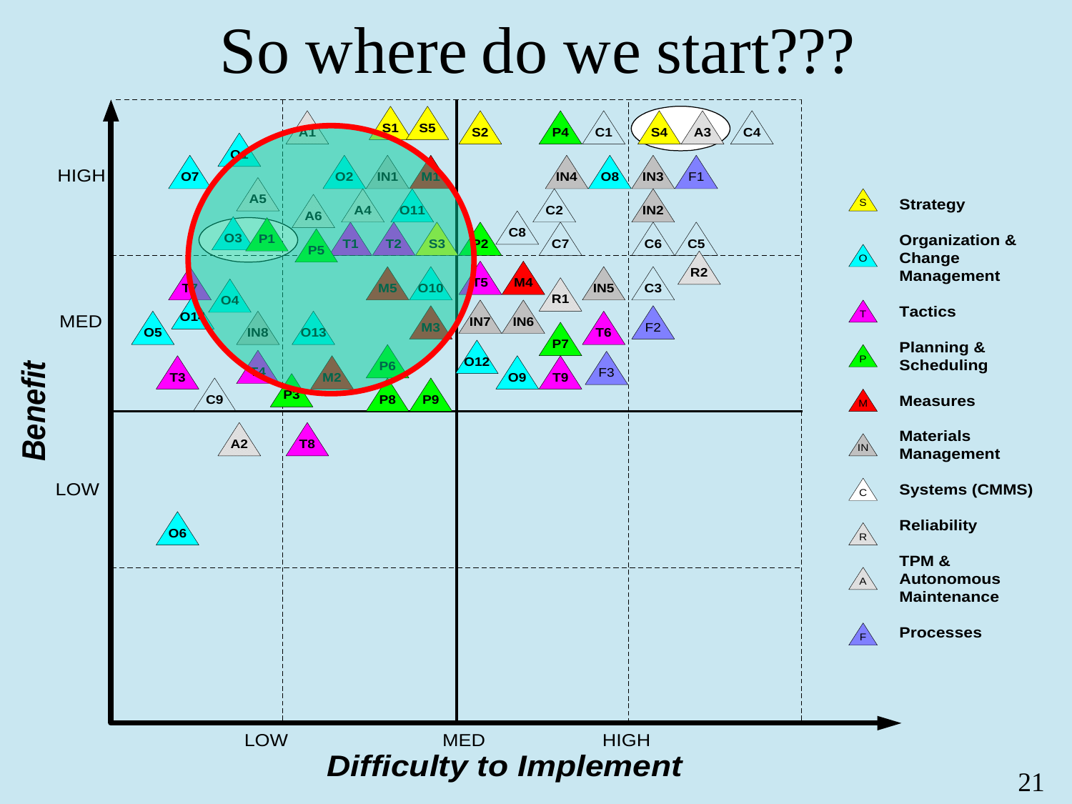# So where do we start???

**Benefit** (HIGH / MED / LOW) vs. ***Difficulty to Implement*** (LOW / MED / HIGH)

| Benefit \ Difficulty | LOW | MED | HIGH |
|---|---|---|---|
| HIGH | O1, O7, A5, O3, P1, A1, A6, P5, O2, IN1, A4, O11, T1, T2, S1, S5, M1, S3 | S2, P2, P4, C1, IN4, O8, C2, C8, C7 | S4, A3, C4, IN3, F1, IN2, C6, C5 |
| MED | T7, O4, O14, O5, IN8, O13, T3, T4, M2, C9, P3, M5, O10, M3, P6, P8, P9 | T5, M4, R1, IN5, IN7, IN6, T6, P7, O12, O9, T9, F3 | R2, C3, F2 |
| LOW | A2, T8, O6 | | |

**Legend:**

- S – Strategy
- O – Organization & Change Management
- T – Tactics
- P – Planning & Scheduling
- M – Measures
- IN – Materials Management
- C – Systems (CMMS)
- R – Reliability
- A – TPM & Autonomous Maintenance
- F – Processes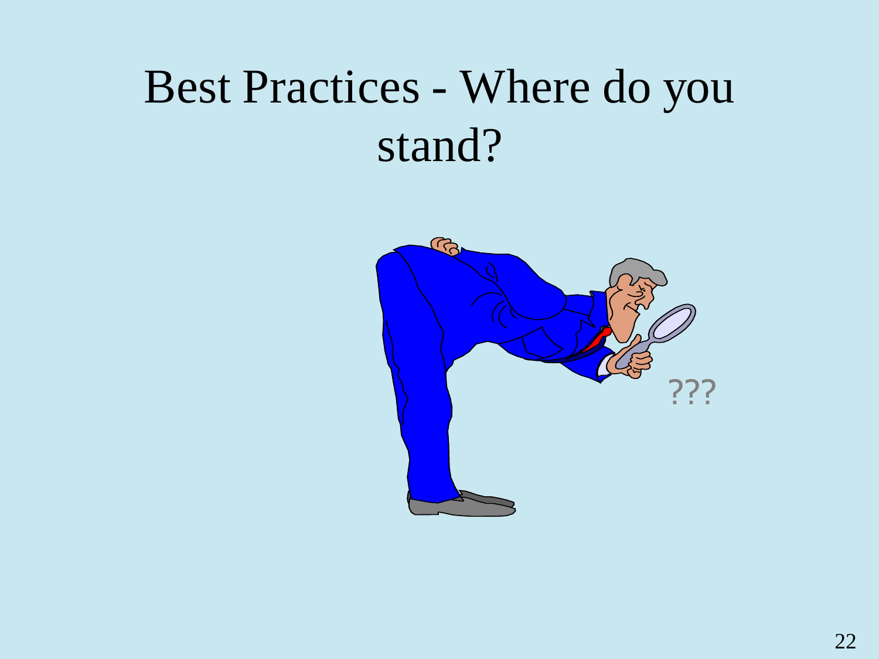# Best Practices - Where do you stand?

???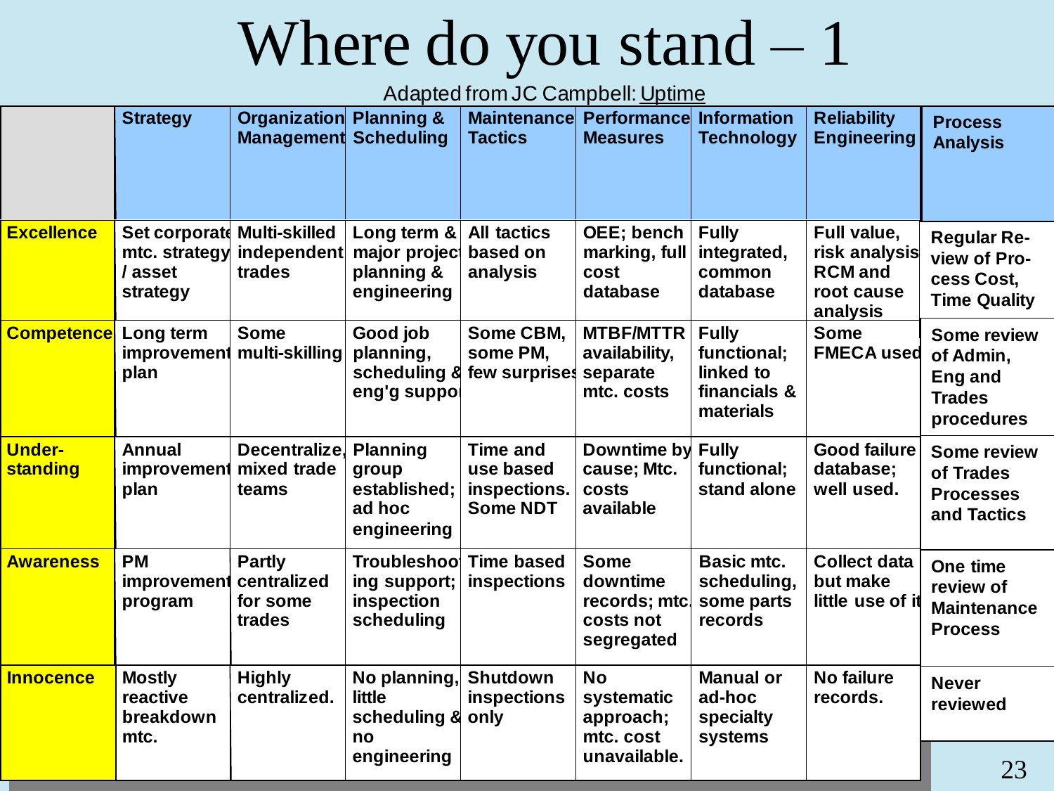# Where do you stand – 1

Adapted from JC Campbell: Uptime

| | Strategy | Organization Management | Planning & Scheduling | Maintenance Tactics | Performance Measures | Information Technology | Reliability Engineering | Process Analysis |
|---|---|---|---|---|---|---|---|---|
| **Excellence** | Set corporate mtc. strategy / asset strategy | Multi-skilled independent trades | Long term & major project planning & engineering | All tactics based on analysis | OEE; bench marking, full cost database | Fully integrated, common database | Full value, risk analysis RCM and root cause analysis | Regular Review of Process Cost, Time Quality |
| **Competence** | Long term improvement plan | Some multi-skilling | Good job planning, scheduling & eng'g support | Some CBM, some PM, few surprises | MTBF/MTTR availability, separate mtc. costs | Fully functional; linked to financials & materials | Some FMECA used | Some review of Admin, Eng and Trades procedures |
| **Under-standing** | Annual improvement plan | Decentralize, mixed trade teams | Planning group established; ad hoc engineering | Time and use based inspections. Some NDT | Downtime by cause; Mtc. costs available | Fully functional; stand alone | Good failure database; well used. | Some review of Trades Processes and Tactics |
| **Awareness** | PM improvement program | Partly centralized for some trades | Troubleshooting support; inspection scheduling | Time based inspections | Some downtime records; mtc. costs not segregated | Basic mtc. scheduling, some parts records | Collect data but make little use of it | One time review of Maintenance Process |
| **Innocence** | Mostly reactive breakdown mtc. | Highly centralized. | No planning, little scheduling & no engineering | Shutdown inspections only | No systematic approach; mtc. cost unavailable. | Manual or ad-hoc specialty systems | No failure records. | Never reviewed |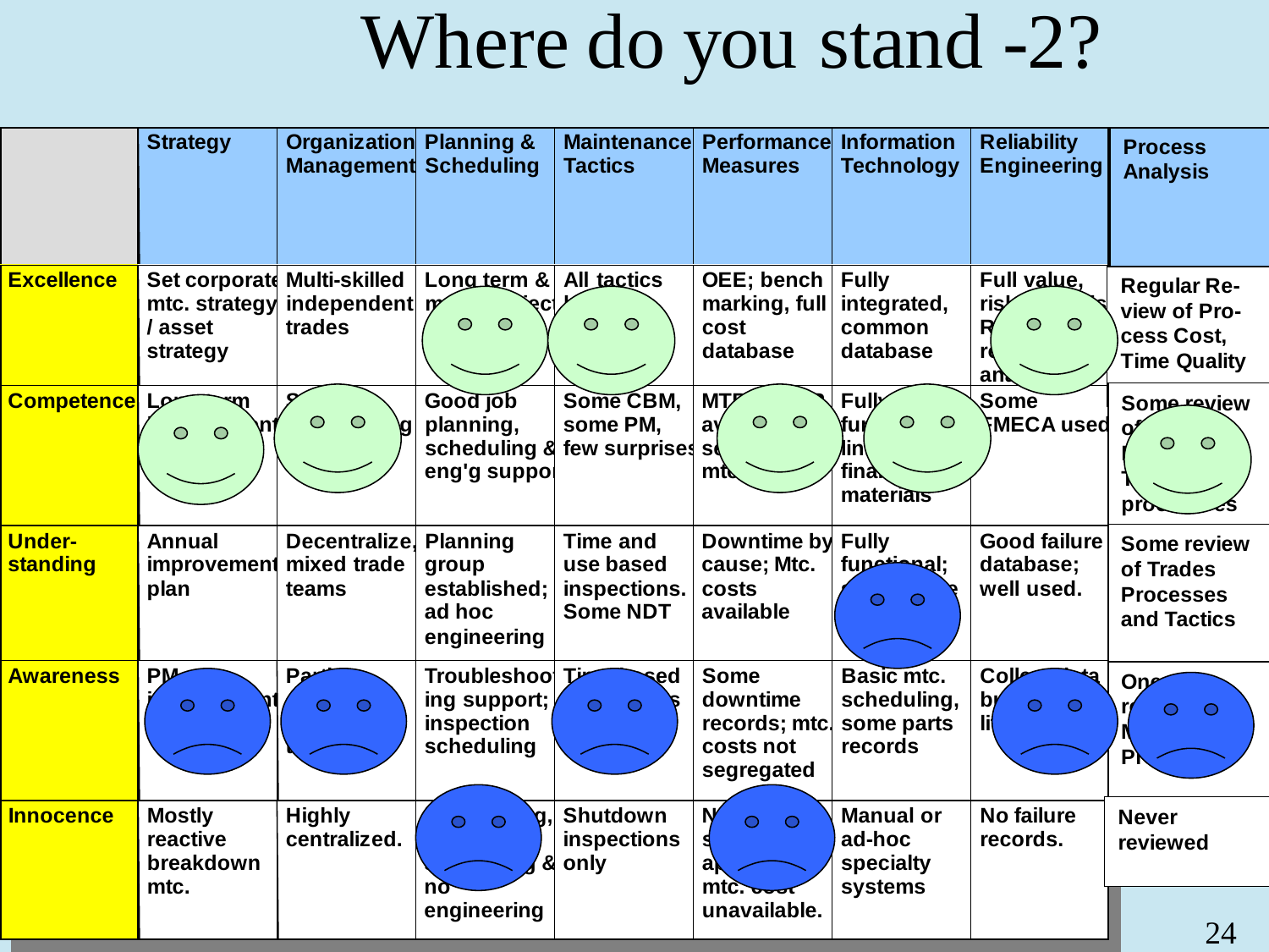# Where do you stand -2?

| | Strategy | Organization Management | Planning & Scheduling | Maintenance Tactics | Performance Measures | Information Technology | Reliability Engineering | Process Analysis |
|---|---|---|---|---|---|---|---|---|
| **Excellence** | Set corporate mtc. strategy / asset strategy | Multi-skilled independent trades | Long term & m... ect... | All tactics | OEE; bench marking, full cost database | Fully integrated, common database | Full value, ris... R... r... an... | Regular Review of Process Cost, Time Quality |
| **Competence** | Lo...rm ...nt | S... ...g | Good job planning, scheduling & eng'g suppo... | Some CBM, some PM, few surprises | MT... av... s... mt... | Fully fu... lin... fina... materials | Some FMECA used | Some review o... ... pro...es |
| **Under-standing** | Annual improvement plan | Decentralize, mixed trade teams | Planning group established; ad hoc engineering | Time and use based inspections. Some NDT | Downtime by cause; Mtc. costs available | Fully functional; ... | Good failure database; well used. | Some review of Trades Processes and Tactics |
| **Awareness** | PM... i... | Pa... t... | Troubleshooting support; inspection scheduling | Ti...sed ...s | Some downtime records; mtc. costs not segregated | Basic mtc. scheduling, some parts records | Coll...ta b... li... | One r... N... P... |
| **Innocence** | Mostly reactive breakdown mtc. | Highly centralized. | ...g, ...g & no engineering | Shutdown inspections only | N... s... a... mtc. ... unavailable. | Manual or ad-hoc specialty systems | No failure records. | Never reviewed |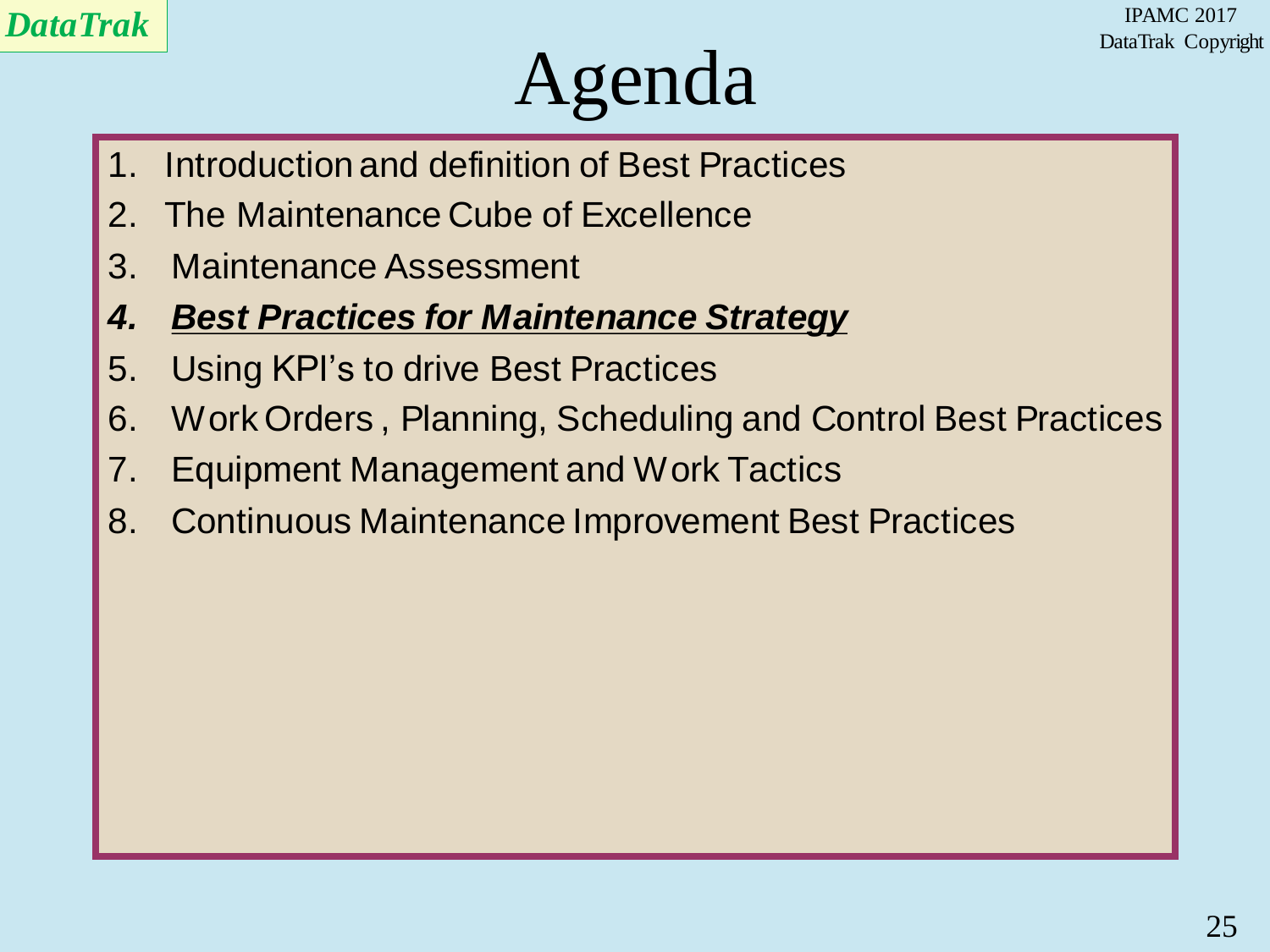# Agenda

1. Introduction and definition of Best Practices
2. The Maintenance Cube of Excellence
3. Maintenance Assessment
4. ***Best Practices for Maintenance Strategy***
5. Using KPI's to drive Best Practices
6. Work Orders , Planning, Scheduling and Control Best Practices
7. Equipment Management and Work Tactics
8. Continuous Maintenance Improvement Best Practices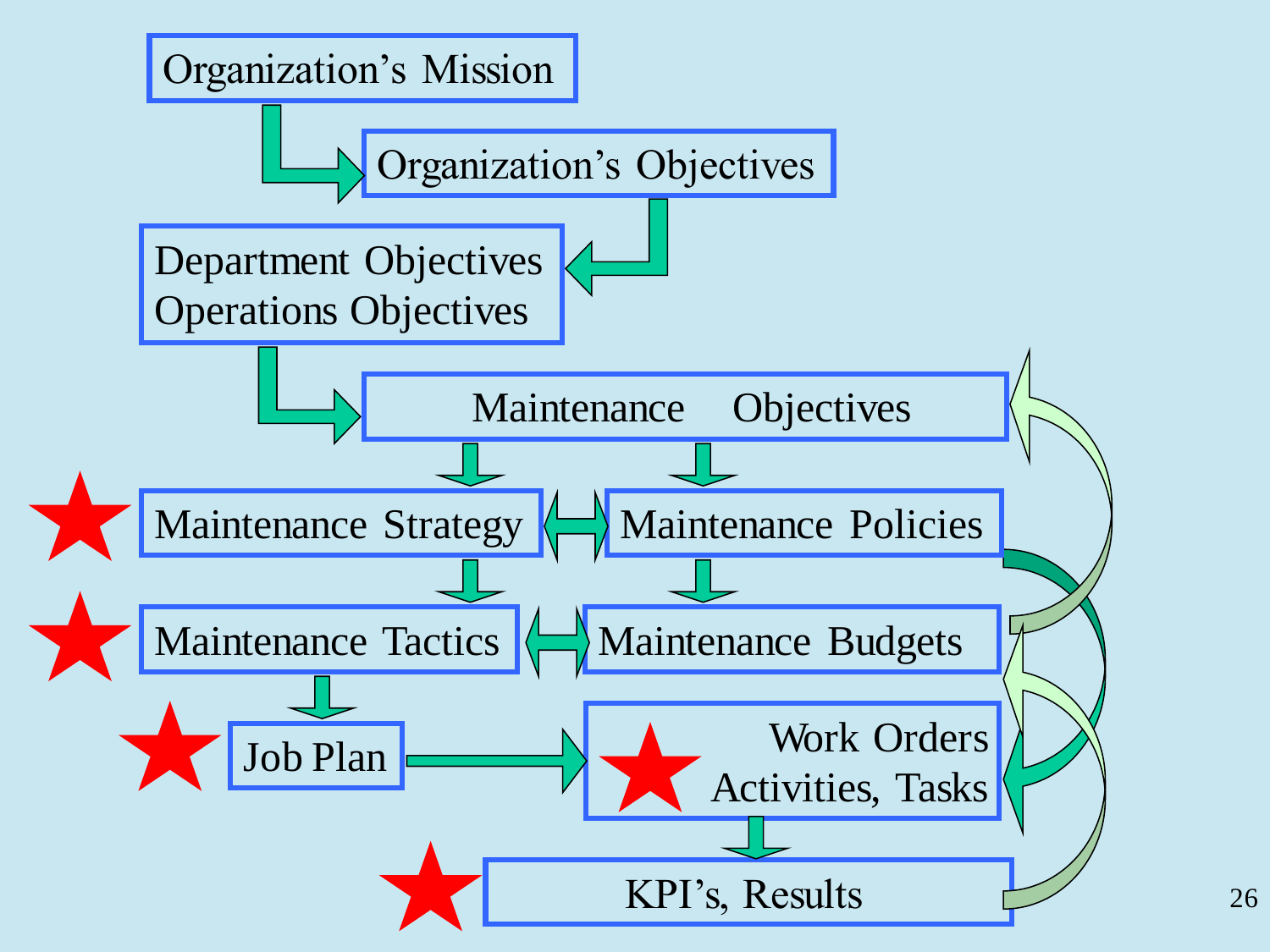Organization's Mission

Organization's Objectives

Department Objectives
Operations Objectives

Maintenance Objectives

Maintenance Strategy

Maintenance Policies

Maintenance Tactics

Maintenance Budgets

Job Plan

Work Orders
Activities, Tasks

KPI's, Results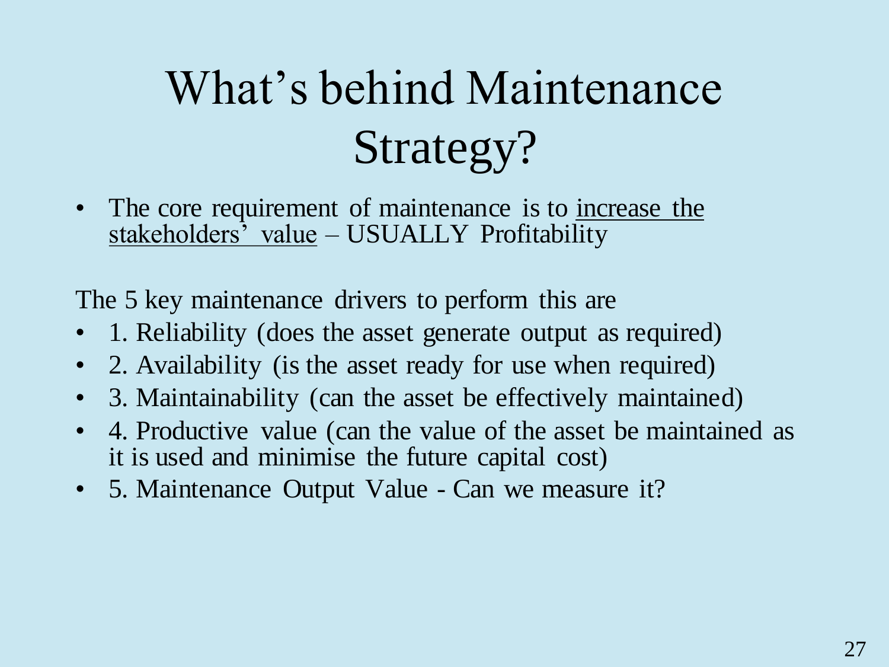# What's behind Maintenance Strategy?

- The core requirement of maintenance is to <u>increase the stakeholders' value</u> – USUALLY Profitability

The 5 key maintenance drivers to perform this are

- 1. Reliability (does the asset generate output as required)
- 2. Availability (is the asset ready for use when required)
- 3. Maintainability (can the asset be effectively maintained)
- 4. Productive value (can the value of the asset be maintained as it is used and minimise the future capital cost)
- 5. Maintenance Output Value - Can we measure it?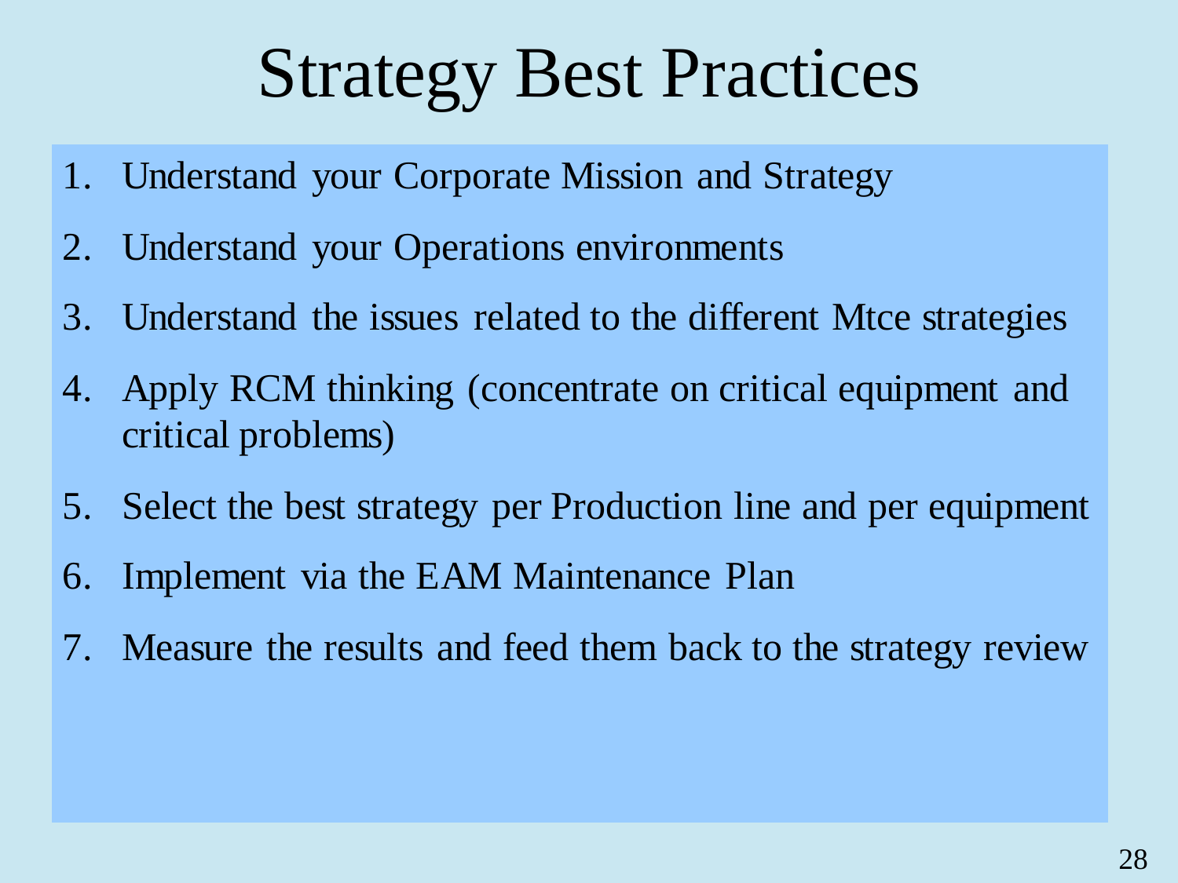# Strategy Best Practices

1. Understand your Corporate Mission and Strategy
2. Understand your Operations environments
3. Understand the issues related to the different Mtce strategies
4. Apply RCM thinking (concentrate on critical equipment and critical problems)
5. Select the best strategy per Production line and per equipment
6. Implement via the EAM Maintenance Plan
7. Measure the results and feed them back to the strategy review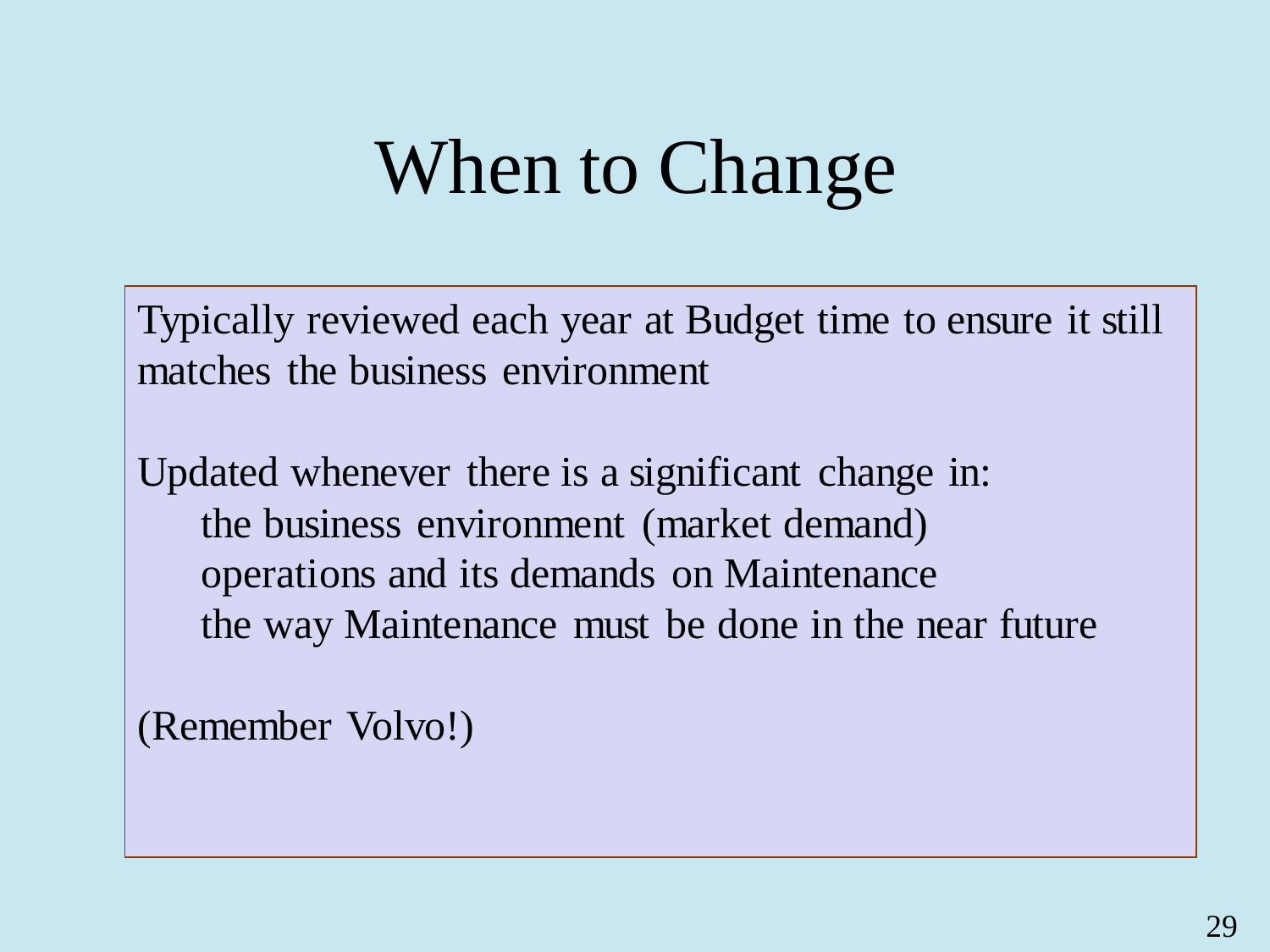# When to Change

Typically reviewed each year at Budget time to ensure it still matches the business environment

Updated whenever there is a significant change in:

- the business environment (market demand)
- operations and its demands on Maintenance
- the way Maintenance must be done in the near future

(Remember Volvo!)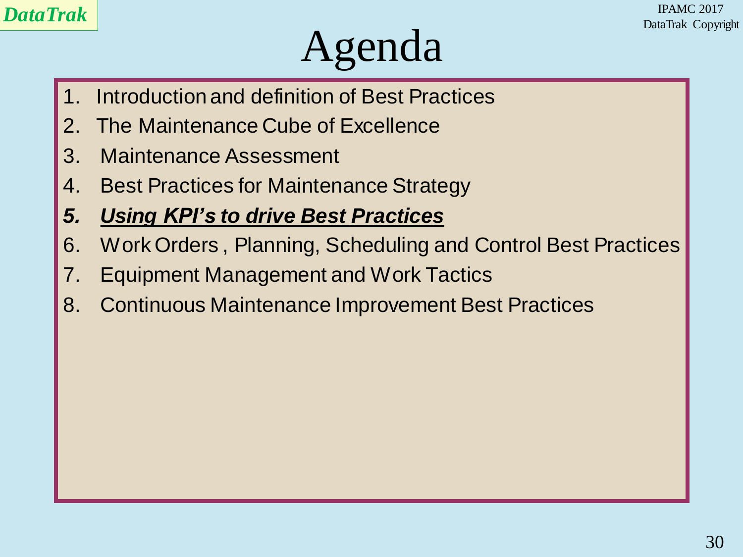# Agenda

1. Introduction and definition of Best Practices
2. The Maintenance Cube of Excellence
3. Maintenance Assessment
4. Best Practices for Maintenance Strategy
5. ***<u>Using KPI's to drive Best Practices</u>***
6. Work Orders , Planning, Scheduling and Control Best Practices
7. Equipment Management and Work Tactics
8. Continuous Maintenance Improvement Best Practices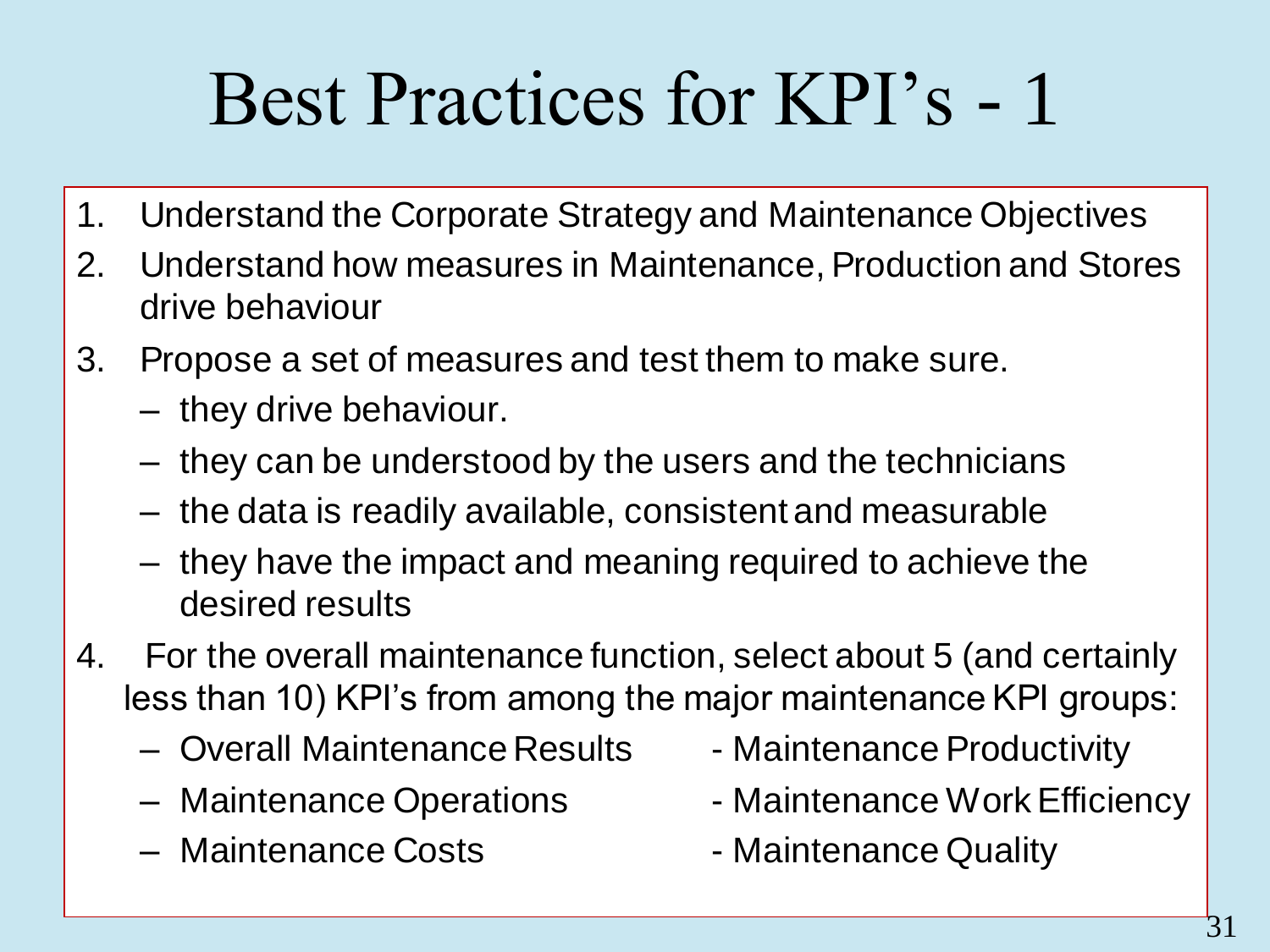# Best Practices for KPI's - 1

1. Understand the Corporate Strategy and Maintenance Objectives
2. Understand how measures in Maintenance, Production and Stores drive behaviour
3. Propose a set of measures and test them to make sure.
   - they drive behaviour.
   - they can be understood by the users and the technicians
   - the data is readily available, consistent and measurable
   - they have the impact and meaning required to achieve the desired results
4. For the overall maintenance function, select about 5 (and certainly less than 10) KPI's from among the major maintenance KPI groups:
   - Overall Maintenance Results
   - Maintenance Operations
   - Maintenance Costs
   - Maintenance Productivity
   - Maintenance Work Efficiency
   - Maintenance Quality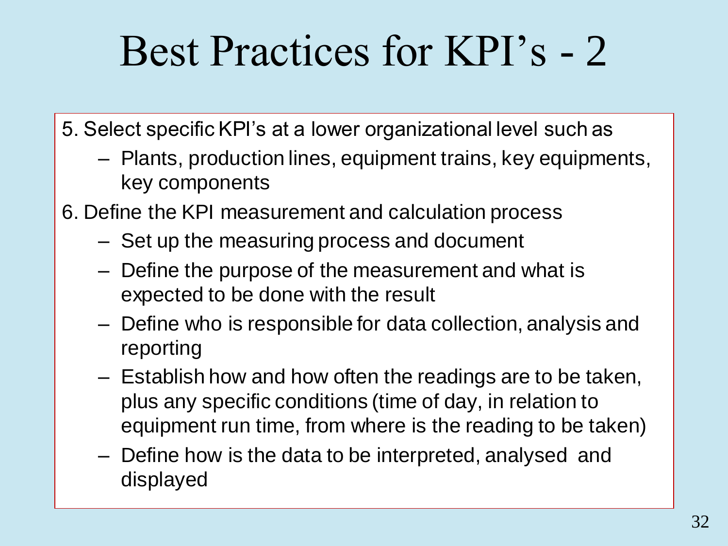# Best Practices for KPI's - 2

5. Select specific KPI's at a lower organizational level such as
   - Plants, production lines, equipment trains, key equipments, key components
6. Define the KPI measurement and calculation process
   - Set up the measuring process and document
   - Define the purpose of the measurement and what is expected to be done with the result
   - Define who is responsible for data collection, analysis and reporting
   - Establish how and how often the readings are to be taken, plus any specific conditions (time of day, in relation to equipment run time, from where is the reading to be taken)
   - Define how is the data to be interpreted, analysed and displayed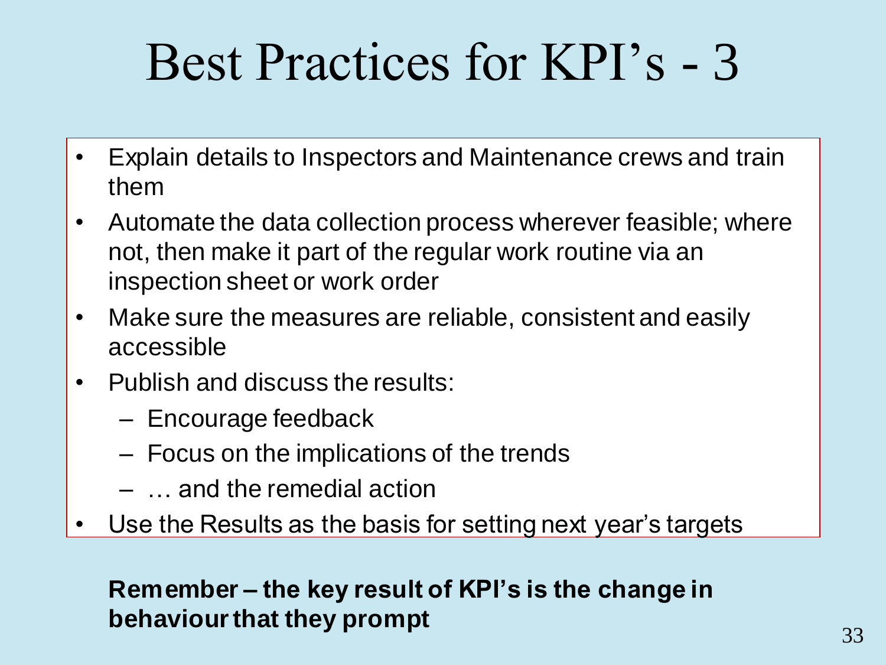# Best Practices for KPI's - 3

- Explain details to Inspectors and Maintenance crews and train them
- Automate the data collection process wherever feasible; where not, then make it part of the regular work routine via an inspection sheet or work order
- Make sure the measures are reliable, consistent and easily accessible
- Publish and discuss the results:
  - Encourage feedback
  - Focus on the implications of the trends
  - … and the remedial action
- Use the Results as the basis for setting next year's targets

**Remember – the key result of KPI's is the change in behaviour that they prompt**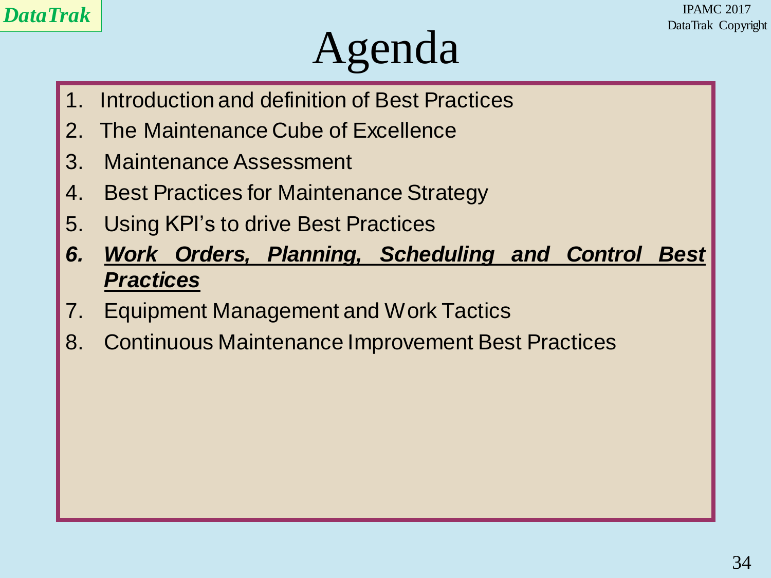# Agenda

1. Introduction and definition of Best Practices
2. The Maintenance Cube of Excellence
3. Maintenance Assessment
4. Best Practices for Maintenance Strategy
5. Using KPI's to drive Best Practices
6. ***Work Orders, Planning, Scheduling and Control Best Practices***
7. Equipment Management and Work Tactics
8. Continuous Maintenance Improvement Best Practices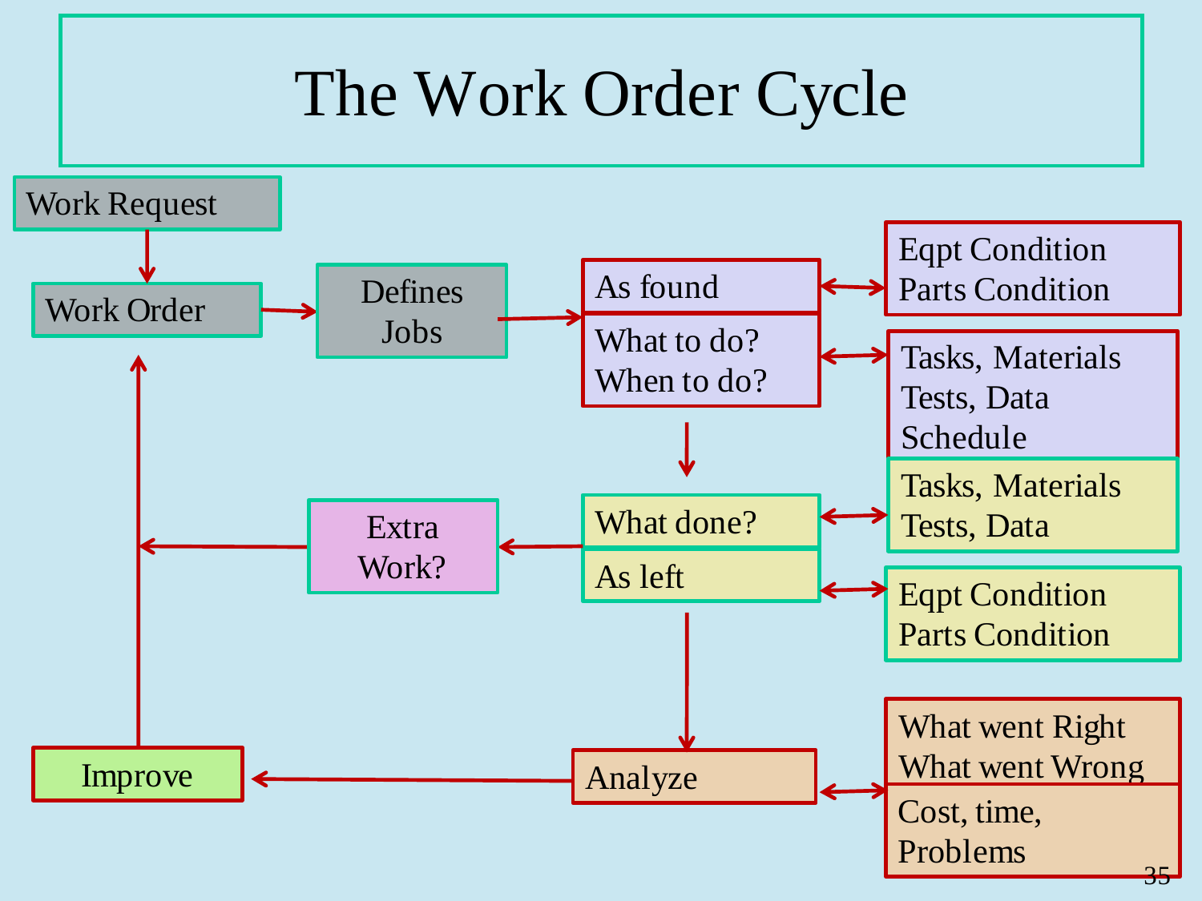# The Work Order Cycle

- Work Request → Work Order
- Work Order → Defines Jobs
- Defines Jobs → As found / What to do? When to do?
  - As found ↔ Eqpt Condition, Parts Condition
  - What to do? When to do? ↔ Tasks, Materials, Tests, Data, Schedule
- → What done? / As left
  - What done? ↔ Tasks, Materials, Tests, Data
  - As left ↔ Eqpt Condition, Parts Condition
  - → Extra Work? → Work Order
- → Analyze
  - Analyze ↔ What went Right, What went Wrong / Cost, time, Problems
- Analyze → Improve
- Improve → Work Order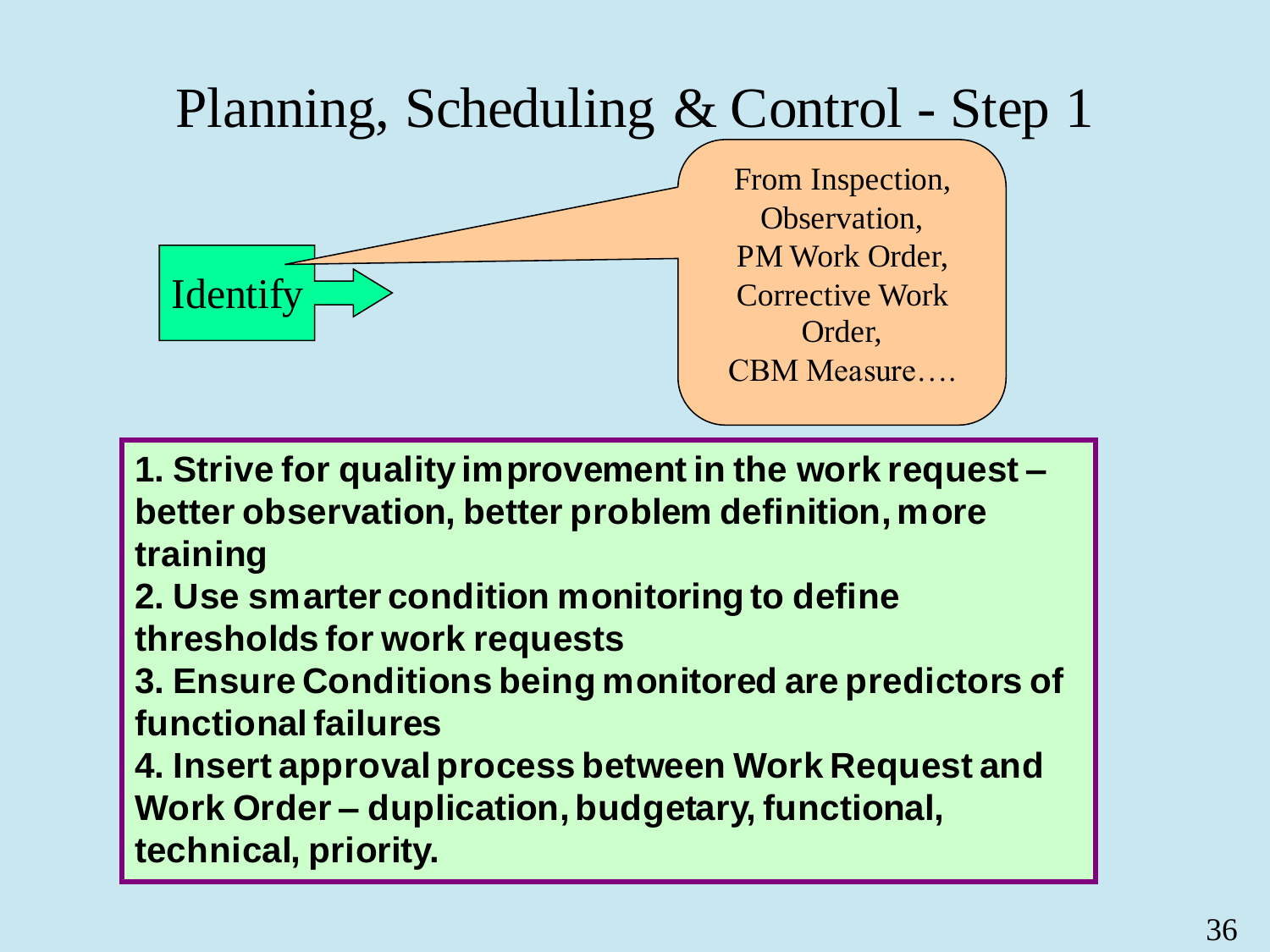# Planning, Scheduling & Control - Step 1

Identify

From Inspection, Observation, PM Work Order, Corrective Work Order, CBM Measure….

**1. Strive for quality improvement in the work request – better observation, better problem definition, more training**

**2. Use smarter condition monitoring to define thresholds for work requests**

**3. Ensure Conditions being monitored are predictors of functional failures**

**4. Insert approval process between Work Request and Work Order – duplication, budgetary, functional, technical, priority.**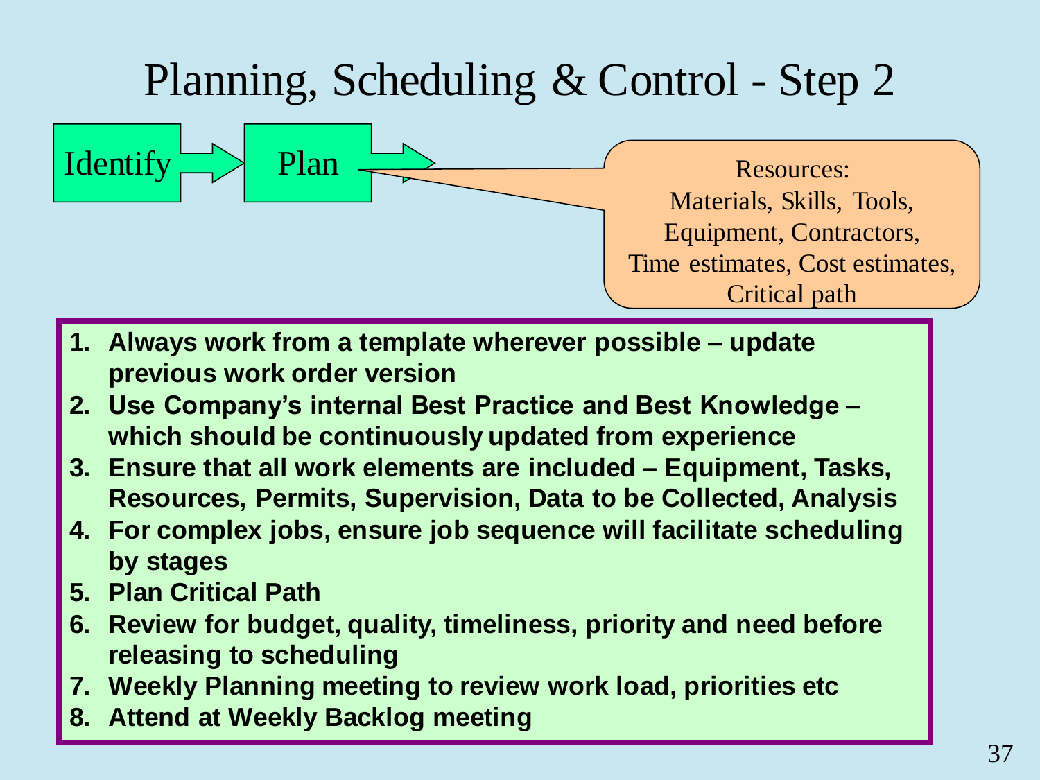# Planning, Scheduling & Control - Step 2

Identify → Plan →

Resources:
Materials, Skills, Tools,
Equipment, Contractors,
Time estimates, Cost estimates,
Critical path

1. **Always work from a template wherever possible – update previous work order version**
2. **Use Company's internal Best Practice and Best Knowledge – which should be continuously updated from experience**
3. **Ensure that all work elements are included – Equipment, Tasks, Resources, Permits, Supervision, Data to be Collected, Analysis**
4. **For complex jobs, ensure job sequence will facilitate scheduling by stages**
5. **Plan Critical Path**
6. **Review for budget, quality, timeliness, priority and need before releasing to scheduling**
7. **Weekly Planning meeting to review work load, priorities etc**
8. **Attend at Weekly Backlog meeting**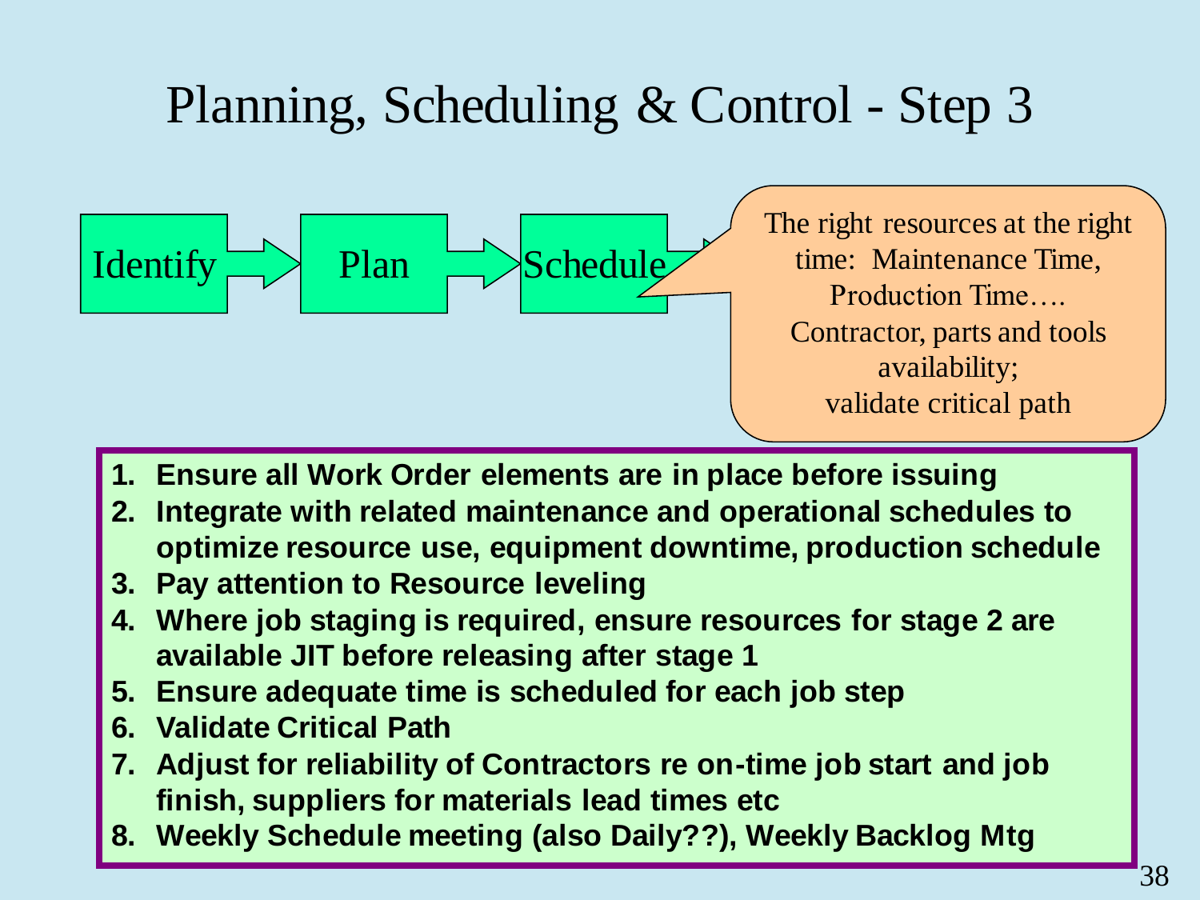# Planning, Scheduling & Control - Step 3

Identify → Plan → Schedule

The right resources at the right time: Maintenance Time, Production Time…. Contractor, parts and tools availability; validate critical path

1. **Ensure all Work Order elements are in place before issuing**
2. **Integrate with related maintenance and operational schedules to optimize resource use, equipment downtime, production schedule**
3. **Pay attention to Resource leveling**
4. **Where job staging is required, ensure resources for stage 2 are available JIT before releasing after stage 1**
5. **Ensure adequate time is scheduled for each job step**
6. **Validate Critical Path**
7. **Adjust for reliability of Contractors re on-time job start and job finish, suppliers for materials lead times etc**
8. **Weekly Schedule meeting (also Daily??), Weekly Backlog Mtg**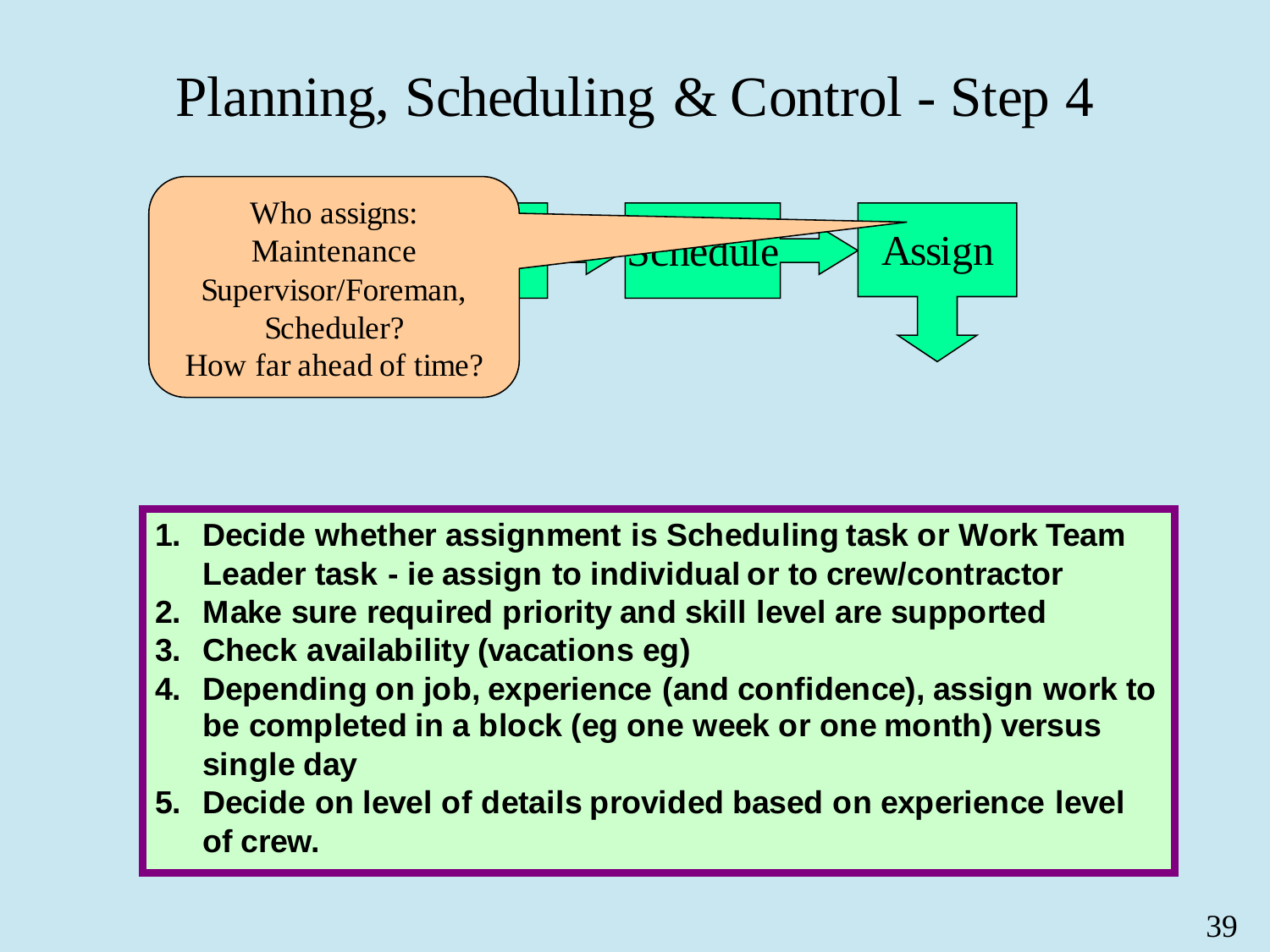# Planning, Scheduling & Control - Step 4

Who assigns:
Maintenance
Supervisor/Foreman,
Scheduler?
How far ahead of time?

Schedule → Assign

1. **Decide whether assignment is Scheduling task or Work Team Leader task - ie assign to individual or to crew/contractor**
2. **Make sure required priority and skill level are supported**
3. **Check availability (vacations eg)**
4. **Depending on job, experience (and confidence), assign work to be completed in a block (eg one week or one month) versus single day**
5. **Decide on level of details provided based on experience level of crew.**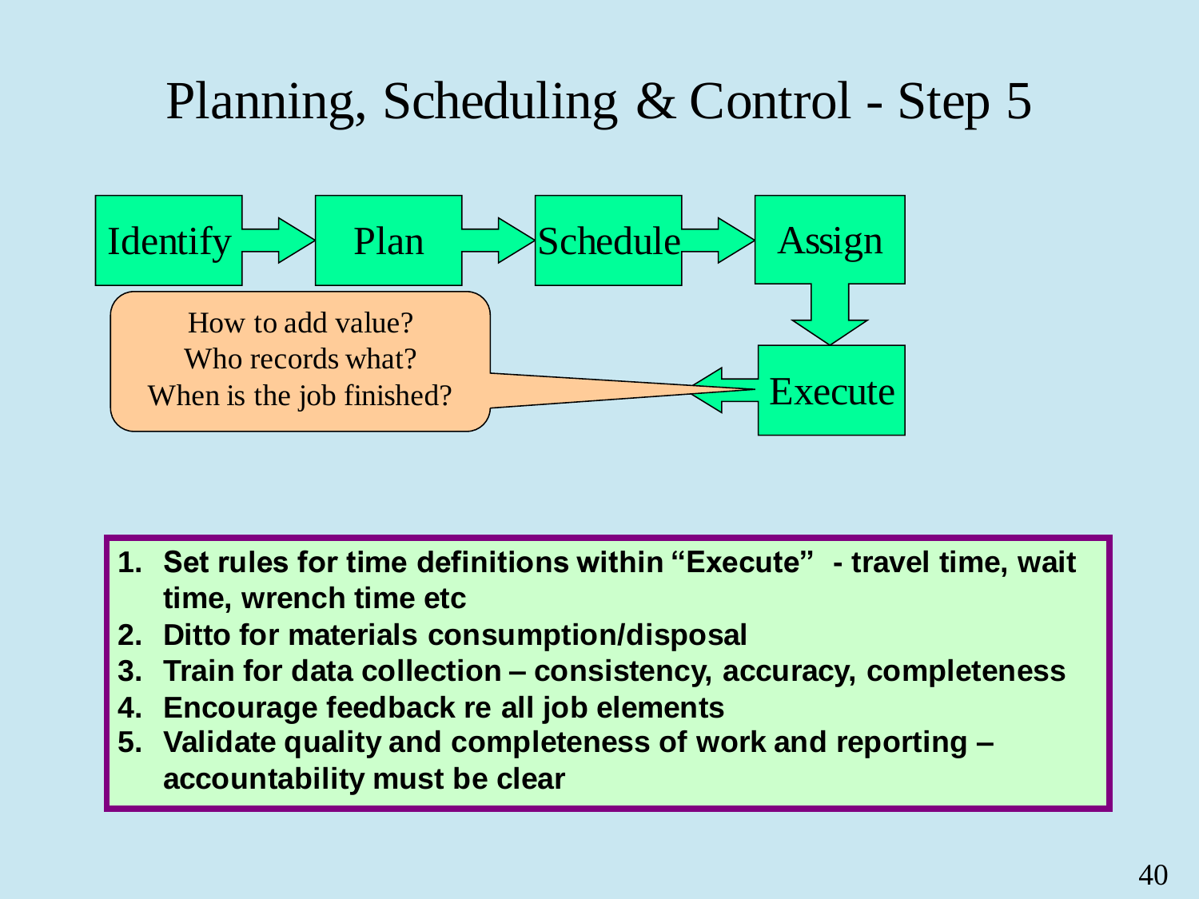# Planning, Scheduling & Control - Step 5

Identify → Plan → Schedule → Assign → Execute

How to add value?
Who records what?
When is the job finished?

1. **Set rules for time definitions within "Execute" - travel time, wait time, wrench time etc**
2. **Ditto for materials consumption/disposal**
3. **Train for data collection – consistency, accuracy, completeness**
4. **Encourage feedback re all job elements**
5. **Validate quality and completeness of work and reporting – accountability must be clear**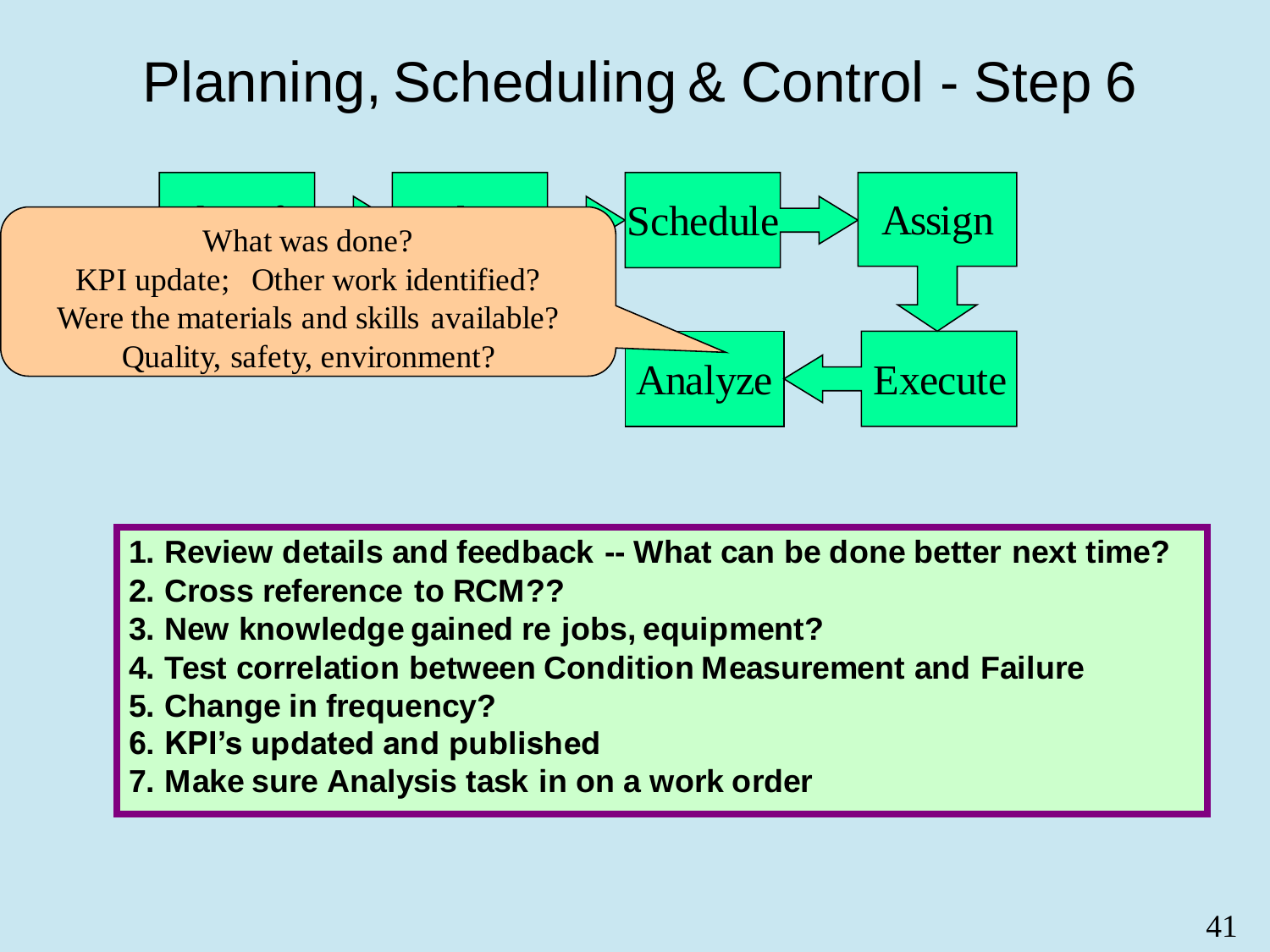# Planning, Scheduling & Control - Step 6

Schedule → Assign → Execute → Analyze

What was done?
KPI update; Other work identified?
Were the materials and skills available?
Quality, safety, environment?

1. **Review details and feedback -- What can be done better next time?**
2. **Cross reference to RCM??**
3. **New knowledge gained re jobs, equipment?**
4. **Test correlation between Condition Measurement and Failure**
5. **Change in frequency?**
6. **KPI's updated and published**
7. **Make sure Analysis task in on a work order**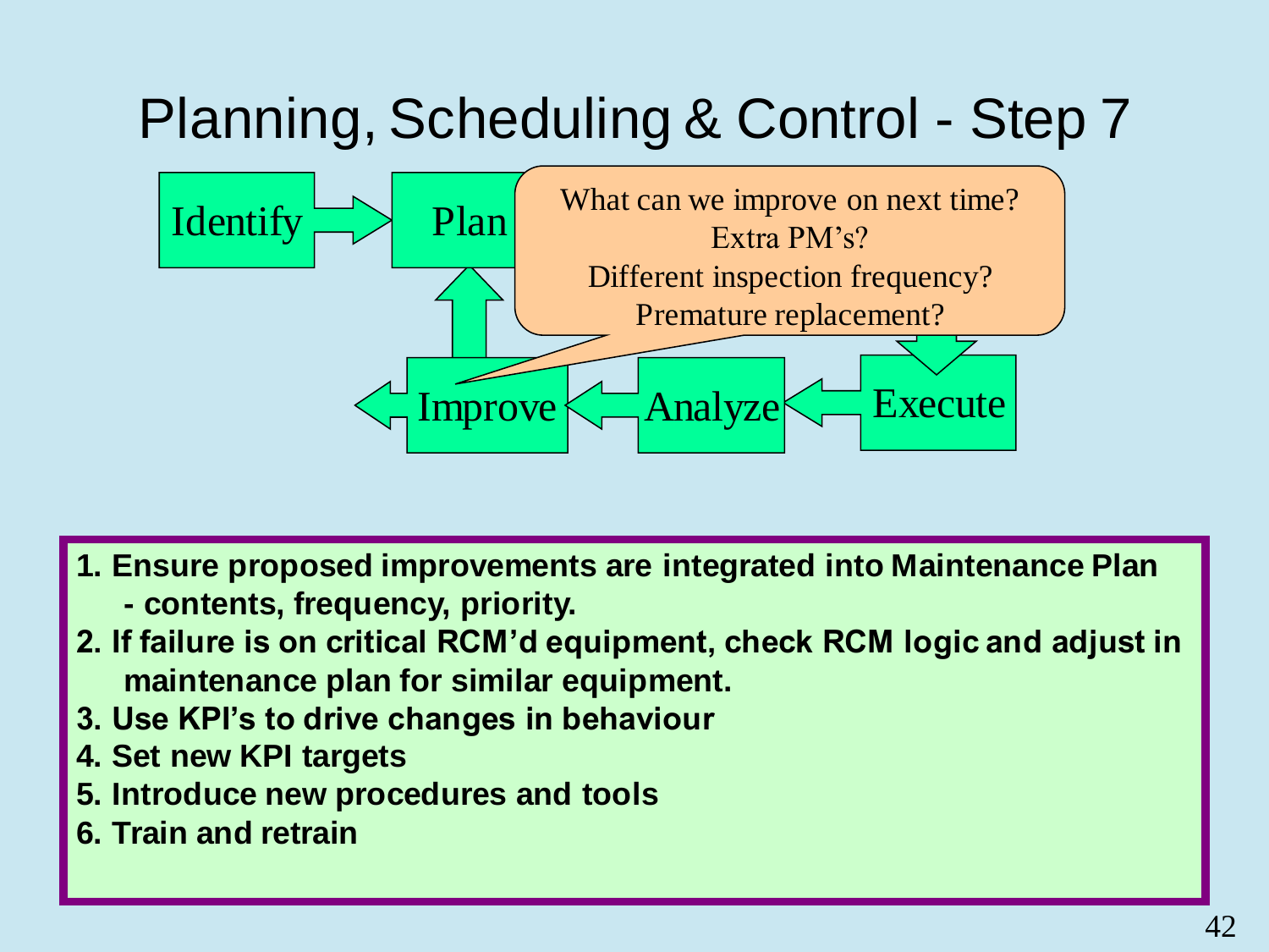# Planning, Scheduling & Control - Step 7

Identify → Plan → Execute → Analyze → Improve → Plan

What can we improve on next time?
Extra PM's?
Different inspection frequency?
Premature replacement?

1. **Ensure proposed improvements are integrated into Maintenance Plan - contents, frequency, priority.**
2. **If failure is on critical RCM'd equipment, check RCM logic and adjust in maintenance plan for similar equipment.**
3. **Use KPI's to drive changes in behaviour**
4. **Set new KPI targets**
5. **Introduce new procedures and tools**
6. **Train and retrain**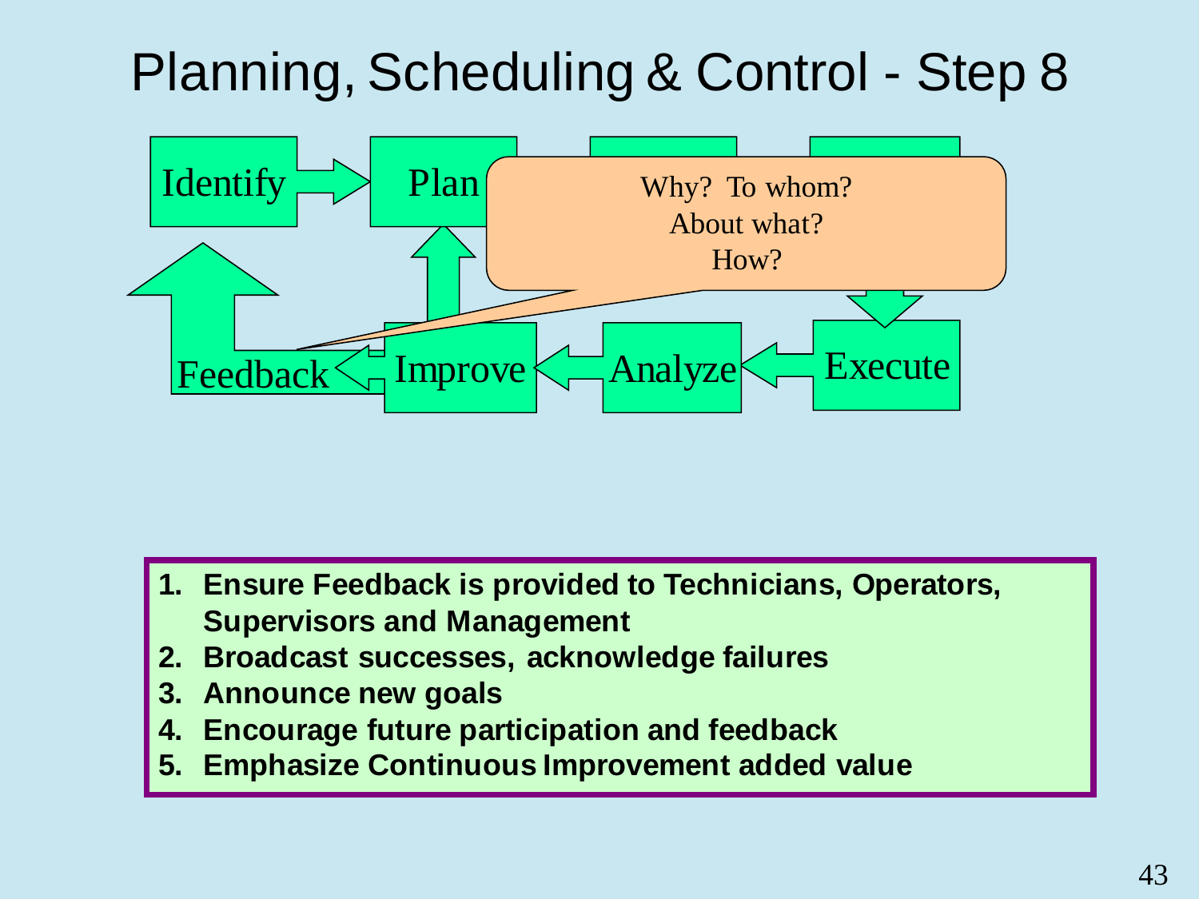# Planning, Scheduling & Control - Step 8

Identify → Plan → ... → Execute → Analyze → Improve → Feedback

Why? To whom?
About what?
How?

1. **Ensure Feedback is provided to Technicians, Operators, Supervisors and Management**
2. **Broadcast successes, acknowledge failures**
3. **Announce new goals**
4. **Encourage future participation and feedback**
5. **Emphasize Continuous Improvement added value**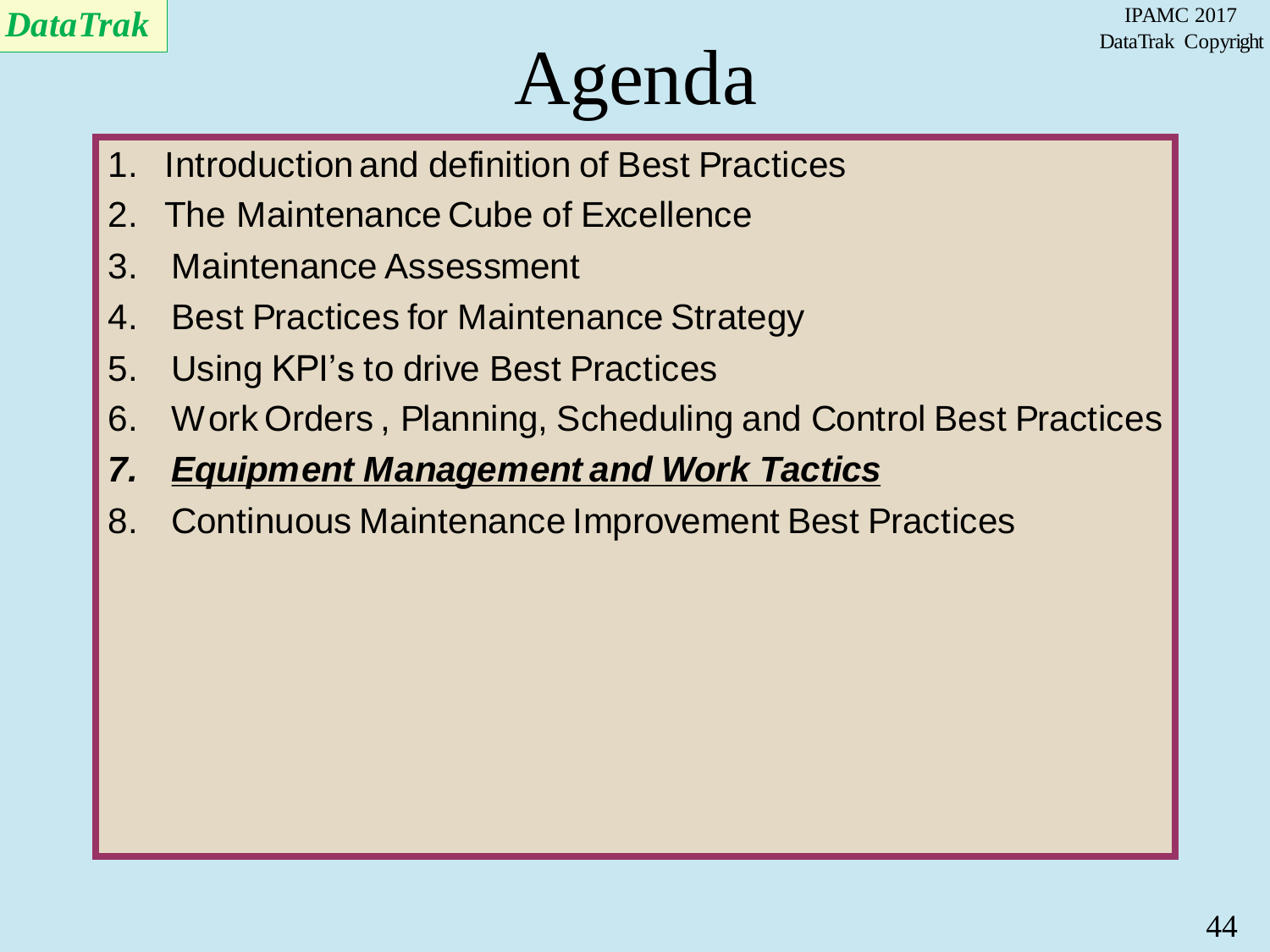# Agenda

1. Introduction and definition of Best Practices
2. The Maintenance Cube of Excellence
3. Maintenance Assessment
4. Best Practices for Maintenance Strategy
5. Using KPI's to drive Best Practices
6. Work Orders , Planning, Scheduling and Control Best Practices
7. ***Equipment Management and Work Tactics***
8. Continuous Maintenance Improvement Best Practices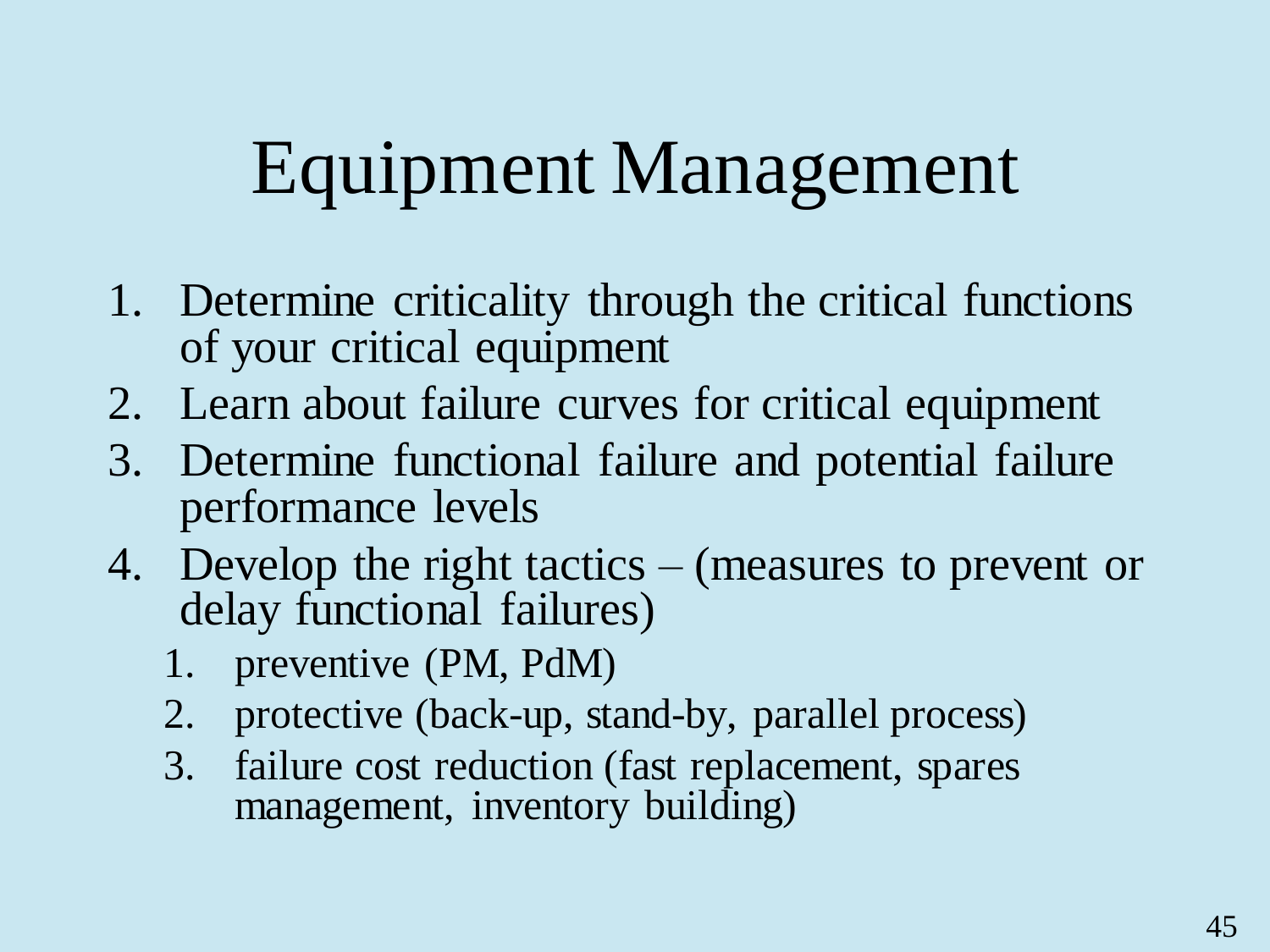# Equipment Management

1. Determine criticality through the critical functions of your critical equipment
2. Learn about failure curves for critical equipment
3. Determine functional failure and potential failure performance levels
4. Develop the right tactics – (measures to prevent or delay functional failures)
   1. preventive (PM, PdM)
   2. protective (back-up, stand-by, parallel process)
   3. failure cost reduction (fast replacement, spares management, inventory building)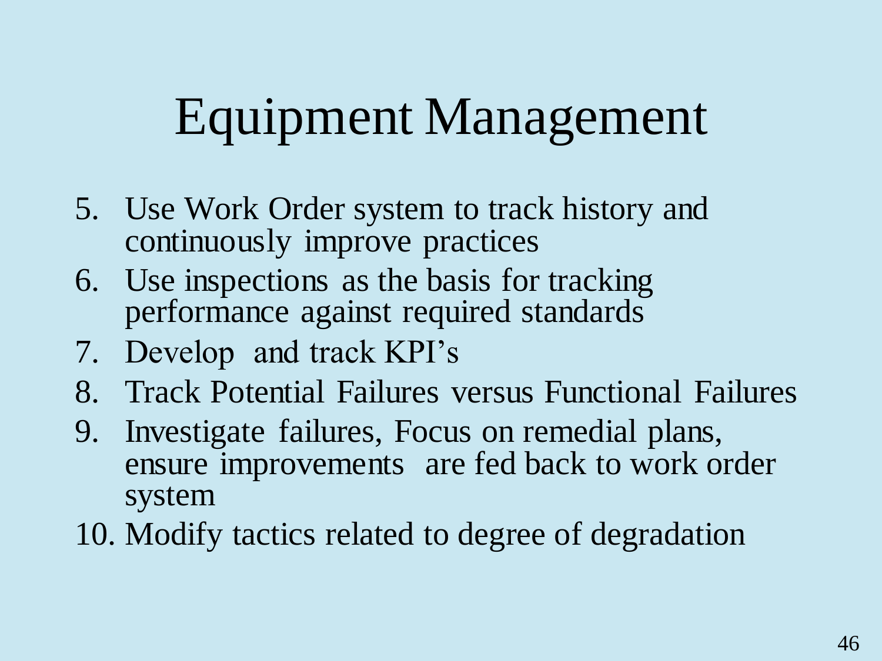# Equipment Management

5. Use Work Order system to track history and continuously improve practices
6. Use inspections as the basis for tracking performance against required standards
7. Develop and track KPI's
8. Track Potential Failures versus Functional Failures
9. Investigate failures, Focus on remedial plans, ensure improvements are fed back to work order system
10. Modify tactics related to degree of degradation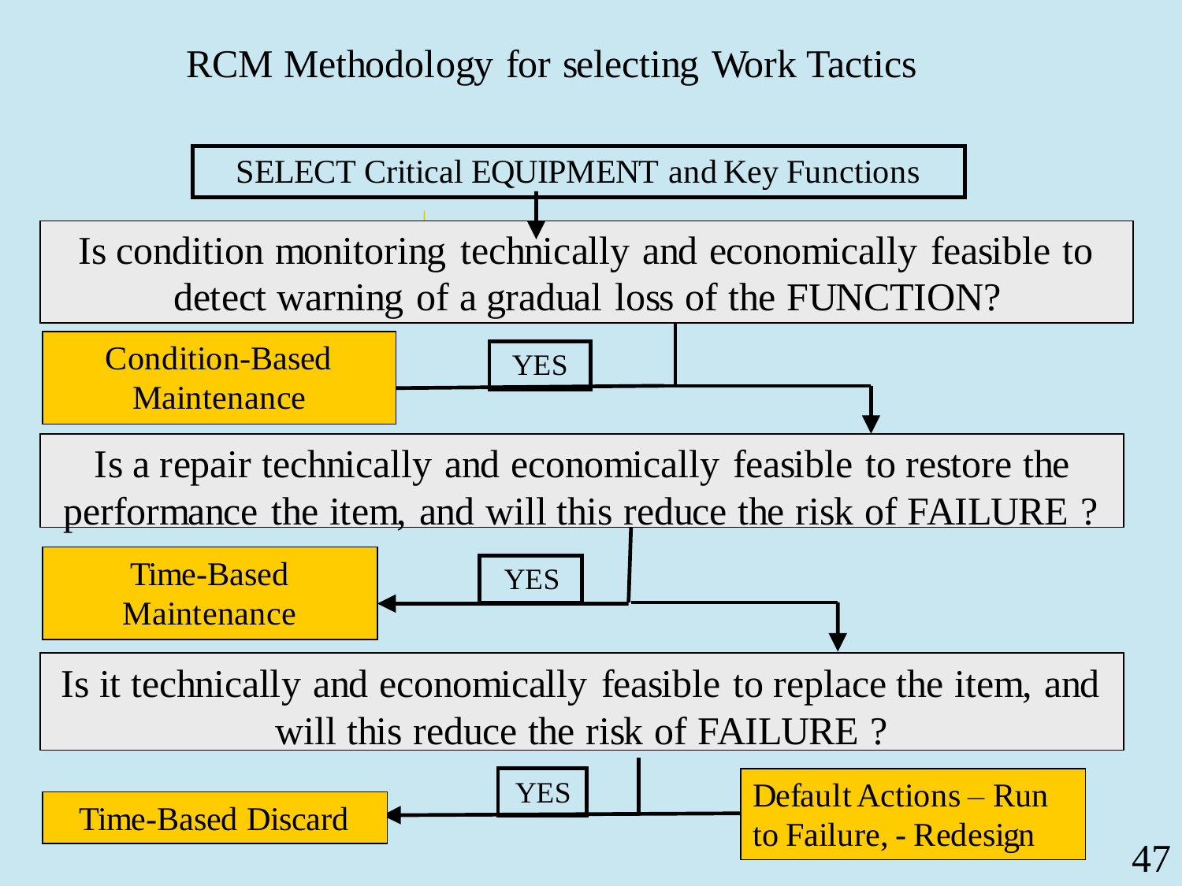# RCM Methodology for selecting Work Tactics

SELECT Critical EQUIPMENT and Key Functions

Is condition monitoring technically and economically feasible to detect warning of a gradual loss of the FUNCTION?

YES → Condition-Based Maintenance

Is a repair technically and economically feasible to restore the performance the item, and will this reduce the risk of FAILURE ?

YES → Time-Based Maintenance

Is it technically and economically feasible to replace the item, and will this reduce the risk of FAILURE ?

YES → Time-Based Discard

Default Actions – Run to Failure, - Redesign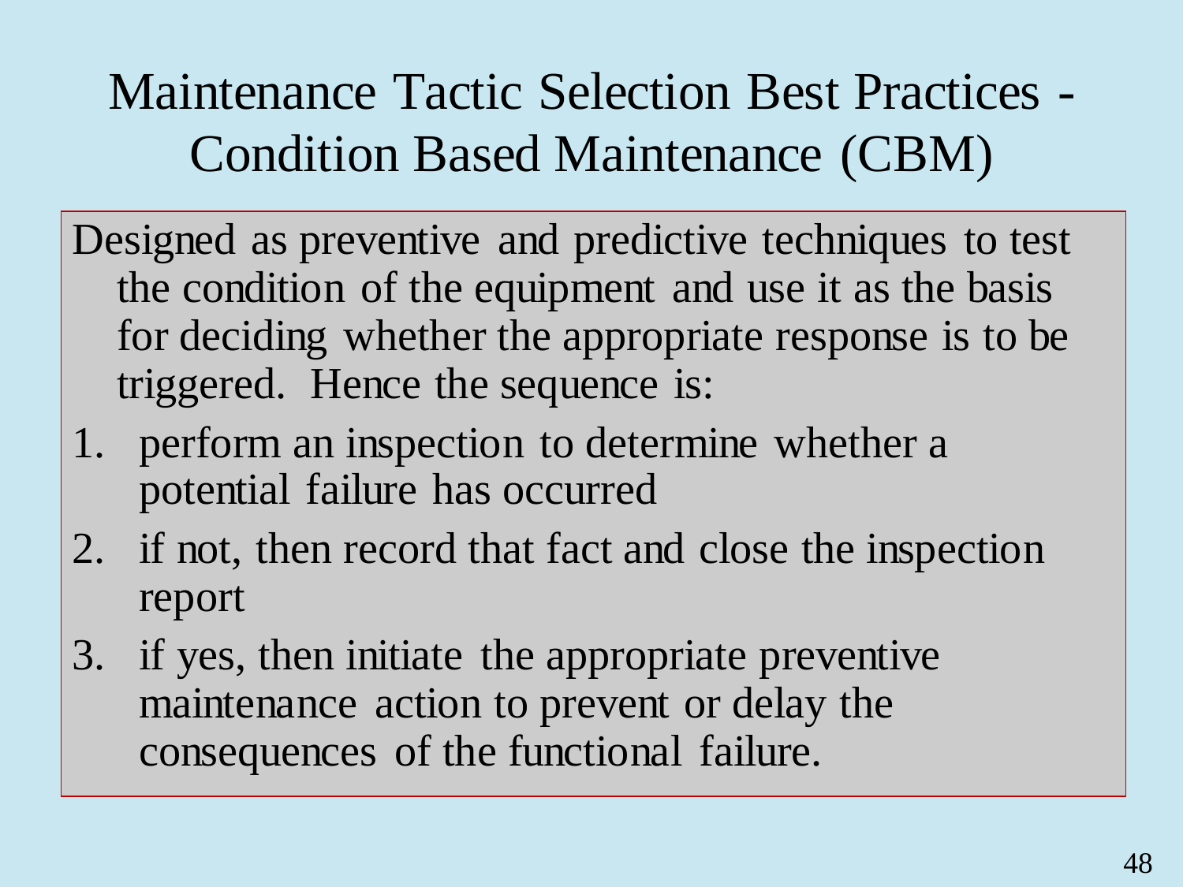# Maintenance Tactic Selection Best Practices - Condition Based Maintenance (CBM)

Designed as preventive and predictive techniques to test the condition of the equipment and use it as the basis for deciding whether the appropriate response is to be triggered. Hence the sequence is:

1. perform an inspection to determine whether a potential failure has occurred
2. if not, then record that fact and close the inspection report
3. if yes, then initiate the appropriate preventive maintenance action to prevent or delay the consequences of the functional failure.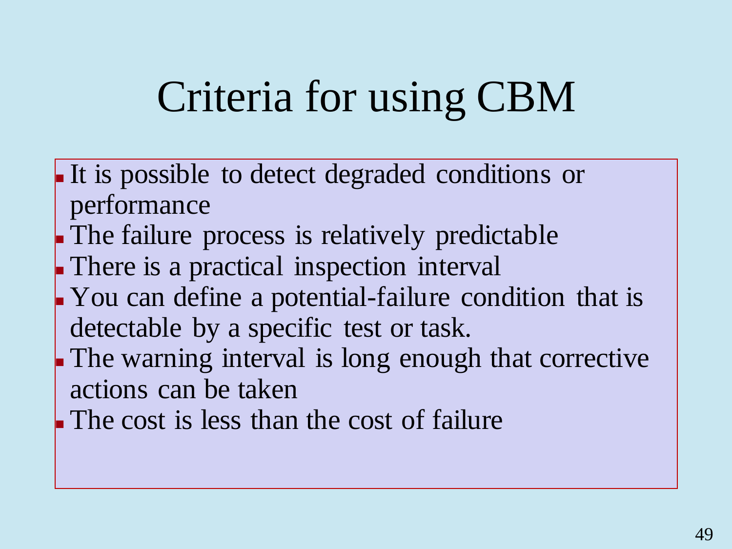# Criteria for using CBM

- It is possible to detect degraded conditions or performance
- The failure process is relatively predictable
- There is a practical inspection interval
- You can define a potential-failure condition that is detectable by a specific test or task.
- The warning interval is long enough that corrective actions can be taken
- The cost is less than the cost of failure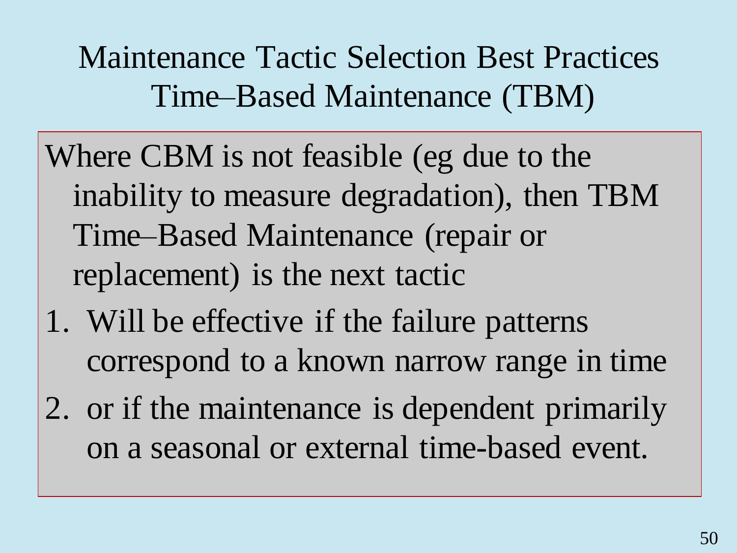# Maintenance Tactic Selection Best Practices
## Time–Based Maintenance (TBM)

Where CBM is not feasible (eg due to the inability to measure degradation), then TBM Time–Based Maintenance (repair or replacement) is the next tactic

1. Will be effective if the failure patterns correspond to a known narrow range in time
2. or if the maintenance is dependent primarily on a seasonal or external time-based event.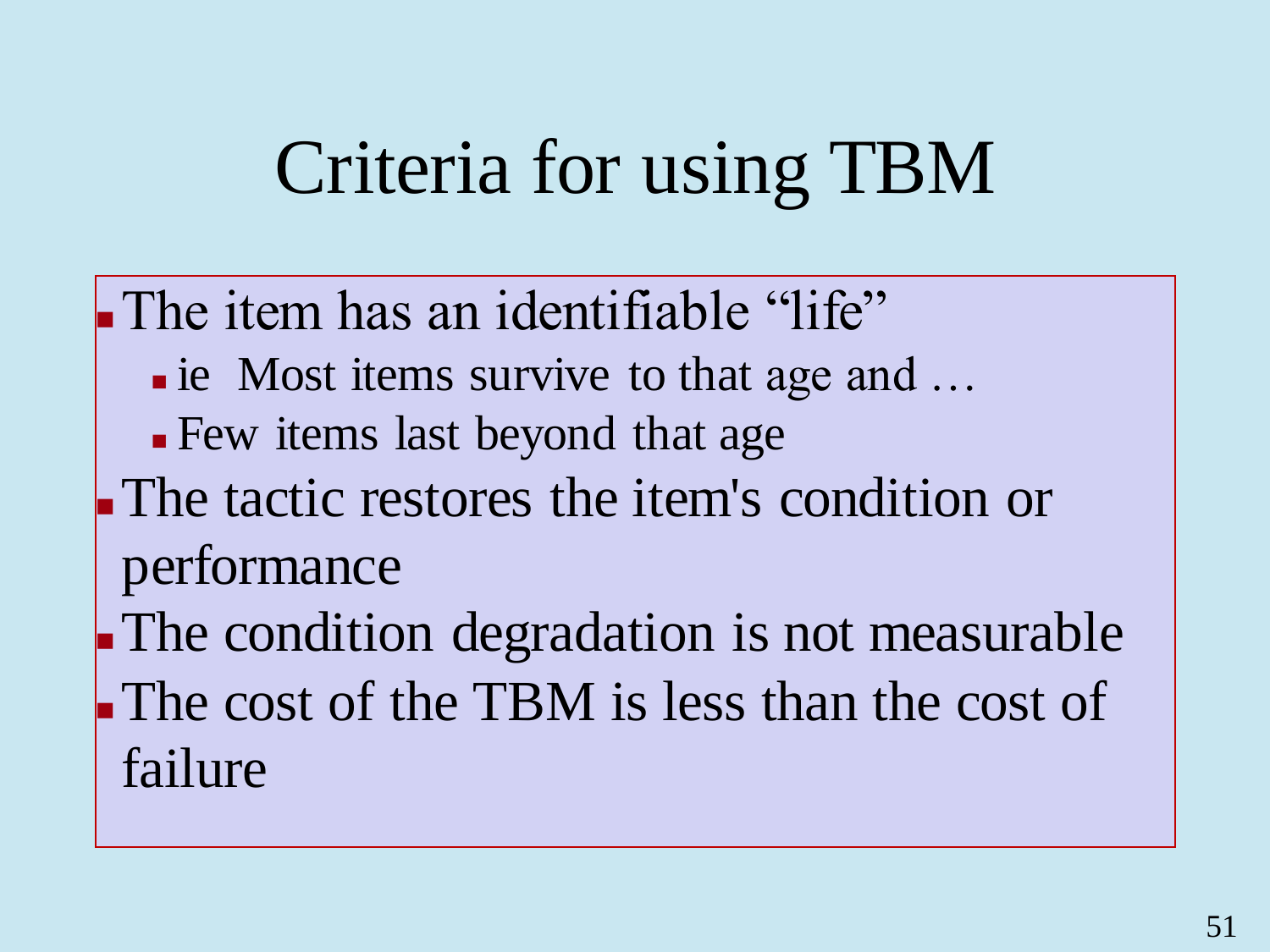# Criteria for using TBM

- The item has an identifiable "life"
  - ie Most items survive to that age and …
  - Few items last beyond that age
- The tactic restores the item's condition or performance
- The condition degradation is not measurable
- The cost of the TBM is less than the cost of failure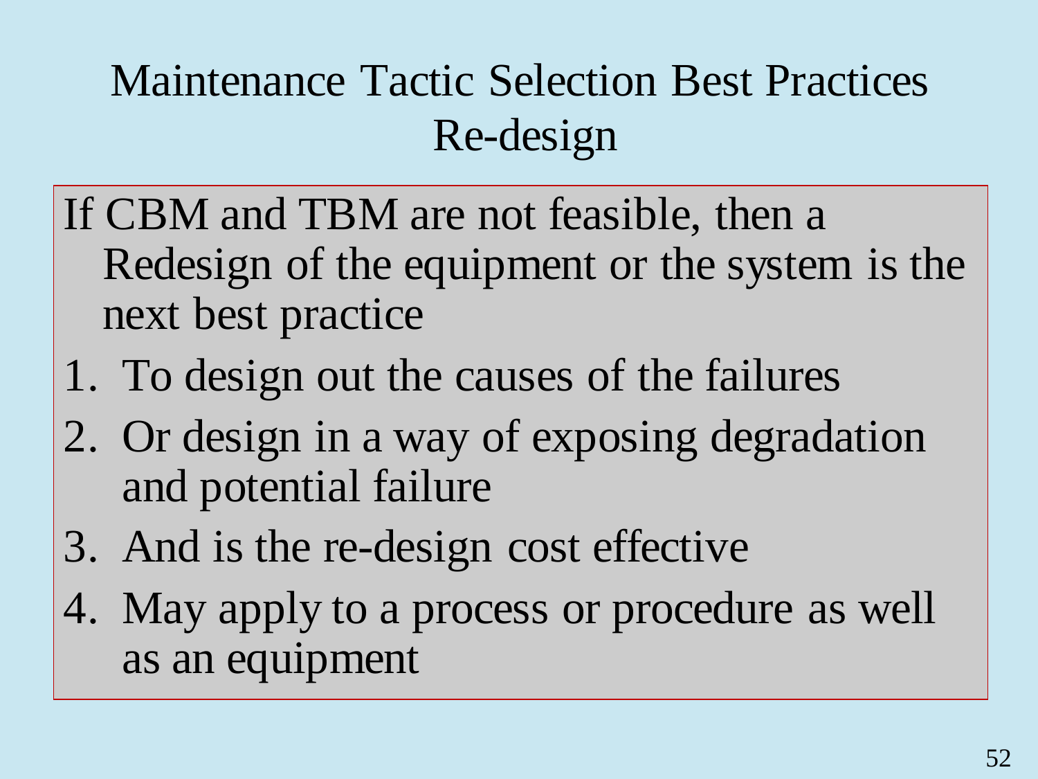# Maintenance Tactic Selection Best Practices Re-design

If CBM and TBM are not feasible, then a Redesign of the equipment or the system is the next best practice

1. To design out the causes of the failures
2. Or design in a way of exposing degradation and potential failure
3. And is the re-design cost effective
4. May apply to a process or procedure as well as an equipment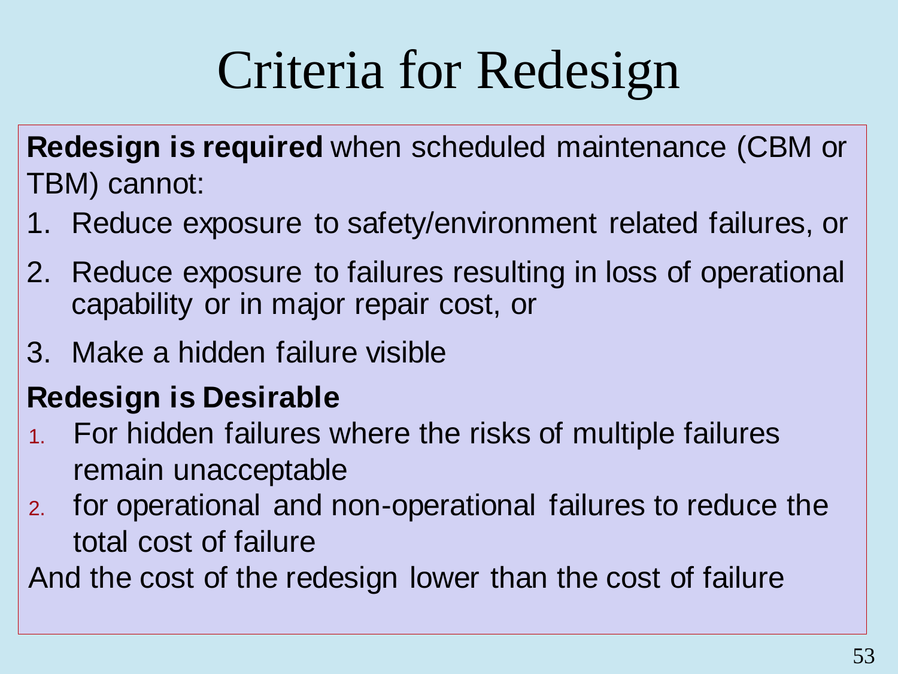# Criteria for Redesign

**Redesign is required** when scheduled maintenance (CBM or TBM) cannot:

1. Reduce exposure to safety/environment related failures, or
2. Reduce exposure to failures resulting in loss of operational capability or in major repair cost, or
3. Make a hidden failure visible

**Redesign is Desirable**

1. For hidden failures where the risks of multiple failures remain unacceptable
2. for operational and non-operational failures to reduce the total cost of failure

And the cost of the redesign lower than the cost of failure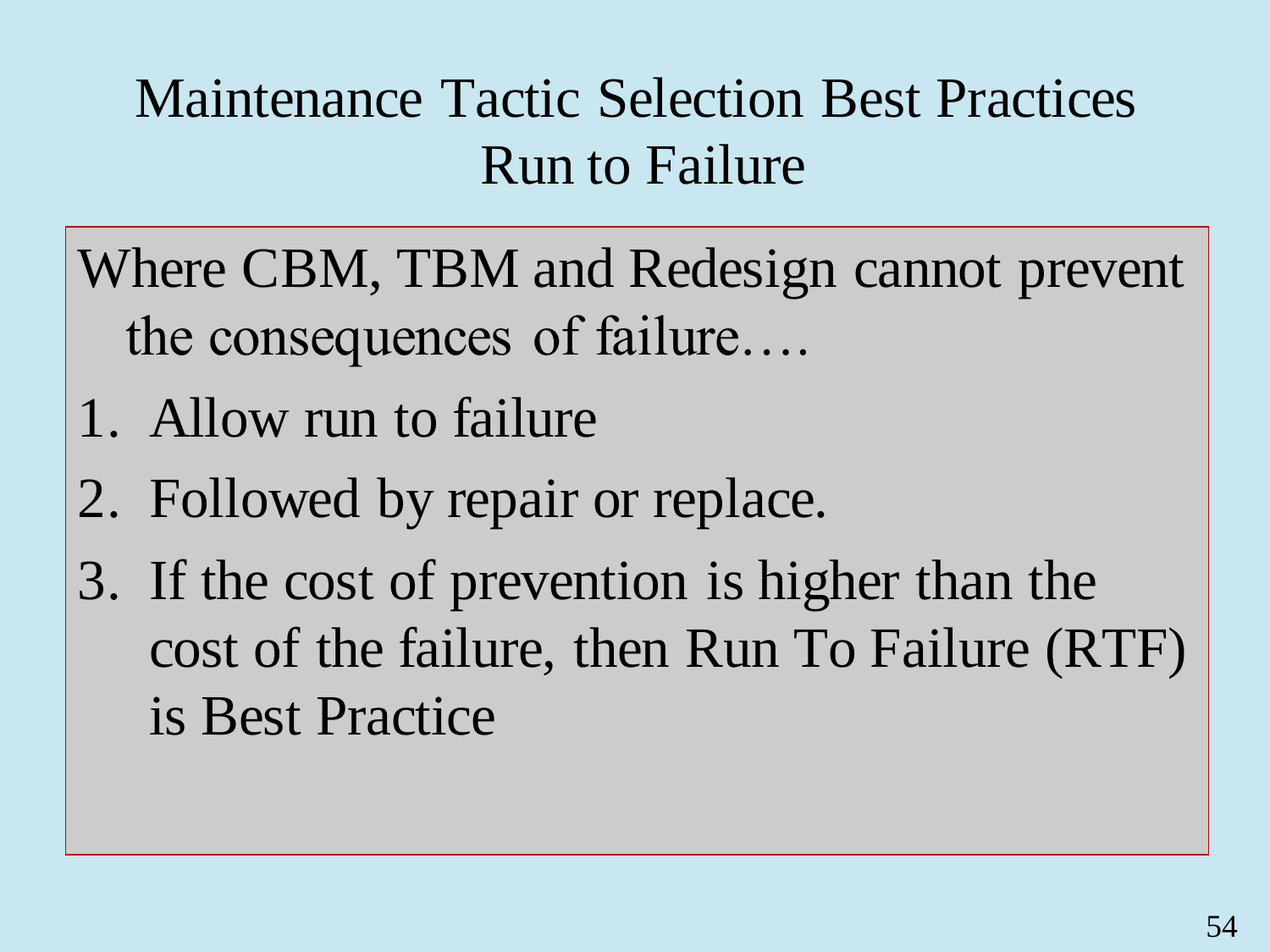# Maintenance Tactic Selection Best Practices
## Run to Failure

Where CBM, TBM and Redesign cannot prevent the consequences of failure….

1. Allow run to failure
2. Followed by repair or replace.
3. If the cost of prevention is higher than the cost of the failure, then Run To Failure (RTF) is Best Practice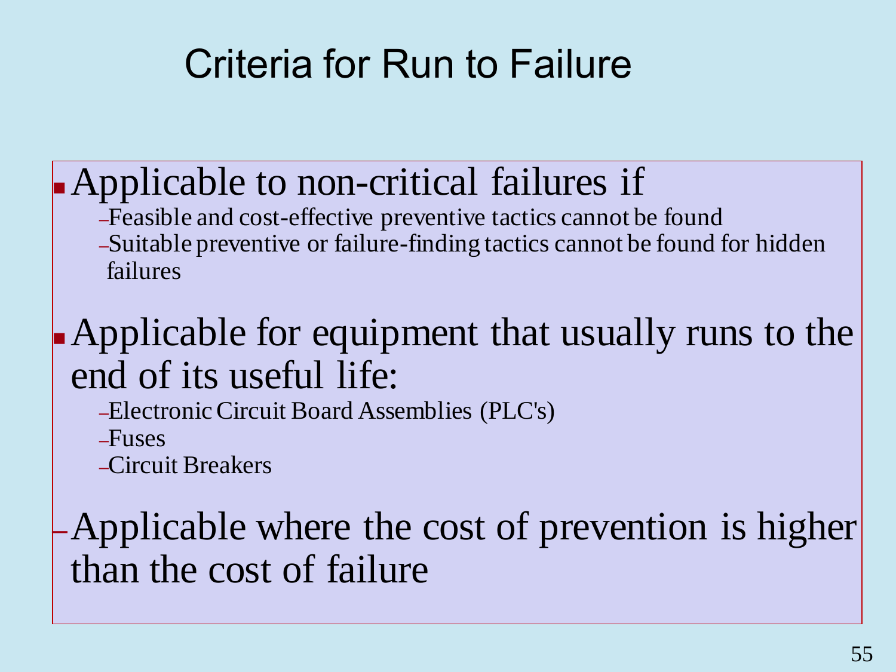# Criteria for Run to Failure

- Applicable to non-critical failures if
  - Feasible and cost-effective preventive tactics cannot be found
  - Suitable preventive or failure-finding tactics cannot be found for hidden failures
- Applicable for equipment that usually runs to the end of its useful life:
  - Electronic Circuit Board Assemblies (PLC's)
  - Fuses
  - Circuit Breakers
- Applicable where the cost of prevention is higher than the cost of failure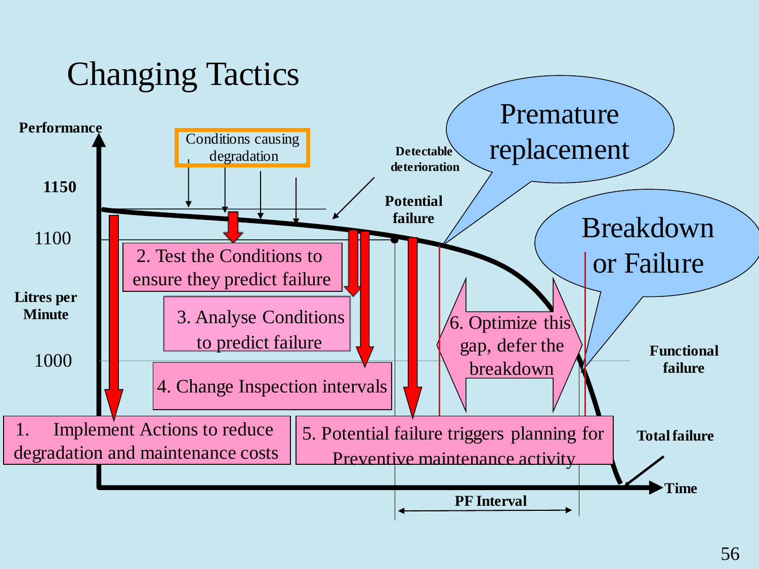# Changing Tactics

Performance

1150

1100

Litres per Minute

1000

Conditions causing degradation

Detectable deterioration

Potential failure

Premature replacement

Breakdown or Failure

Functional failure

Total failure

Time

PF Interval

1. Implement Actions to reduce degradation and maintenance costs

2. Test the Conditions to ensure they predict failure

3. Analyse Conditions to predict failure

4. Change Inspection intervals

5. Potential failure triggers planning for Preventive maintenance activity

6. Optimize this gap, defer the breakdown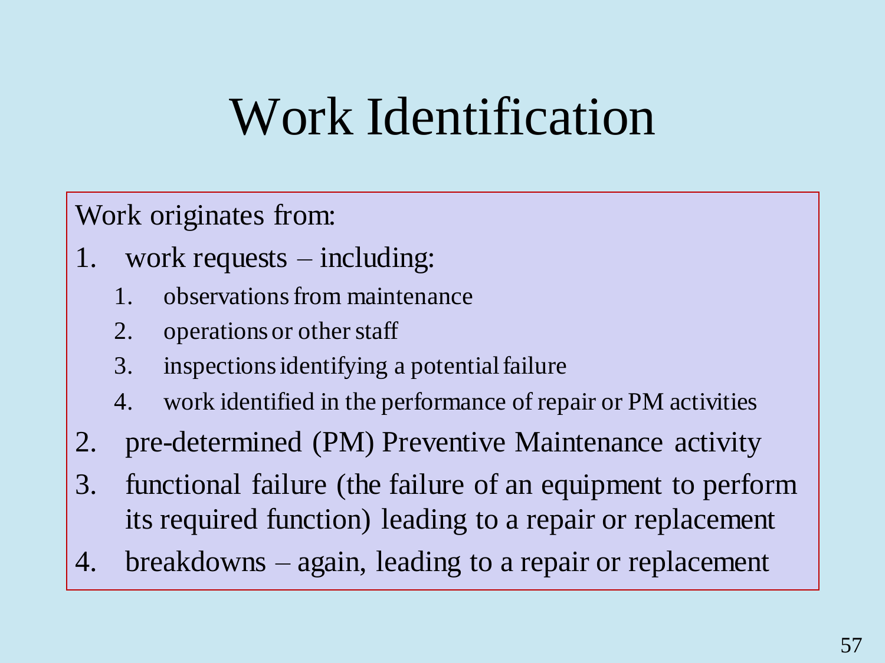# Work Identification

Work originates from:

1. work requests – including:
    1. observations from maintenance
    2. operations or other staff
    3. inspections identifying a potential failure
    4. work identified in the performance of repair or PM activities
2. pre-determined (PM) Preventive Maintenance activity
3. functional failure (the failure of an equipment to perform its required function) leading to a repair or replacement
4. breakdowns – again, leading to a repair or replacement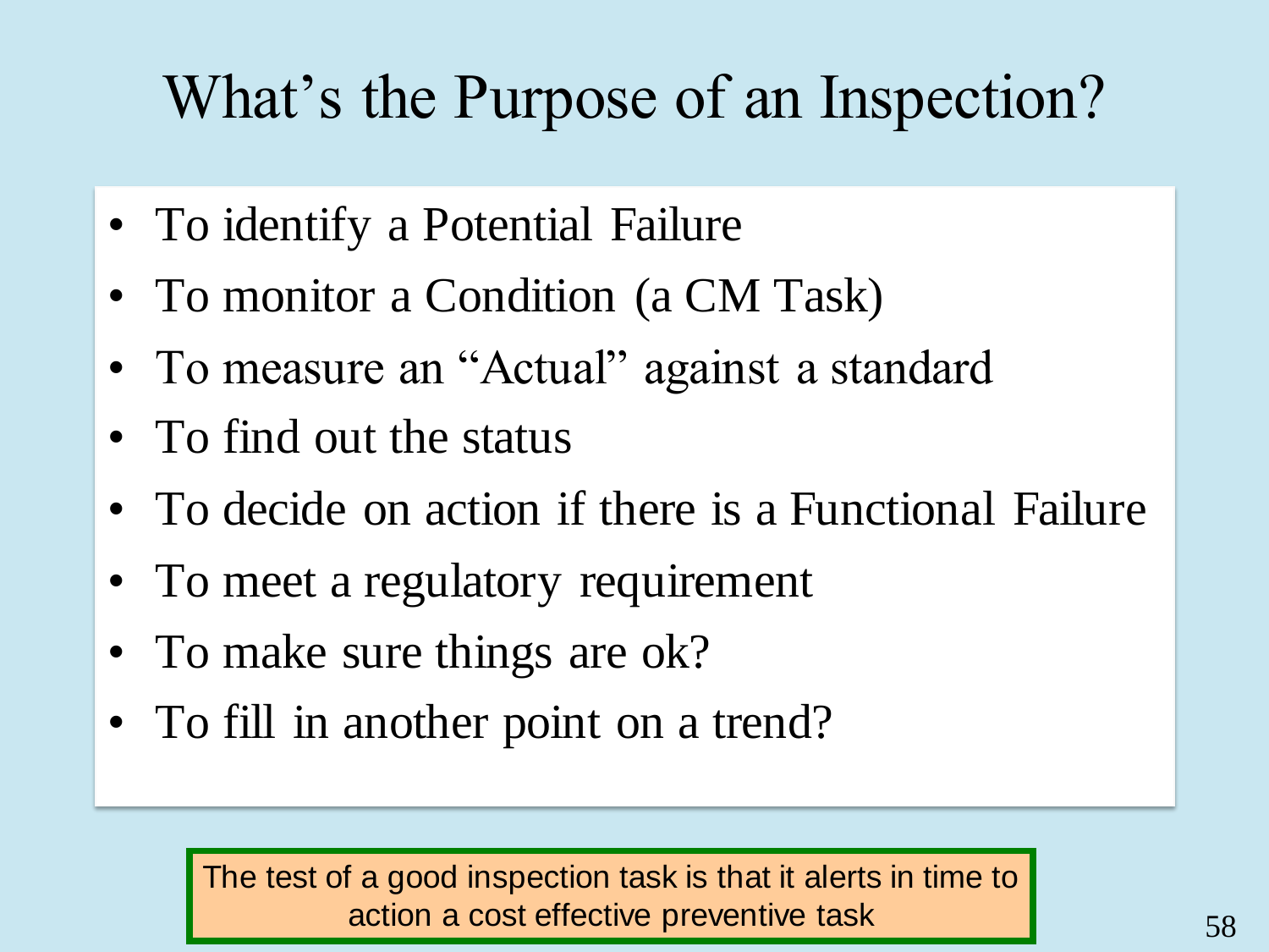# What's the Purpose of an Inspection?

- To identify a Potential Failure
- To monitor a Condition (a CM Task)
- To measure an "Actual" against a standard
- To find out the status
- To decide on action if there is a Functional Failure
- To meet a regulatory requirement
- To make sure things are ok?
- To fill in another point on a trend?

The test of a good inspection task is that it alerts in time to action a cost effective preventive task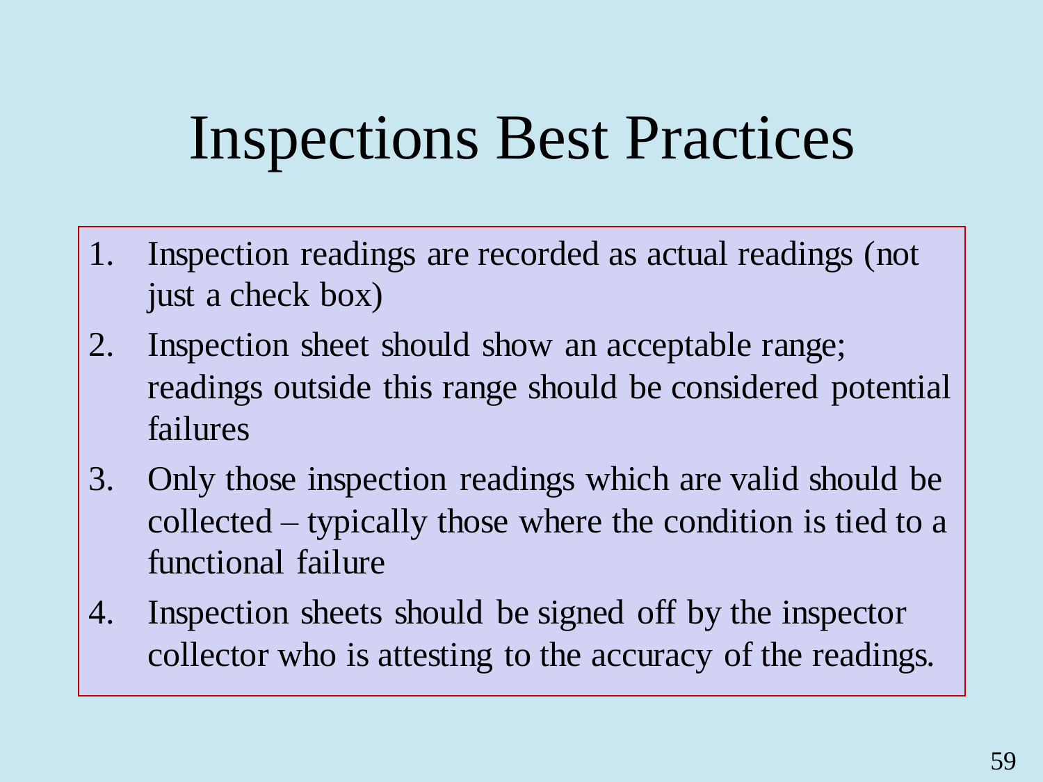# Inspections Best Practices

1. Inspection readings are recorded as actual readings (not just a check box)
2. Inspection sheet should show an acceptable range; readings outside this range should be considered potential failures
3. Only those inspection readings which are valid should be collected – typically those where the condition is tied to a functional failure
4. Inspection sheets should be signed off by the inspector collector who is attesting to the accuracy of the readings.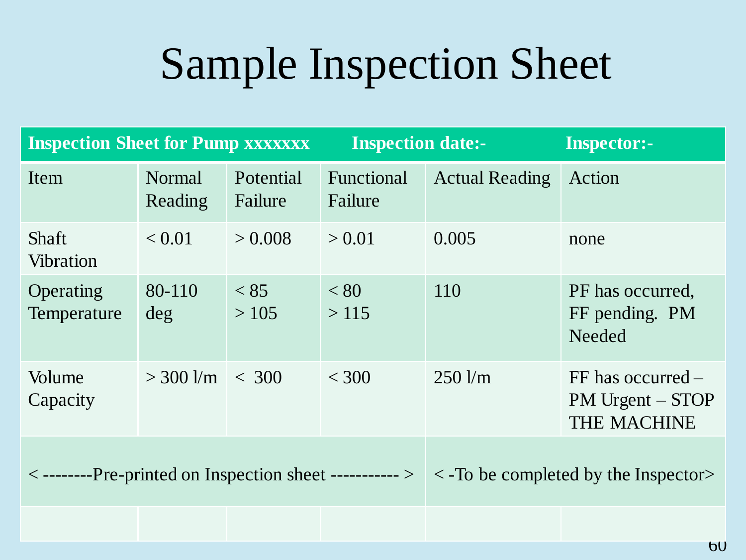# Sample Inspection Sheet

| Inspection Sheet for Pump xxxxxxx | | | Inspection date:- | | Inspector:- |
|---|---|---|---|---|---|
| Item | Normal Reading | Potential Failure | Functional Failure | Actual Reading | Action |
| Shaft Vibration | < 0.01 | > 0.008 | > 0.01 | 0.005 | none |
| Operating Temperature | 80-110 deg | < 85<br>> 105 | < 80<br>> 115 | 110 | PF has occurred, FF pending. PM Needed |
| Volume Capacity | > 300 l/m | < 300 | < 300 | 250 l/m | FF has occurred – PM Urgent – STOP THE MACHINE |
| < --------Pre-printed on Inspection sheet ----------- > | | | | < -To be completed by the Inspector> | |
| | | | | | |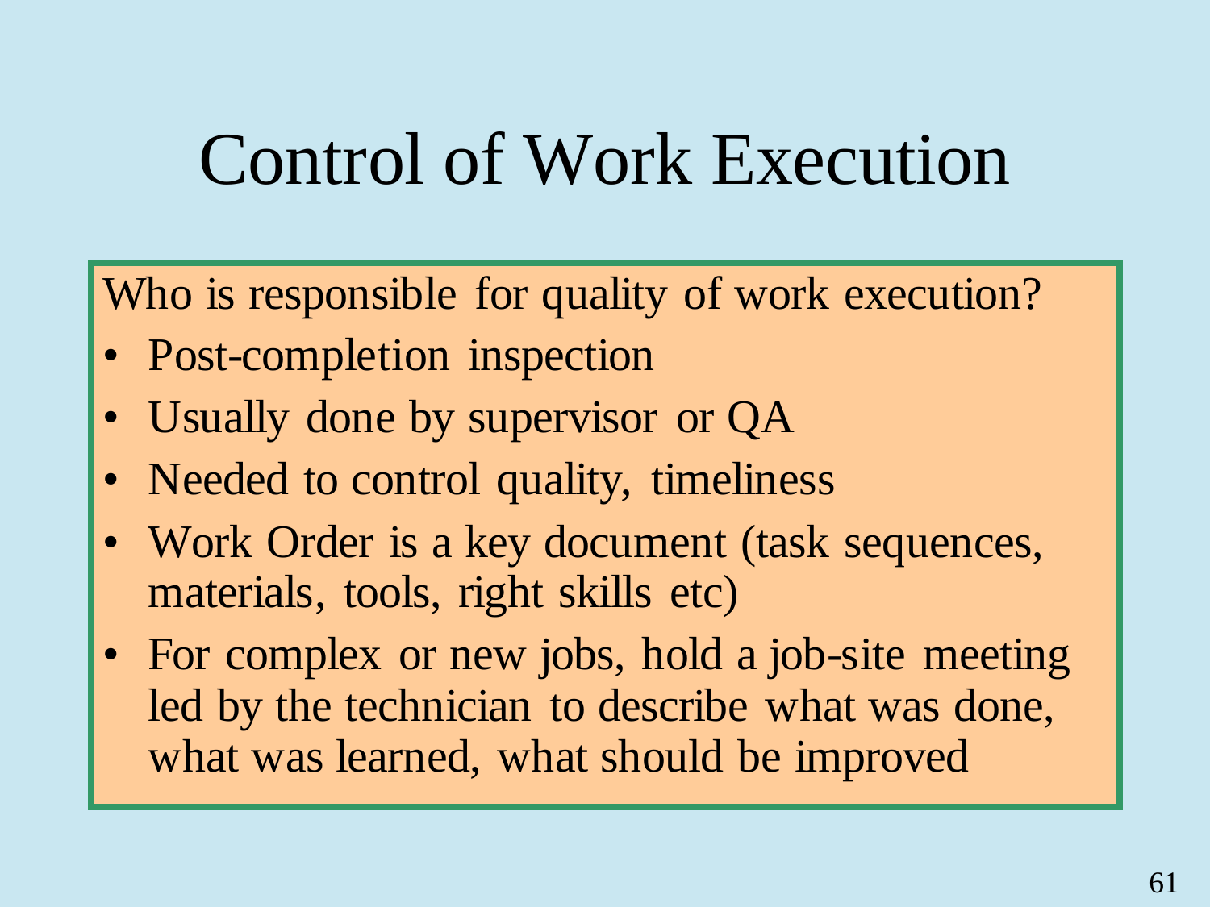# Control of Work Execution

Who is responsible for quality of work execution?

- Post-completion inspection
- Usually done by supervisor or QA
- Needed to control quality, timeliness
- Work Order is a key document (task sequences, materials, tools, right skills etc)
- For complex or new jobs, hold a job-site meeting led by the technician to describe what was done, what was learned, what should be improved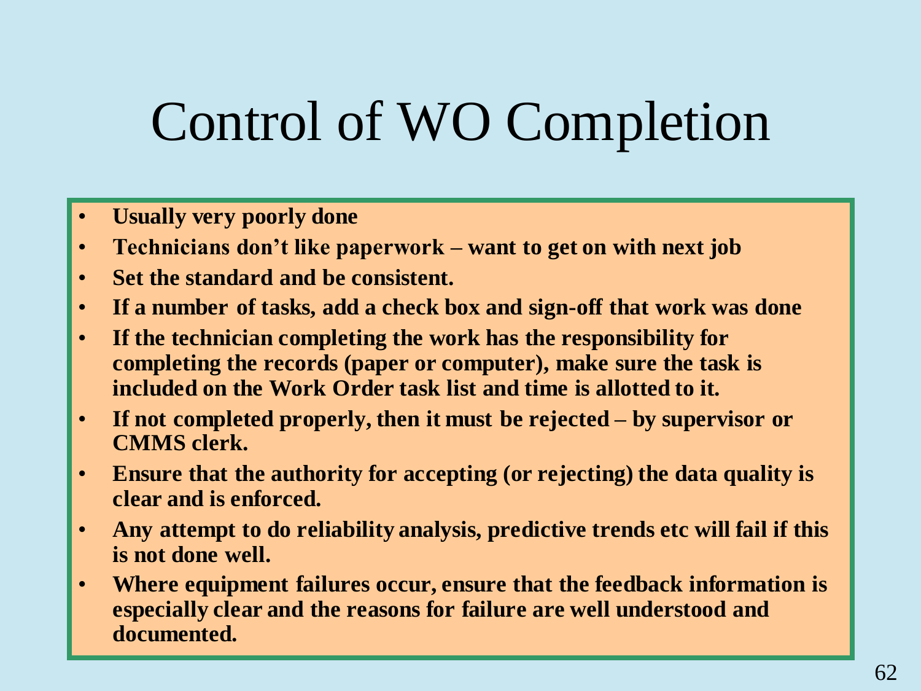# Control of WO Completion

- **Usually very poorly done**
- **Technicians don't like paperwork – want to get on with next job**
- **Set the standard and be consistent.**
- **If a number of tasks, add a check box and sign-off that work was done**
- **If the technician completing the work has the responsibility for completing the records (paper or computer), make sure the task is included on the Work Order task list and time is allotted to it.**
- **If not completed properly, then it must be rejected – by supervisor or CMMS clerk.**
- **Ensure that the authority for accepting (or rejecting) the data quality is clear and is enforced.**
- **Any attempt to do reliability analysis, predictive trends etc will fail if this is not done well.**
- **Where equipment failures occur, ensure that the feedback information is especially clear and the reasons for failure are well understood and documented.**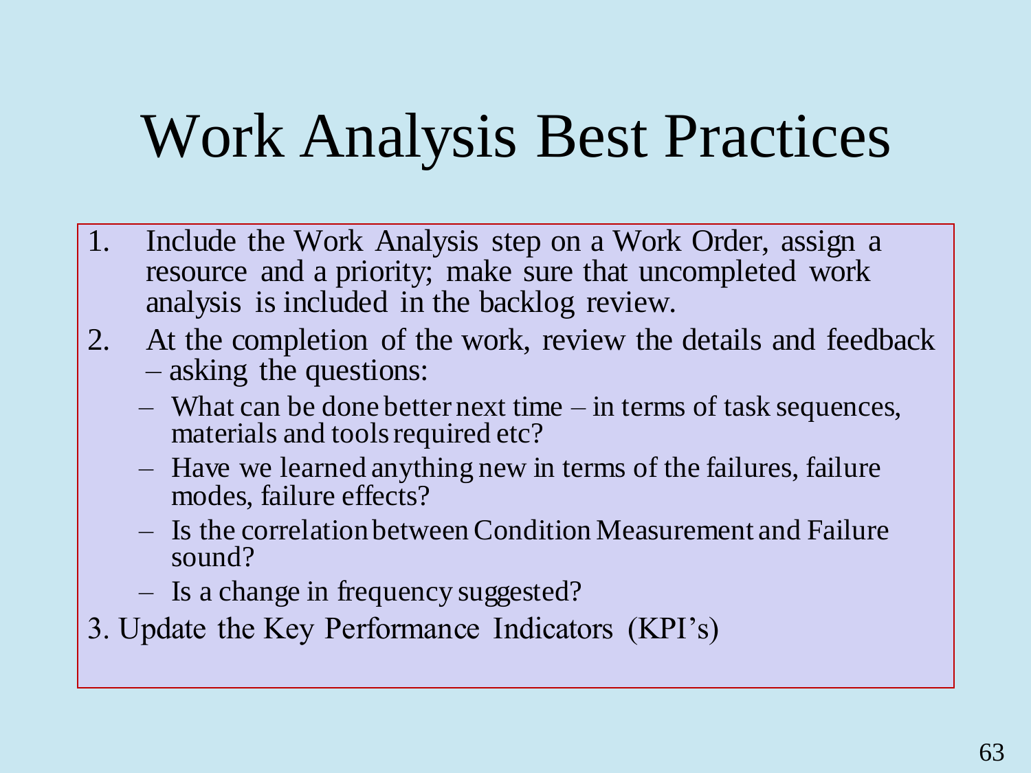# Work Analysis Best Practices

1. Include the Work Analysis step on a Work Order, assign a resource and a priority; make sure that uncompleted work analysis is included in the backlog review.
2. At the completion of the work, review the details and feedback – asking the questions:
   - What can be done better next time – in terms of task sequences, materials and tools required etc?
   - Have we learned anything new in terms of the failures, failure modes, failure effects?
   - Is the correlation between Condition Measurement and Failure sound?
   - Is a change in frequency suggested?
3. Update the Key Performance Indicators (KPI's)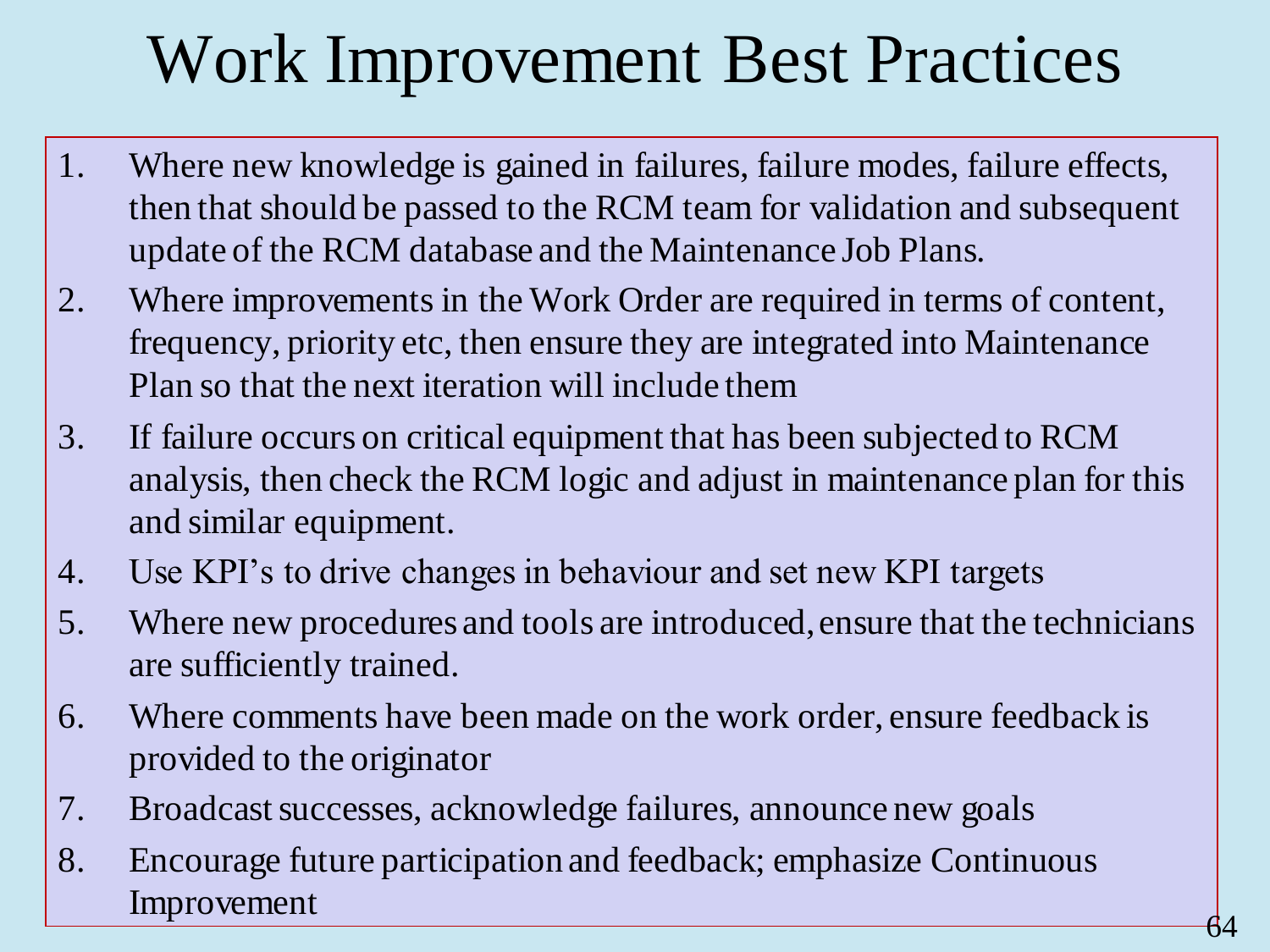# Work Improvement Best Practices

1. Where new knowledge is gained in failures, failure modes, failure effects, then that should be passed to the RCM team for validation and subsequent update of the RCM database and the Maintenance Job Plans.
2. Where improvements in the Work Order are required in terms of content, frequency, priority etc, then ensure they are integrated into Maintenance Plan so that the next iteration will include them
3. If failure occurs on critical equipment that has been subjected to RCM analysis, then check the RCM logic and adjust in maintenance plan for this and similar equipment.
4. Use KPI's to drive changes in behaviour and set new KPI targets
5. Where new procedures and tools are introduced, ensure that the technicians are sufficiently trained.
6. Where comments have been made on the work order, ensure feedback is provided to the originator
7. Broadcast successes, acknowledge failures, announce new goals
8. Encourage future participation and feedback; emphasize Continuous Improvement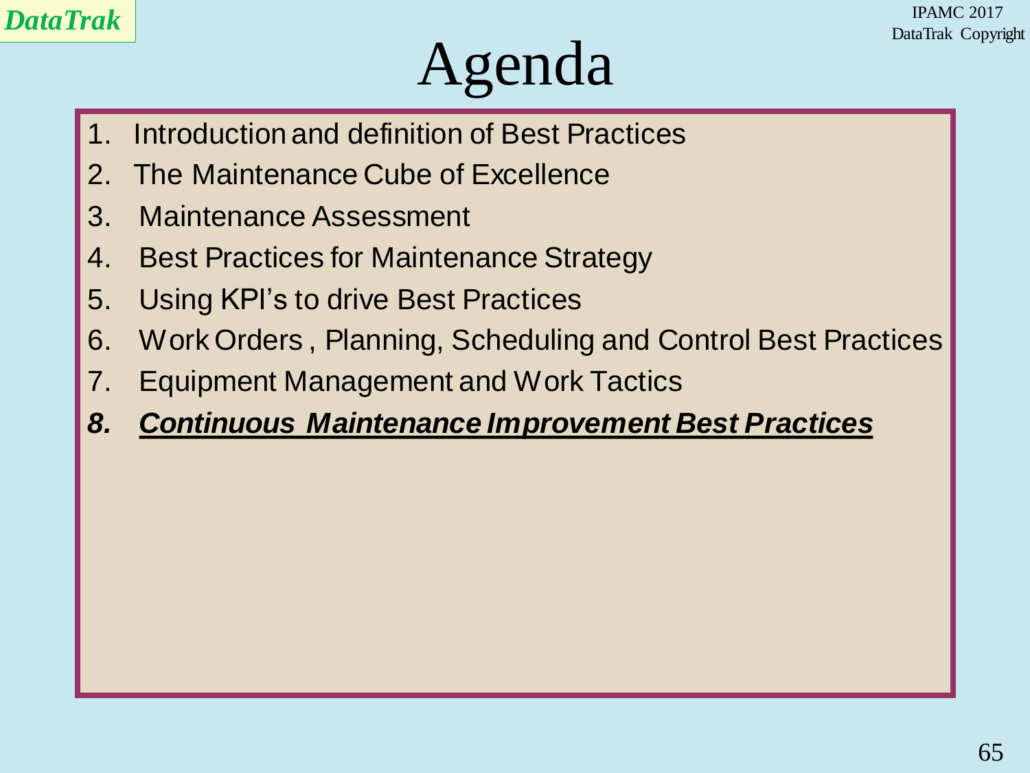# Agenda

1. Introduction and definition of Best Practices
2. The Maintenance Cube of Excellence
3. Maintenance Assessment
4. Best Practices for Maintenance Strategy
5. Using KPI's to drive Best Practices
6. Work Orders , Planning, Scheduling and Control Best Practices
7. Equipment Management and Work Tactics
8. ***Continuous Maintenance Improvement Best Practices***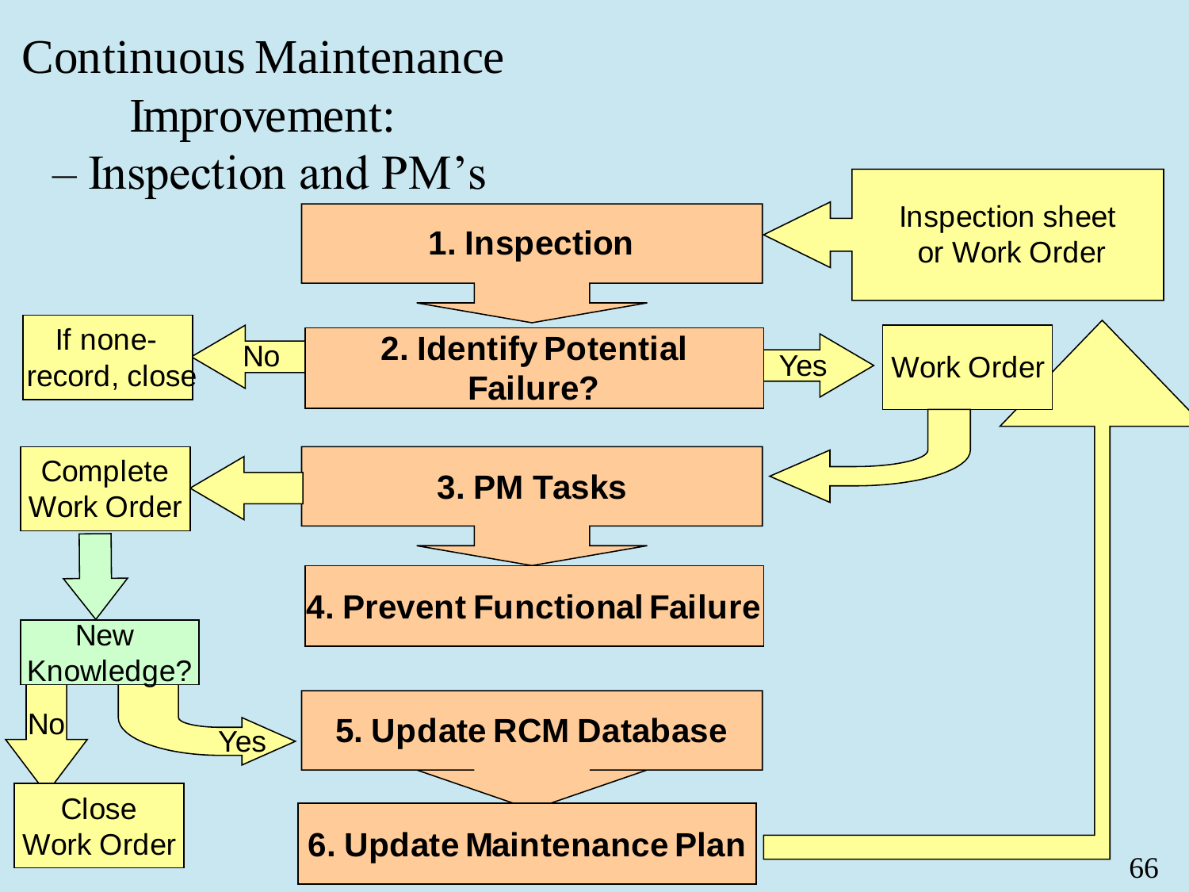# Continuous Maintenance Improvement:

– Inspection and PM's

Inspection sheet or Work Order

**1. Inspection**

If none-record, close

No

**2. Identify Potential Failure?**

Yes

Work Order

Complete Work Order

**3. PM Tasks**

**4. Prevent Functional Failure**

New Knowledge?

No

Yes

**5. Update RCM Database**

Close Work Order

**6. Update Maintenance Plan**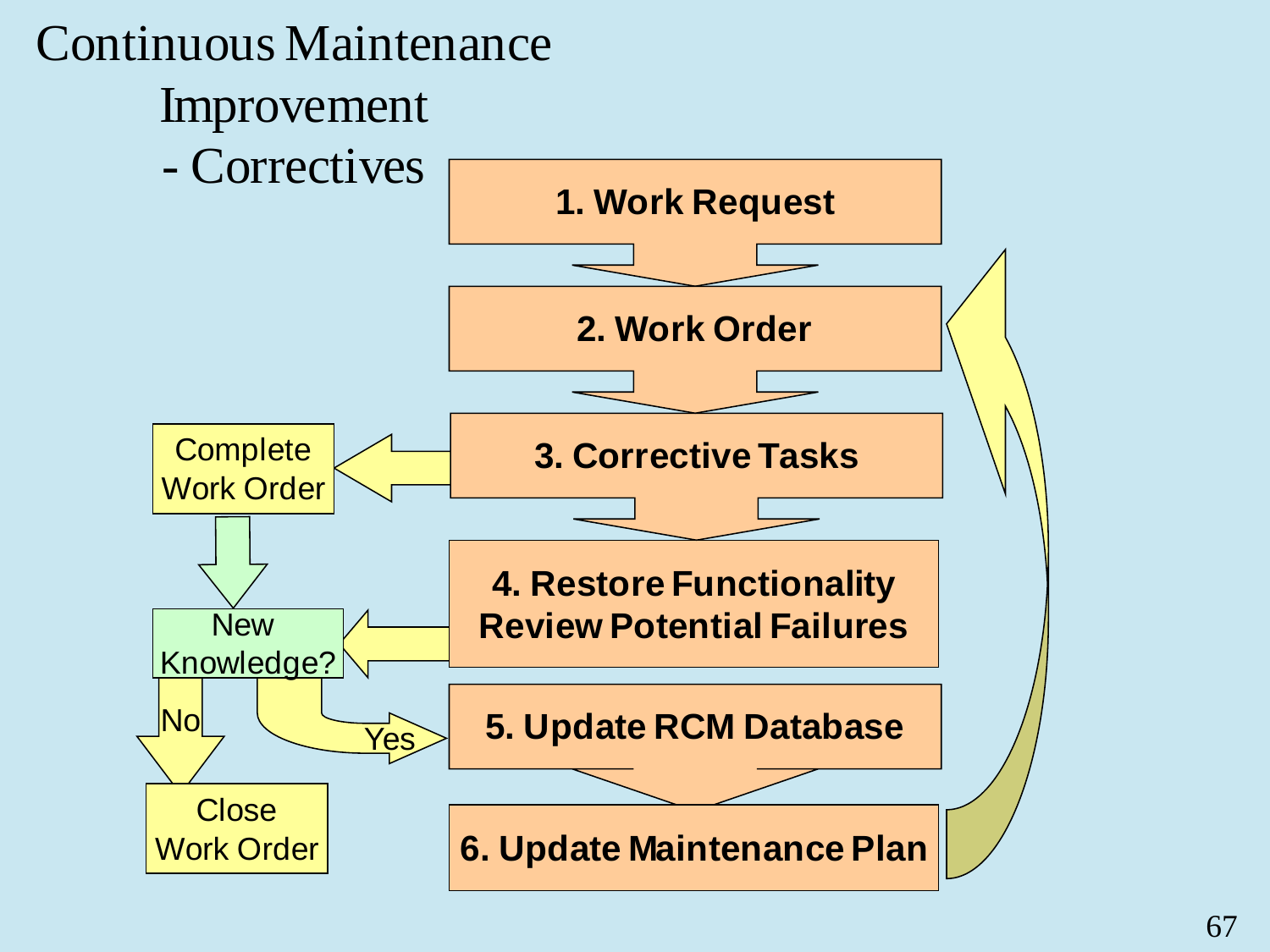# Continuous Maintenance Improvement - Correctives

1. Work Request
2. Work Order
3. Corrective Tasks
4. Restore Functionality Review Potential Failures
5. Update RCM Database
6. Update Maintenance Plan

Complete Work Order

New Knowledge?

No

Yes

Close Work Order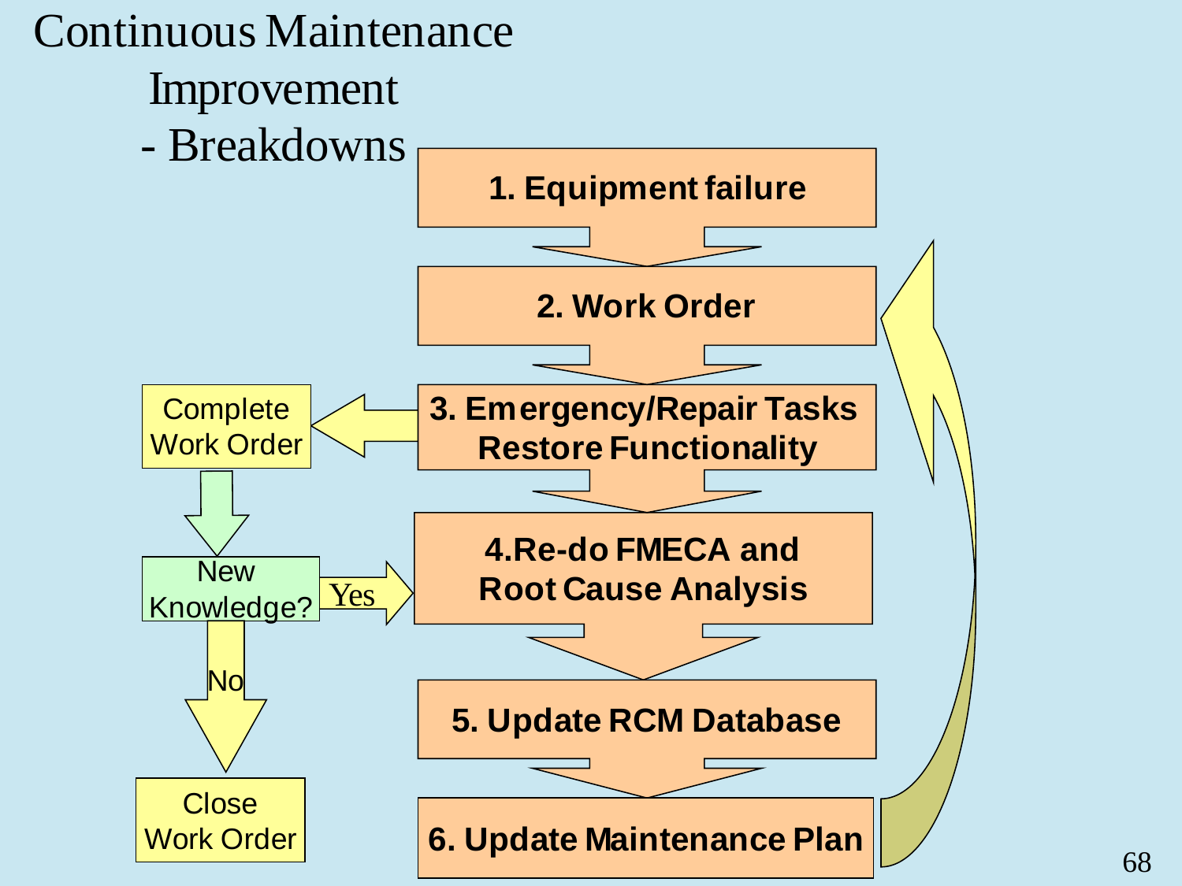# Continuous Maintenance Improvement - Breakdowns

1. Equipment failure
2. Work Order
3. Emergency/Repair Tasks Restore Functionality
4. Re-do FMECA and Root Cause Analysis
5. Update RCM Database
6. Update Maintenance Plan

Complete Work Order

New Knowledge?

Yes

No

Close Work Order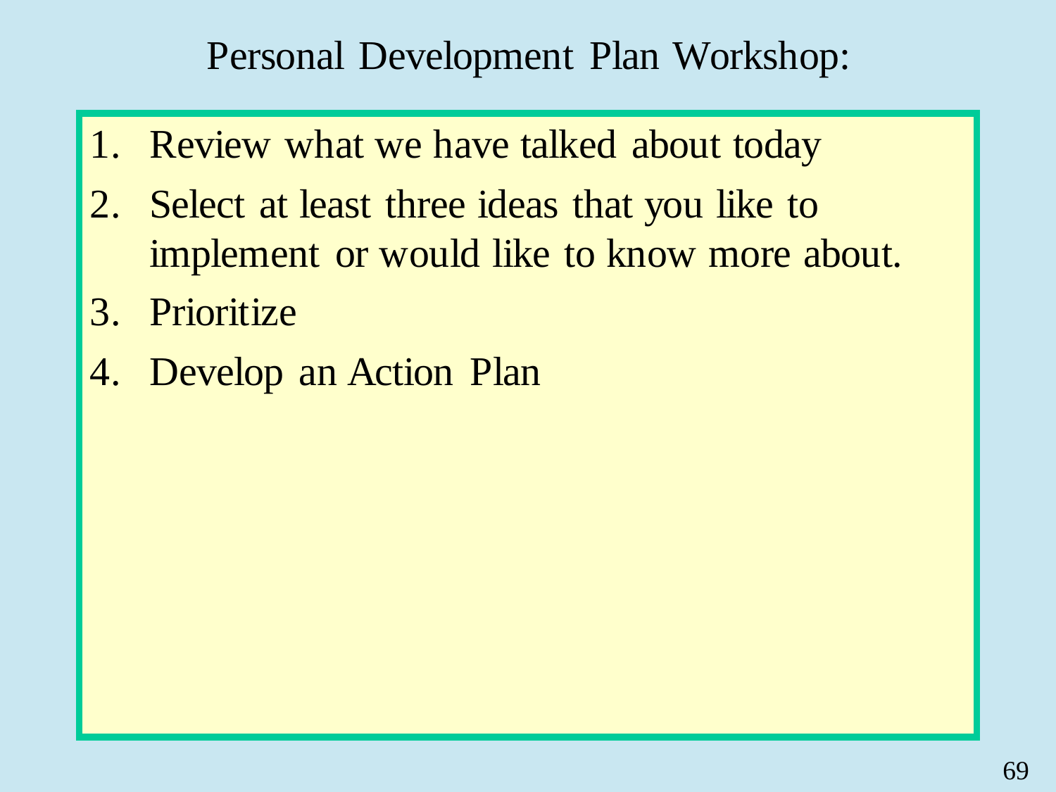# Personal Development Plan Workshop:

1. Review what we have talked about today
2. Select at least three ideas that you like to implement or would like to know more about.
3. Prioritize
4. Develop an Action Plan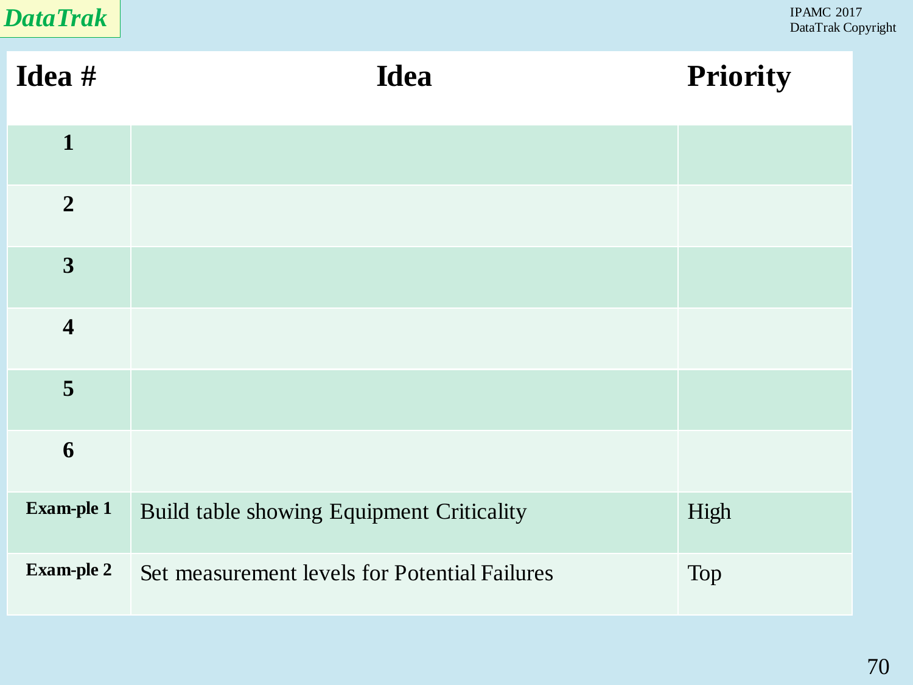| Idea # | Idea | Priority |
|---|---|---|
| 1 | | |
| 2 | | |
| 3 | | |
| 4 | | |
| 5 | | |
| 6 | | |
| Exam-ple 1 | Build table showing Equipment Criticality | High |
| Exam-ple 2 | Set measurement levels for Potential Failures | Top |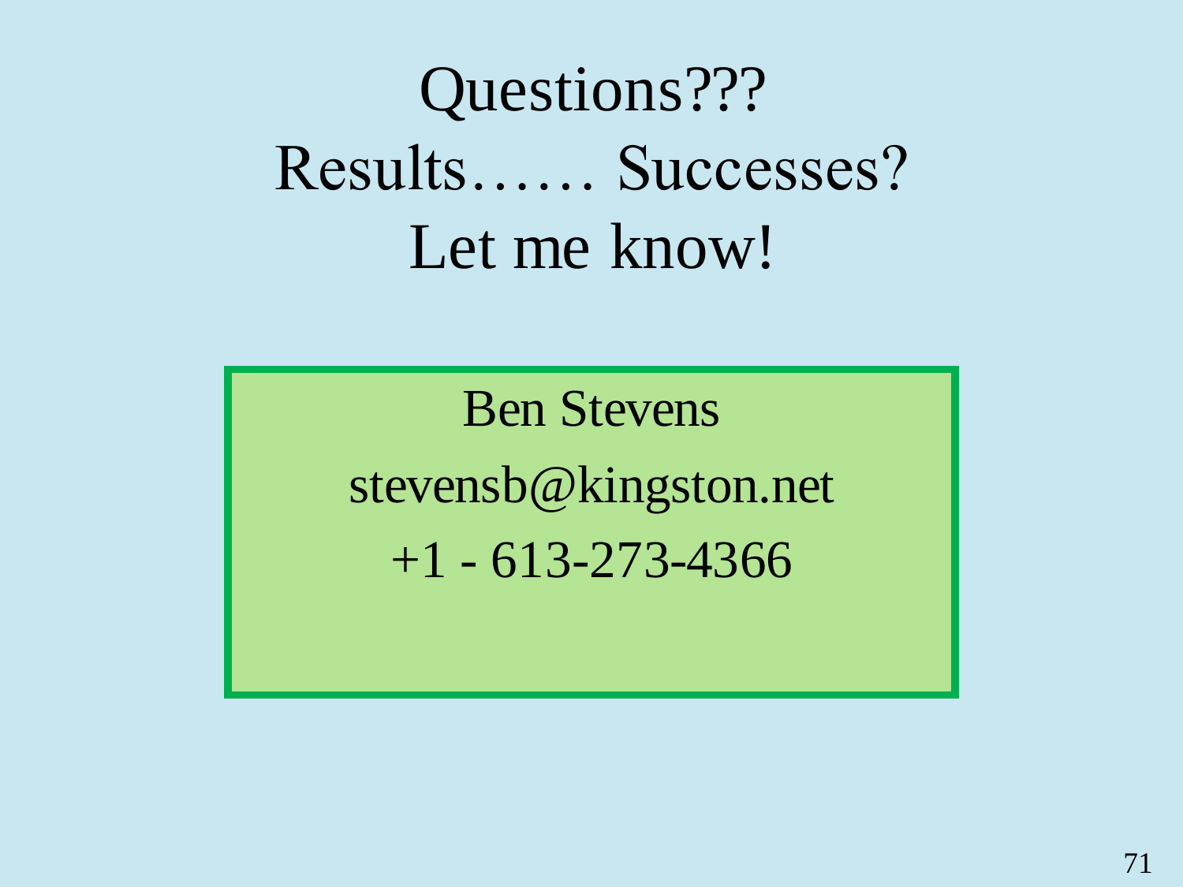# Questions???

# Results…… Successes?

# Let me know!

Ben Stevens

stevensb@kingston.net

+1 - 613-273-4366